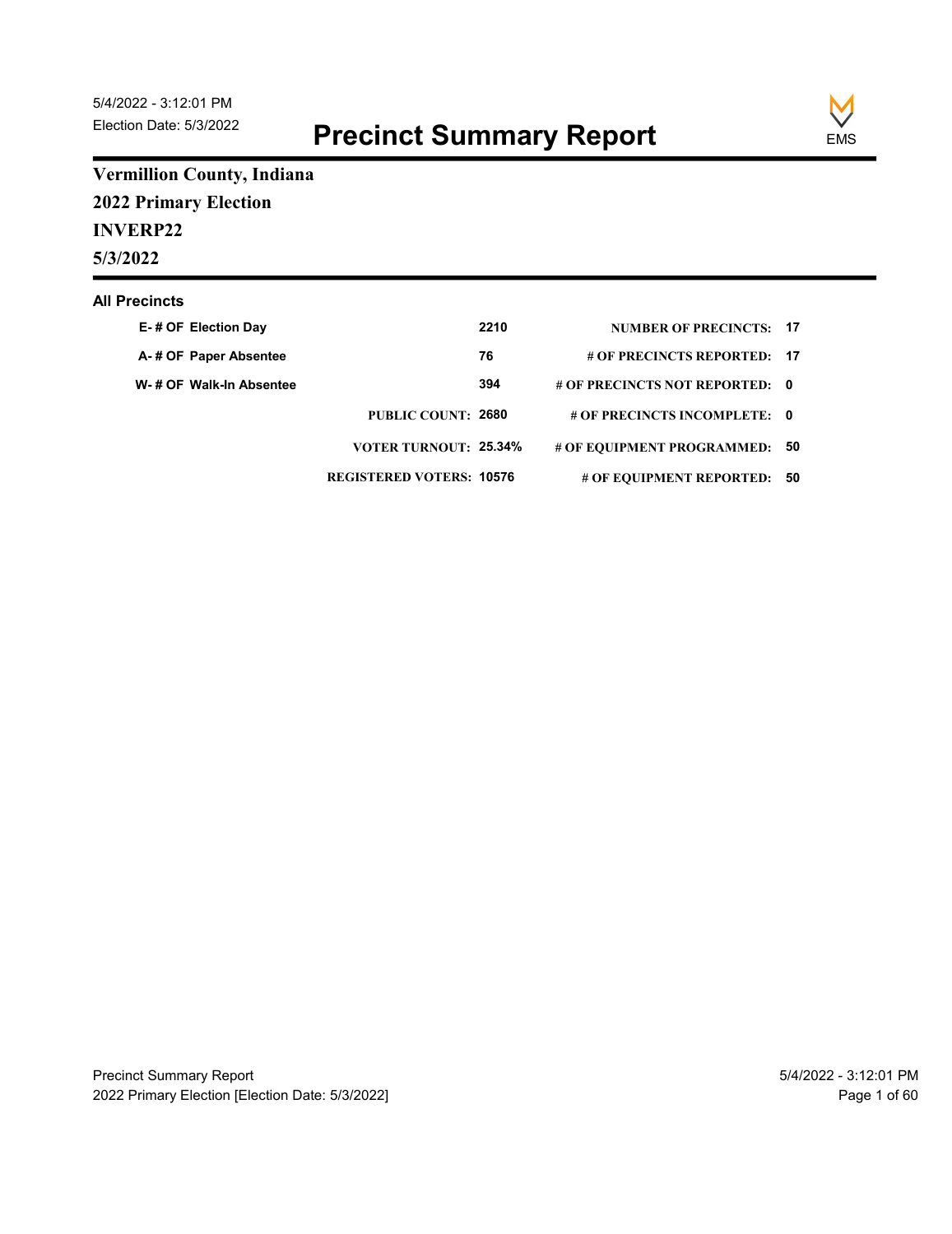5/4/2022 - 3:12:01 PM
Election Date: 5/3/2022

# Precinct Summary Report

EMS

## Vermillion County, Indiana

## 2022 Primary Election

## INVERP22

## 5/3/2022

### All Precincts

| | | | |
|---|---|---|---|
| E- # OF Election Day | 2210 | NUMBER OF PRECINCTS: | 17 |
| A- # OF Paper Absentee | 76 | # OF PRECINCTS REPORTED: | 17 |
| W- # OF Walk-In Absentee | 394 | # OF PRECINCTS NOT REPORTED: | 0 |
| PUBLIC COUNT: | 2680 | # OF PRECINCTS INCOMPLETE: | 0 |
| VOTER TURNOUT: | 25.34% | # OF EQUIPMENT PROGRAMMED: | 50 |
| REGISTERED VOTERS: | 10576 | # OF EQUIPMENT REPORTED: | 50 |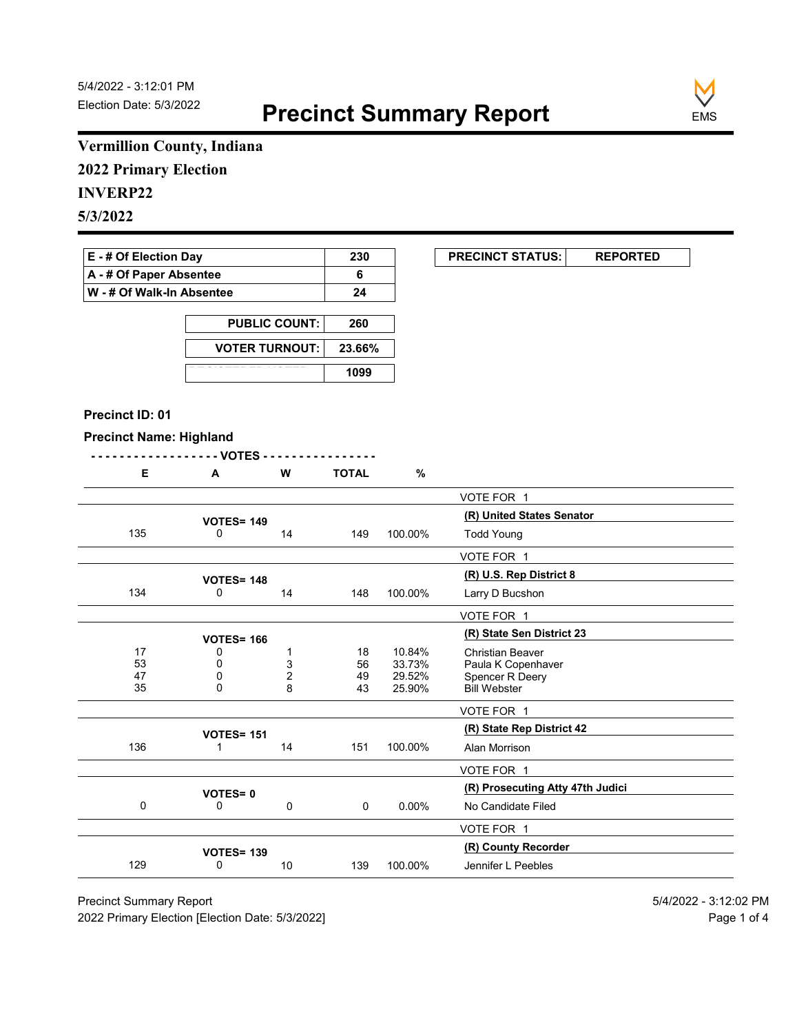5/4/2022 - 3:12:01 PM
Election Date: 5/3/2022

# Precinct Summary Report

EMS

## Vermillion County, Indiana

## 2022 Primary Election

## INVERP22

## 5/3/2022

| | |
|---|---|
| E - # Of Election Day | 230 |
| A - # Of Paper Absentee | 6 |
| W - # Of Walk-In Absentee | 24 |

| | |
|---|---|
| PUBLIC COUNT: | 260 |
| VOTER TURNOUT: | 23.66% |
| REGISTERED VOTERS | 1099 |

| PRECINCT STATUS: | REPORTED |
|---|---|

**Precinct ID: 01**

**Precinct Name: Highland**

| E | A | W | TOTAL | % | |
|---|---|---|---|---|---|
| | | | | | VOTE FOR 1 |
| | VOTES= 149 | | | | **(R) United States Senator** |
| 135 | 0 | 14 | 149 | 100.00% | Todd Young |
| | | | | | VOTE FOR 1 |
| | VOTES= 148 | | | | **(R) U.S. Rep District 8** |
| 134 | 0 | 14 | 148 | 100.00% | Larry D Bucshon |
| | | | | | VOTE FOR 1 |
| | VOTES= 166 | | | | **(R) State Sen District 23** |
| 17 | 0 | 1 | 18 | 10.84% | Christian Beaver |
| 53 | 0 | 3 | 56 | 33.73% | Paula K Copenhaver |
| 47 | 0 | 2 | 49 | 29.52% | Spencer R Deery |
| 35 | 0 | 8 | 43 | 25.90% | Bill Webster |
| | | | | | VOTE FOR 1 |
| | VOTES= 151 | | | | **(R) State Rep District 42** |
| 136 | 1 | 14 | 151 | 100.00% | Alan Morrison |
| | | | | | VOTE FOR 1 |
| | VOTES= 0 | | | | **(R) Prosecuting Atty 47th Judici** |
| 0 | 0 | 0 | 0 | 0.00% | No Candidate Filed |
| | | | | | VOTE FOR 1 |
| | VOTES= 139 | | | | **(R) County Recorder** |
| 129 | 0 | 10 | 139 | 100.00% | Jennifer L Peebles |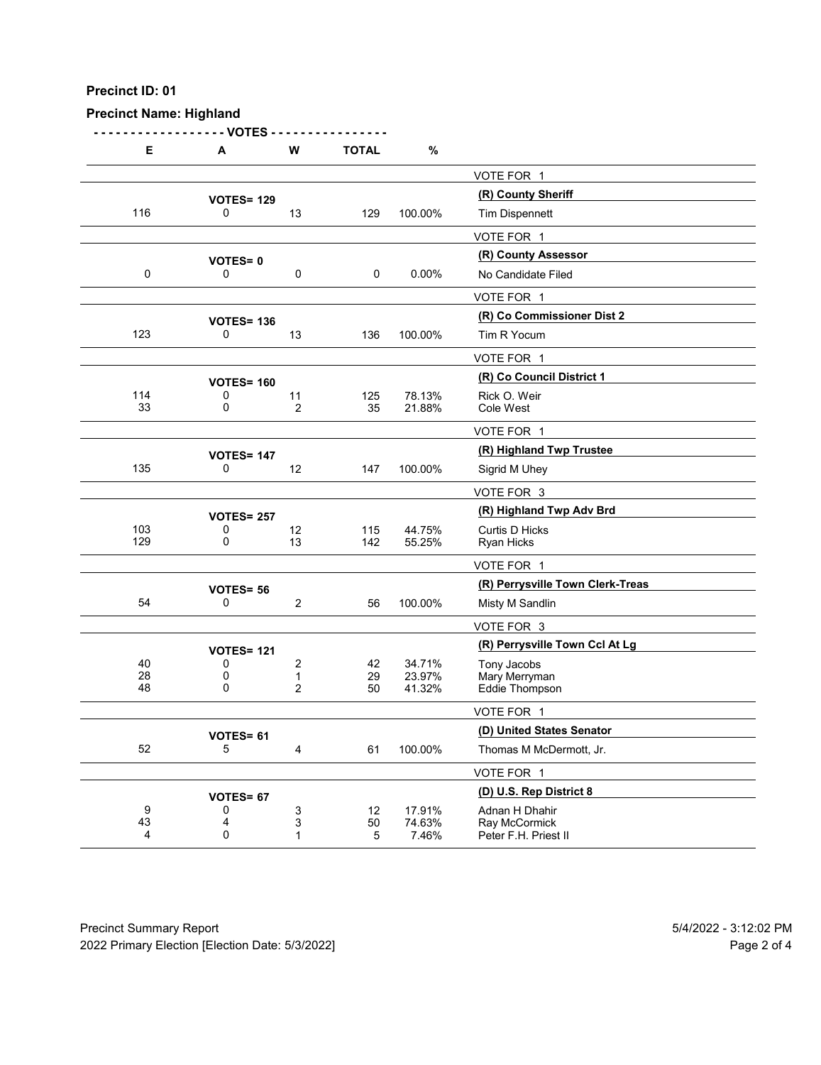**Precinct ID: 01**

**Precinct Name: Highland**

| E | A | W | TOTAL | % | |
|---|---|---|---|---|---|
| | | | | | VOTE FOR 1 |
| | **VOTES= 129** | | | | **(R) County Sheriff** |
| 116 | 0 | 13 | 129 | 100.00% | Tim Dispennett |
| | | | | | VOTE FOR 1 |
| | **VOTES= 0** | | | | **(R) County Assessor** |
| 0 | 0 | 0 | 0 | 0.00% | No Candidate Filed |
| | | | | | VOTE FOR 1 |
| | **VOTES= 136** | | | | **(R) Co Commissioner Dist 2** |
| 123 | 0 | 13 | 136 | 100.00% | Tim R Yocum |
| | | | | | VOTE FOR 1 |
| | **VOTES= 160** | | | | **(R) Co Council District 1** |
| 114 | 0 | 11 | 125 | 78.13% | Rick O. Weir |
| 33 | 0 | 2 | 35 | 21.88% | Cole West |
| | | | | | VOTE FOR 1 |
| | **VOTES= 147** | | | | **(R) Highland Twp Trustee** |
| 135 | 0 | 12 | 147 | 100.00% | Sigrid M Uhey |
| | | | | | VOTE FOR 3 |
| | **VOTES= 257** | | | | **(R) Highland Twp Adv Brd** |
| 103 | 0 | 12 | 115 | 44.75% | Curtis D Hicks |
| 129 | 0 | 13 | 142 | 55.25% | Ryan Hicks |
| | | | | | VOTE FOR 1 |
| | **VOTES= 56** | | | | **(R) Perrysville Town Clerk-Treas** |
| 54 | 0 | 2 | 56 | 100.00% | Misty M Sandlin |
| | | | | | VOTE FOR 3 |
| | **VOTES= 121** | | | | **(R) Perrysville Town Ccl At Lg** |
| 40 | 0 | 2 | 42 | 34.71% | Tony Jacobs |
| 28 | 0 | 1 | 29 | 23.97% | Mary Merryman |
| 48 | 0 | 2 | 50 | 41.32% | Eddie Thompson |
| | | | | | VOTE FOR 1 |
| | **VOTES= 61** | | | | **(D) United States Senator** |
| 52 | 5 | 4 | 61 | 100.00% | Thomas M McDermott, Jr. |
| | | | | | VOTE FOR 1 |
| | **VOTES= 67** | | | | **(D) U.S. Rep District 8** |
| 9 | 0 | 3 | 12 | 17.91% | Adnan H Dhahir |
| 43 | 4 | 3 | 50 | 74.63% | Ray McCormick |
| 4 | 0 | 1 | 5 | 7.46% | Peter F.H. Priest II |

Precinct Summary Report — 5/4/2022 - 3:12:02 PM

2022 Primary Election [Election Date: 5/3/2022]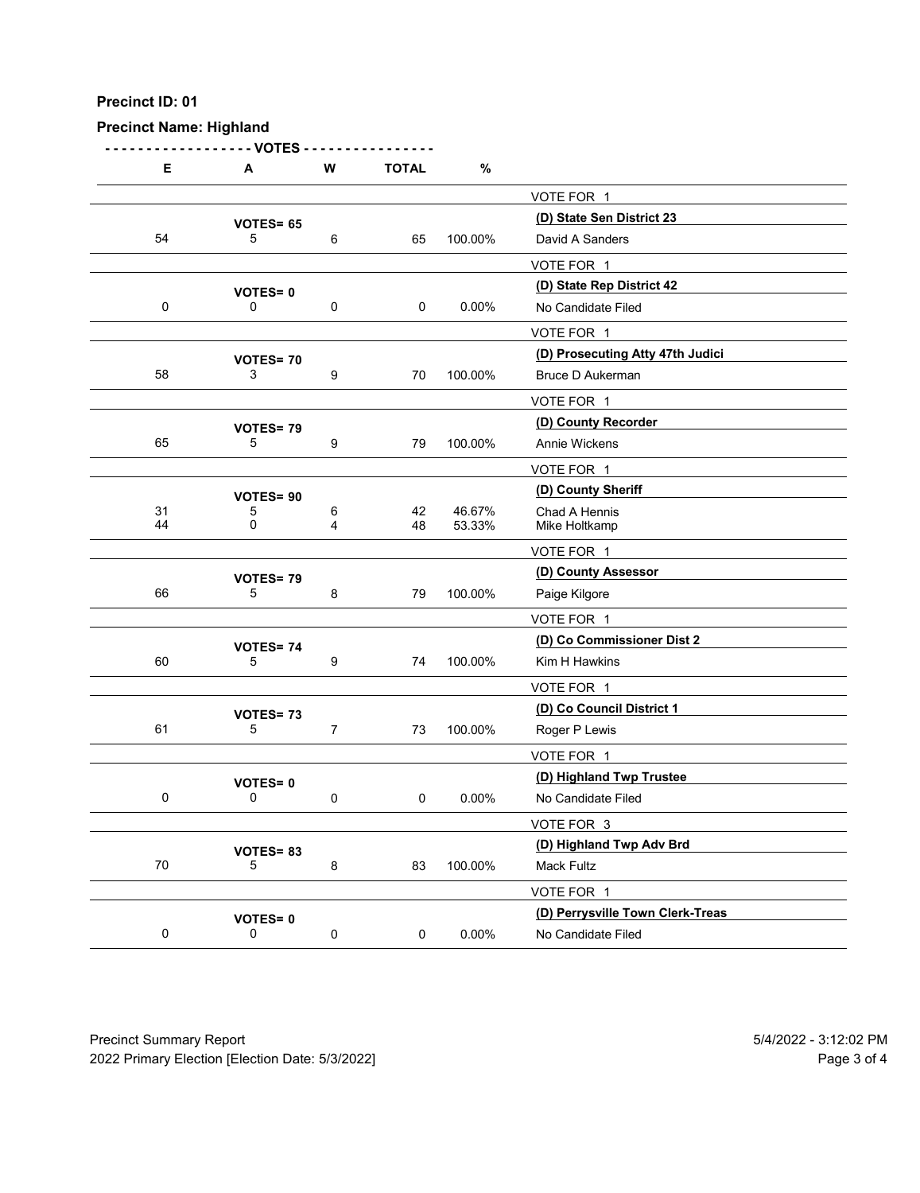**Precinct ID: 01**

**Precinct Name: Highland**

| E | A | W | TOTAL | % | |
|---|---|---|---|---|---|
| | | | | | VOTE FOR 1 |
| | **VOTES= 65** | | | | **(D) State Sen District 23** |
| 54 | 5 | 6 | 65 | 100.00% | David A Sanders |
| | | | | | VOTE FOR 1 |
| | **VOTES= 0** | | | | **(D) State Rep District 42** |
| 0 | 0 | 0 | 0 | 0.00% | No Candidate Filed |
| | | | | | VOTE FOR 1 |
| | **VOTES= 70** | | | | **(D) Prosecuting Atty 47th Judici** |
| 58 | 3 | 9 | 70 | 100.00% | Bruce D Aukerman |
| | | | | | VOTE FOR 1 |
| | **VOTES= 79** | | | | **(D) County Recorder** |
| 65 | 5 | 9 | 79 | 100.00% | Annie Wickens |
| | | | | | VOTE FOR 1 |
| | **VOTES= 90** | | | | **(D) County Sheriff** |
| 31 | 5 | 6 | 42 | 46.67% | Chad A Hennis |
| 44 | 0 | 4 | 48 | 53.33% | Mike Holtkamp |
| | | | | | VOTE FOR 1 |
| | **VOTES= 79** | | | | **(D) County Assessor** |
| 66 | 5 | 8 | 79 | 100.00% | Paige Kilgore |
| | | | | | VOTE FOR 1 |
| | **VOTES= 74** | | | | **(D) Co Commissioner Dist 2** |
| 60 | 5 | 9 | 74 | 100.00% | Kim H Hawkins |
| | | | | | VOTE FOR 1 |
| | **VOTES= 73** | | | | **(D) Co Council District 1** |
| 61 | 5 | 7 | 73 | 100.00% | Roger P Lewis |
| | | | | | VOTE FOR 1 |
| | **VOTES= 0** | | | | **(D) Highland Twp Trustee** |
| 0 | 0 | 0 | 0 | 0.00% | No Candidate Filed |
| | | | | | VOTE FOR 3 |
| | **VOTES= 83** | | | | **(D) Highland Twp Adv Brd** |
| 70 | 5 | 8 | 83 | 100.00% | Mack Fultz |
| | | | | | VOTE FOR 1 |
| | **VOTES= 0** | | | | **(D) Perrysville Town Clerk-Treas** |
| 0 | 0 | 0 | 0 | 0.00% | No Candidate Filed |

Precinct Summary Report
2022 Primary Election [Election Date: 5/3/2022]

5/4/2022 - 3:12:02 PM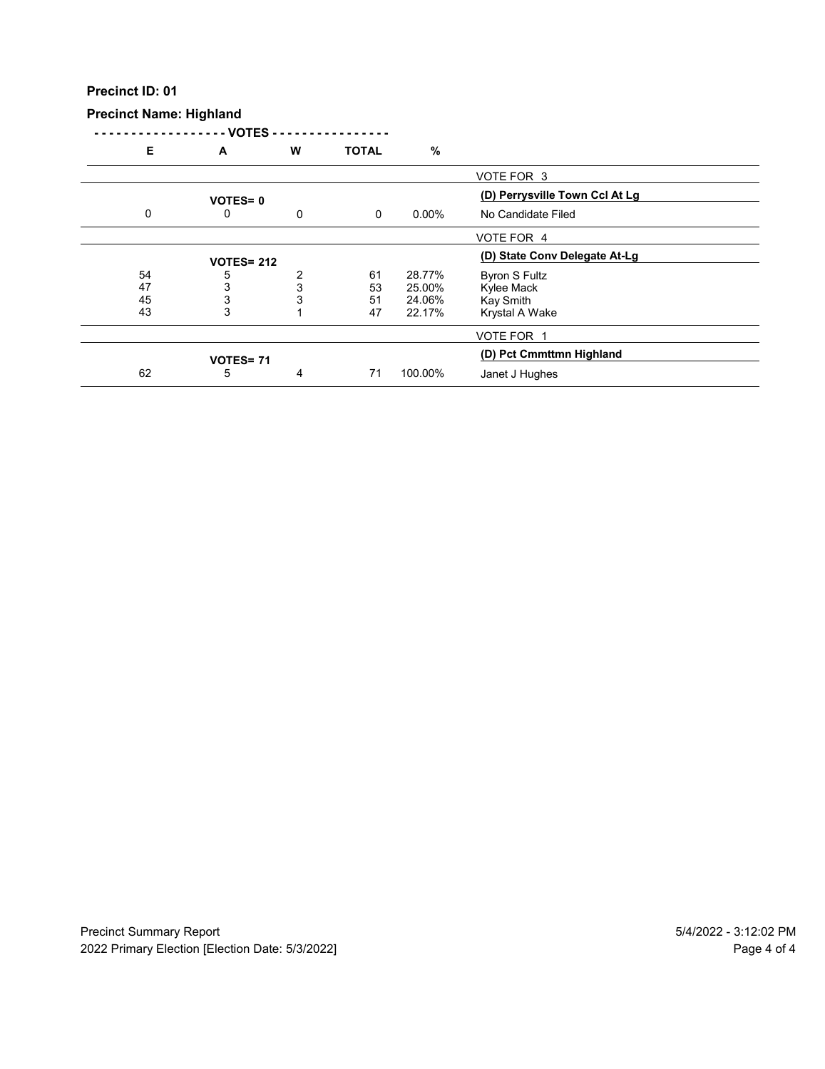**Precinct ID: 01**

**Precinct Name: Highland**

| E | A | W | TOTAL | % | |
|---|---|---|---|---|---|
| | | | | | VOTE FOR 3 |
| | VOTES= 0 | | | | **(D) Perrysville Town Ccl At Lg** |
| 0 | 0 | 0 | 0 | 0.00% | No Candidate Filed |
| | | | | | VOTE FOR 4 |
| | VOTES= 212 | | | | **(D) State Conv Delegate At-Lg** |
| 54 | 5 | 2 | 61 | 28.77% | Byron S Fultz |
| 47 | 3 | 3 | 53 | 25.00% | Kylee Mack |
| 45 | 3 | 3 | 51 | 24.06% | Kay Smith |
| 43 | 3 | 1 | 47 | 22.17% | Krystal A Wake |
| | | | | | VOTE FOR 1 |
| | VOTES= 71 | | | | **(D) Pct Cmmttmn Highland** |
| 62 | 5 | 4 | 71 | 100.00% | Janet J Hughes |

Precinct Summary Report
2022 Primary Election [Election Date: 5/3/2022]

5/4/2022 - 3:12:02 PM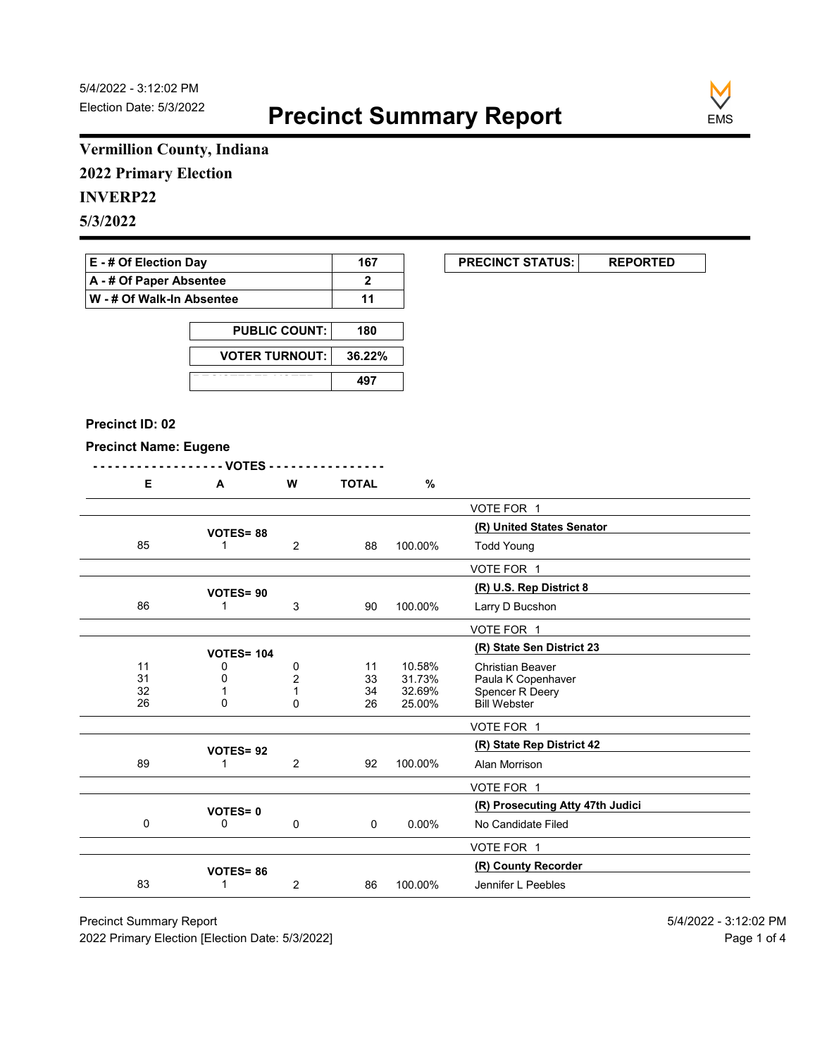5/4/2022 - 3:12:02 PM
Election Date: 5/3/2022

# Precinct Summary Report

EMS

## Vermillion County, Indiana
## 2022 Primary Election
## INVERP22
## 5/3/2022

| E - # Of Election Day | 167 |
|---|---|
| A - # Of Paper Absentee | 2 |
| W - # Of Walk-In Absentee | 11 |

| PRECINCT STATUS: | REPORTED |
|---|---|

| PUBLIC COUNT: | 180 |
|---|---|
| VOTER TURNOUT: | 36.22% |
| REGISTERED VOTERS | 497 |

**Precinct ID: 02**

**Precinct Name: Eugene**

| E | A | W | TOTAL | % | |
|---|---|---|---|---|---|
| | | | | | VOTE FOR 1 |
| | VOTES= 88 | | | | **(R) United States Senator** |
| 85 | 1 | 2 | 88 | 100.00% | Todd Young |
| | | | | | VOTE FOR 1 |
| | VOTES= 90 | | | | **(R) U.S. Rep District 8** |
| 86 | 1 | 3 | 90 | 100.00% | Larry D Bucshon |
| | | | | | VOTE FOR 1 |
| | VOTES= 104 | | | | **(R) State Sen District 23** |
| 11 | 0 | 0 | 11 | 10.58% | Christian Beaver |
| 31 | 0 | 2 | 33 | 31.73% | Paula K Copenhaver |
| 32 | 1 | 1 | 34 | 32.69% | Spencer R Deery |
| 26 | 0 | 0 | 26 | 25.00% | Bill Webster |
| | | | | | VOTE FOR 1 |
| | VOTES= 92 | | | | **(R) State Rep District 42** |
| 89 | 1 | 2 | 92 | 100.00% | Alan Morrison |
| | | | | | VOTE FOR 1 |
| | VOTES= 0 | | | | **(R) Prosecuting Atty 47th Judici** |
| 0 | 0 | 0 | 0 | 0.00% | No Candidate Filed |
| | | | | | VOTE FOR 1 |
| | VOTES= 86 | | | | **(R) County Recorder** |
| 83 | 1 | 2 | 86 | 100.00% | Jennifer L Peebles |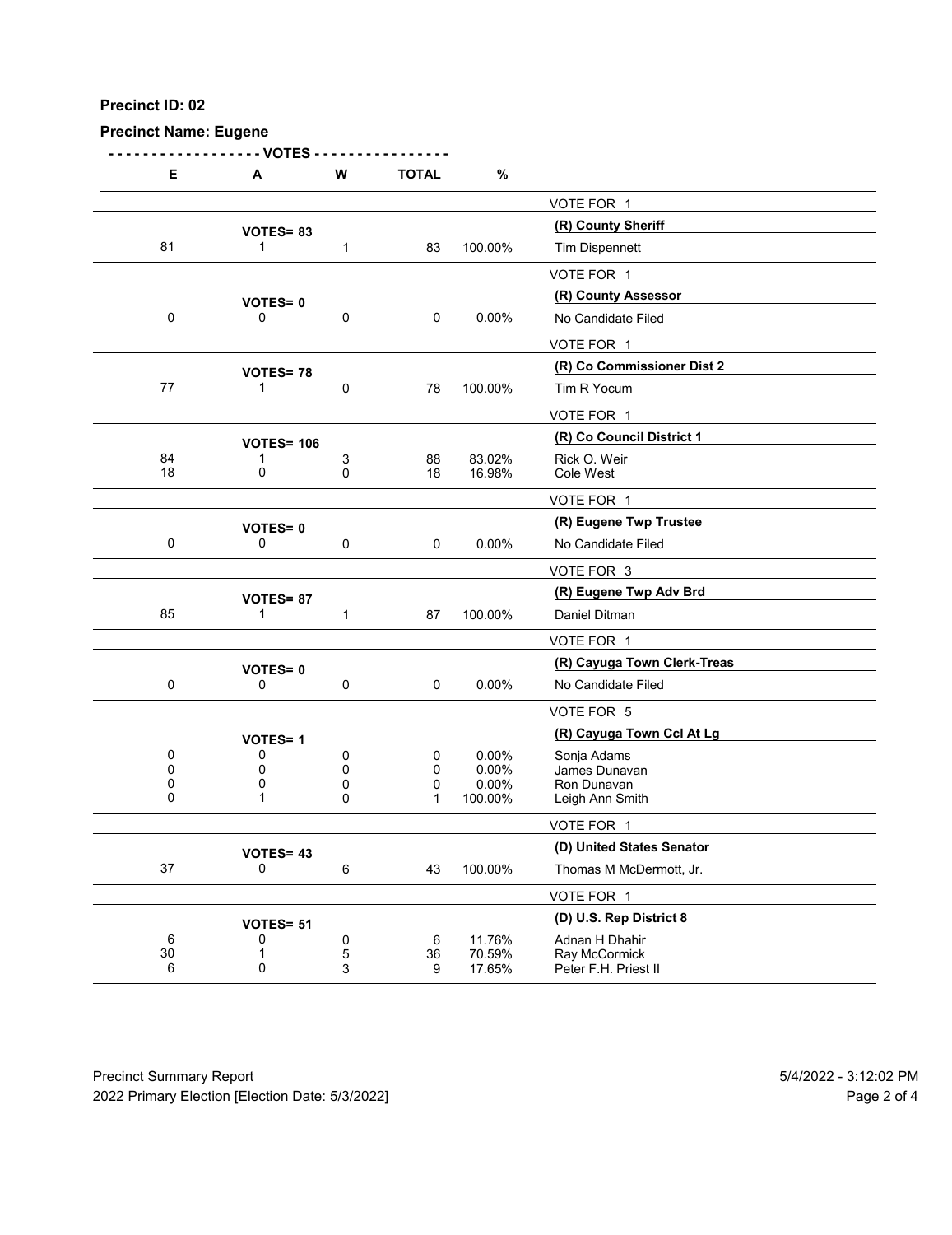**Precinct ID: 02**

**Precinct Name: Eugene**

| E | A | W | TOTAL | % | |
|---|---|---|---|---|---|
| | | | | | VOTE FOR 1 |
| | **VOTES= 83** | | | | **(R) County Sheriff** |
| 81 | 1 | 1 | 83 | 100.00% | Tim Dispennett |
| | | | | | VOTE FOR 1 |
| | **VOTES= 0** | | | | **(R) County Assessor** |
| 0 | 0 | 0 | 0 | 0.00% | No Candidate Filed |
| | | | | | VOTE FOR 1 |
| | **VOTES= 78** | | | | **(R) Co Commissioner Dist 2** |
| 77 | 1 | 0 | 78 | 100.00% | Tim R Yocum |
| | | | | | VOTE FOR 1 |
| | **VOTES= 106** | | | | **(R) Co Council District 1** |
| 84 | 1 | 3 | 88 | 83.02% | Rick O. Weir |
| 18 | 0 | 0 | 18 | 16.98% | Cole West |
| | | | | | VOTE FOR 1 |
| | **VOTES= 0** | | | | **(R) Eugene Twp Trustee** |
| 0 | 0 | 0 | 0 | 0.00% | No Candidate Filed |
| | | | | | VOTE FOR 3 |
| | **VOTES= 87** | | | | **(R) Eugene Twp Adv Brd** |
| 85 | 1 | 1 | 87 | 100.00% | Daniel Ditman |
| | | | | | VOTE FOR 1 |
| | **VOTES= 0** | | | | **(R) Cayuga Town Clerk-Treas** |
| 0 | 0 | 0 | 0 | 0.00% | No Candidate Filed |
| | | | | | VOTE FOR 5 |
| | **VOTES= 1** | | | | **(R) Cayuga Town Ccl At Lg** |
| 0 | 0 | 0 | 0 | 0.00% | Sonja Adams |
| 0 | 0 | 0 | 0 | 0.00% | James Dunavan |
| 0 | 0 | 0 | 0 | 0.00% | Ron Dunavan |
| 0 | 1 | 0 | 1 | 100.00% | Leigh Ann Smith |
| | | | | | VOTE FOR 1 |
| | **VOTES= 43** | | | | **(D) United States Senator** |
| 37 | 0 | 6 | 43 | 100.00% | Thomas M McDermott, Jr. |
| | | | | | VOTE FOR 1 |
| | **VOTES= 51** | | | | **(D) U.S. Rep District 8** |
| 6 | 0 | 0 | 6 | 11.76% | Adnan H Dhahir |
| 30 | 1 | 5 | 36 | 70.59% | Ray McCormick |
| 6 | 0 | 3 | 9 | 17.65% | Peter F.H. Priest II |

Precinct Summary Report — 5/4/2022 - 3:12:02 PM

2022 Primary Election [Election Date: 5/3/2022]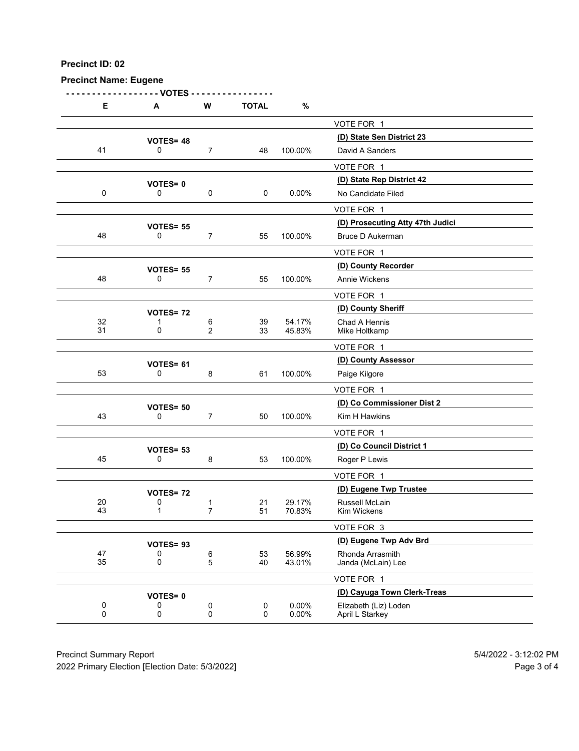**Precinct ID: 02**

**Precinct Name: Eugene**

| E | A | W | TOTAL | % | |
|---|---|---|---|---|---|
| | | | | | VOTE FOR 1 |
| | **VOTES= 48** | | | | **(D) State Sen District 23** |
| 41 | 0 | 7 | 48 | 100.00% | David A Sanders |
| | | | | | VOTE FOR 1 |
| | **VOTES= 0** | | | | **(D) State Rep District 42** |
| 0 | 0 | 0 | 0 | 0.00% | No Candidate Filed |
| | | | | | VOTE FOR 1 |
| | **VOTES= 55** | | | | **(D) Prosecuting Atty 47th Judici** |
| 48 | 0 | 7 | 55 | 100.00% | Bruce D Aukerman |
| | | | | | VOTE FOR 1 |
| | **VOTES= 55** | | | | **(D) County Recorder** |
| 48 | 0 | 7 | 55 | 100.00% | Annie Wickens |
| | | | | | VOTE FOR 1 |
| | **VOTES= 72** | | | | **(D) County Sheriff** |
| 32 | 1 | 6 | 39 | 54.17% | Chad A Hennis |
| 31 | 0 | 2 | 33 | 45.83% | Mike Holtkamp |
| | | | | | VOTE FOR 1 |
| | **VOTES= 61** | | | | **(D) County Assessor** |
| 53 | 0 | 8 | 61 | 100.00% | Paige Kilgore |
| | | | | | VOTE FOR 1 |
| | **VOTES= 50** | | | | **(D) Co Commissioner Dist 2** |
| 43 | 0 | 7 | 50 | 100.00% | Kim H Hawkins |
| | | | | | VOTE FOR 1 |
| | **VOTES= 53** | | | | **(D) Co Council District 1** |
| 45 | 0 | 8 | 53 | 100.00% | Roger P Lewis |
| | | | | | VOTE FOR 1 |
| | **VOTES= 72** | | | | **(D) Eugene Twp Trustee** |
| 20 | 0 | 1 | 21 | 29.17% | Russell McLain |
| 43 | 1 | 7 | 51 | 70.83% | Kim Wickens |
| | | | | | VOTE FOR 3 |
| | **VOTES= 93** | | | | **(D) Eugene Twp Adv Brd** |
| 47 | 0 | 6 | 53 | 56.99% | Rhonda Arrasmith |
| 35 | 0 | 5 | 40 | 43.01% | Janda (McLain) Lee |
| | | | | | VOTE FOR 1 |
| | **VOTES= 0** | | | | **(D) Cayuga Town Clerk-Treas** |
| 0 | 0 | 0 | 0 | 0.00% | Elizabeth (Liz) Loden |
| 0 | 0 | 0 | 0 | 0.00% | April L Starkey |

Precinct Summary Report

2022 Primary Election [Election Date: 5/3/2022]

5/4/2022 - 3:12:02 PM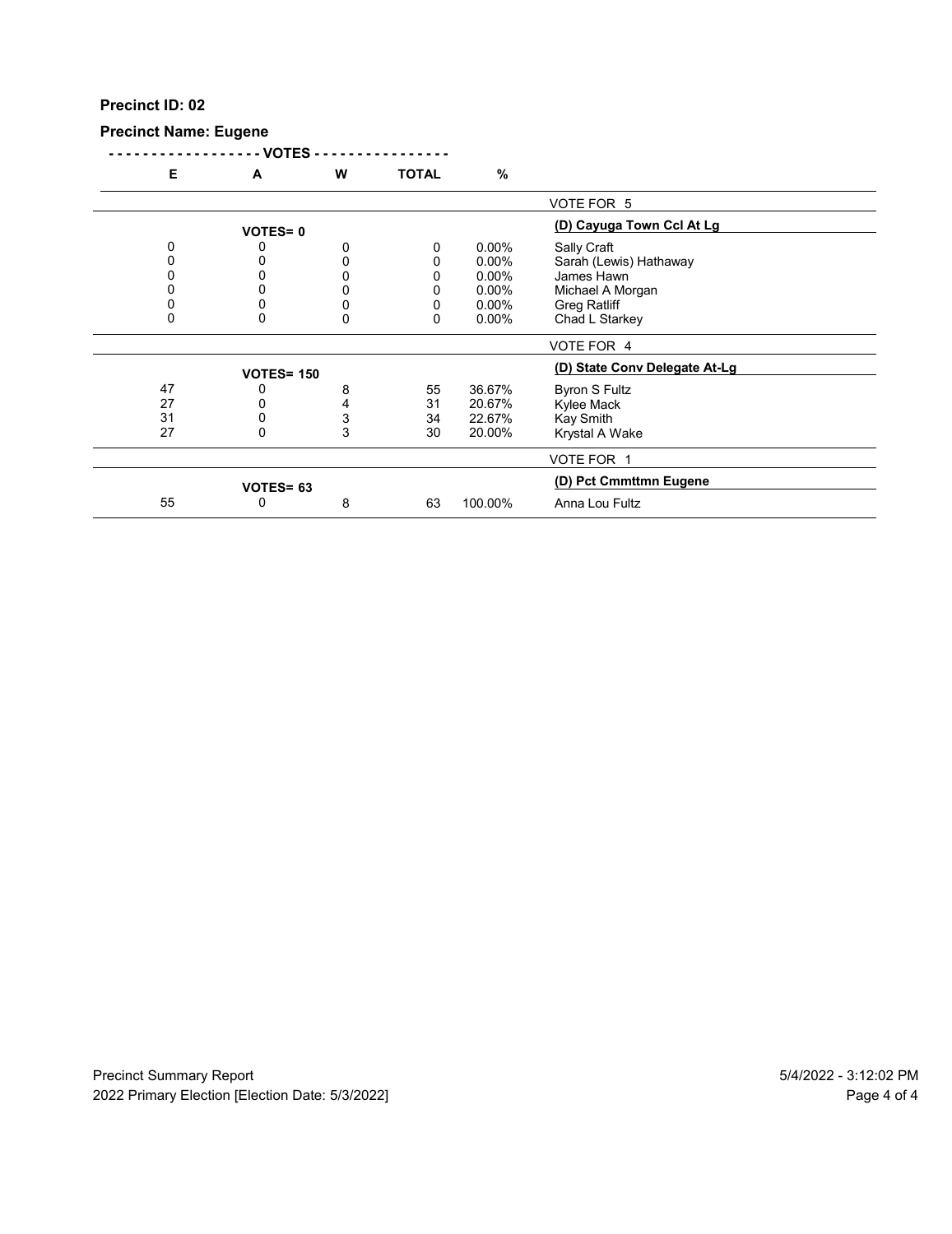**Precinct ID: 02**

**Precinct Name: Eugene**

| E | A | W | TOTAL | % | |
|---|---|---|---|---|---|
| | | | | | VOTE FOR 5 |
| | VOTES= 0 | | | | **(D) Cayuga Town Ccl At Lg** |
| 0 | 0 | 0 | 0 | 0.00% | Sally Craft |
| 0 | 0 | 0 | 0 | 0.00% | Sarah (Lewis) Hathaway |
| 0 | 0 | 0 | 0 | 0.00% | James Hawn |
| 0 | 0 | 0 | 0 | 0.00% | Michael A Morgan |
| 0 | 0 | 0 | 0 | 0.00% | Greg Ratliff |
| 0 | 0 | 0 | 0 | 0.00% | Chad L Starkey |
| | | | | | VOTE FOR 4 |
| | VOTES= 150 | | | | **(D) State Conv Delegate At-Lg** |
| 47 | 0 | 8 | 55 | 36.67% | Byron S Fultz |
| 27 | 0 | 4 | 31 | 20.67% | Kylee Mack |
| 31 | 0 | 3 | 34 | 22.67% | Kay Smith |
| 27 | 0 | 3 | 30 | 20.00% | Krystal A Wake |
| | | | | | VOTE FOR 1 |
| | VOTES= 63 | | | | **(D) Pct Cmmttmn Eugene** |
| 55 | 0 | 8 | 63 | 100.00% | Anna Lou Fultz |

Precinct Summary Report — 5/4/2022 - 3:12:02 PM

2022 Primary Election [Election Date: 5/3/2022]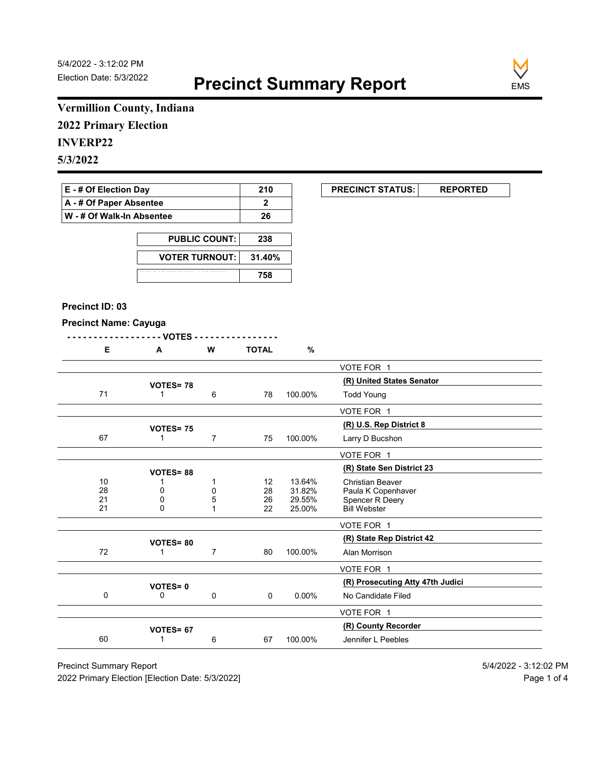5/4/2022 - 3:12:02 PM
Election Date: 5/3/2022

# Precinct Summary Report

EMS

**Vermillion County, Indiana**

**2022 Primary Election**

**INVERP22**

**5/3/2022**

| | |
|---|---|
| **E - # Of Election Day** | **210** |
| **A - # Of Paper Absentee** | **2** |
| **W - # Of Walk-In Absentee** | **26** |

| | |
|---|---|
| **PRECINCT STATUS:** | **REPORTED** |

| | |
|---|---|
| **PUBLIC COUNT:** | **238** |
| **VOTER TURNOUT:** | **31.40%** |
| | **758** |

**Precinct ID: 03**

**Precinct Name: Cayuga**

| E | A | W | TOTAL | % | |
|---|---|---|---|---|---|
| | | | | | VOTE FOR 1 |
| | **VOTES= 78** | | | | **(R) United States Senator** |
| 71 | 1 | 6 | 78 | 100.00% | Todd Young |
| | | | | | VOTE FOR 1 |
| | **VOTES= 75** | | | | **(R) U.S. Rep District 8** |
| 67 | 1 | 7 | 75 | 100.00% | Larry D Bucshon |
| | | | | | VOTE FOR 1 |
| | **VOTES= 88** | | | | **(R) State Sen District 23** |
| 10 | 1 | 1 | 12 | 13.64% | Christian Beaver |
| 28 | 0 | 0 | 28 | 31.82% | Paula K Copenhaver |
| 21 | 0 | 5 | 26 | 29.55% | Spencer R Deery |
| 21 | 0 | 1 | 22 | 25.00% | Bill Webster |
| | | | | | VOTE FOR 1 |
| | **VOTES= 80** | | | | **(R) State Rep District 42** |
| 72 | 1 | 7 | 80 | 100.00% | Alan Morrison |
| | | | | | VOTE FOR 1 |
| | **VOTES= 0** | | | | **(R) Prosecuting Atty 47th Judici** |
| 0 | 0 | 0 | 0 | 0.00% | No Candidate Filed |
| | | | | | VOTE FOR 1 |
| | **VOTES= 67** | | | | **(R) County Recorder** |
| 60 | 1 | 6 | 67 | 100.00% | Jennifer L Peebles |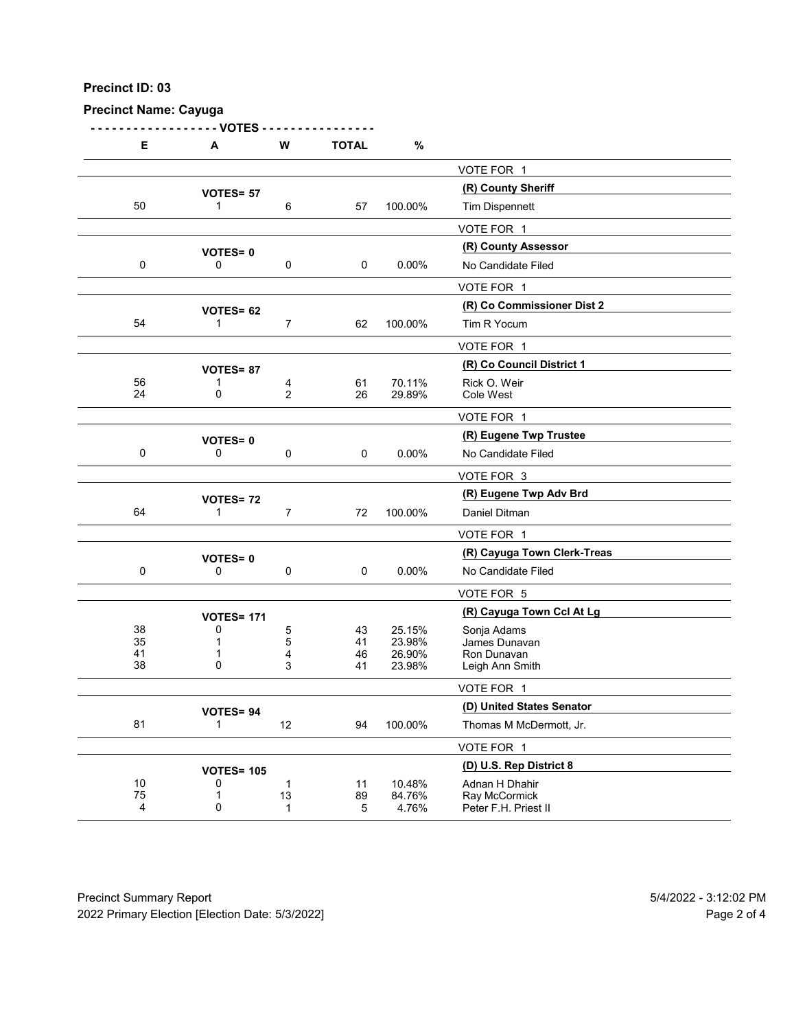**Precinct ID: 03**

**Precinct Name: Cayuga**

| E | A | W | TOTAL | % | |
|---|---|---|---|---|---|
| | | | | | VOTE FOR 1 |
| | **VOTES= 57** | | | | **(R) County Sheriff** |
| 50 | 1 | 6 | 57 | 100.00% | Tim Dispennett |
| | | | | | VOTE FOR 1 |
| | **VOTES= 0** | | | | **(R) County Assessor** |
| 0 | 0 | 0 | 0 | 0.00% | No Candidate Filed |
| | | | | | VOTE FOR 1 |
| | **VOTES= 62** | | | | **(R) Co Commissioner Dist 2** |
| 54 | 1 | 7 | 62 | 100.00% | Tim R Yocum |
| | | | | | VOTE FOR 1 |
| | **VOTES= 87** | | | | **(R) Co Council District 1** |
| 56 | 1 | 4 | 61 | 70.11% | Rick O. Weir |
| 24 | 0 | 2 | 26 | 29.89% | Cole West |
| | | | | | VOTE FOR 1 |
| | **VOTES= 0** | | | | **(R) Eugene Twp Trustee** |
| 0 | 0 | 0 | 0 | 0.00% | No Candidate Filed |
| | | | | | VOTE FOR 3 |
| | **VOTES= 72** | | | | **(R) Eugene Twp Adv Brd** |
| 64 | 1 | 7 | 72 | 100.00% | Daniel Ditman |
| | | | | | VOTE FOR 1 |
| | **VOTES= 0** | | | | **(R) Cayuga Town Clerk-Treas** |
| 0 | 0 | 0 | 0 | 0.00% | No Candidate Filed |
| | | | | | VOTE FOR 5 |
| | **VOTES= 171** | | | | **(R) Cayuga Town Ccl At Lg** |
| 38 | 0 | 5 | 43 | 25.15% | Sonja Adams |
| 35 | 1 | 5 | 41 | 23.98% | James Dunavan |
| 41 | 1 | 4 | 46 | 26.90% | Ron Dunavan |
| 38 | 0 | 3 | 41 | 23.98% | Leigh Ann Smith |
| | | | | | VOTE FOR 1 |
| | **VOTES= 94** | | | | **(D) United States Senator** |
| 81 | 1 | 12 | 94 | 100.00% | Thomas M McDermott, Jr. |
| | | | | | VOTE FOR 1 |
| | **VOTES= 105** | | | | **(D) U.S. Rep District 8** |
| 10 | 0 | 1 | 11 | 10.48% | Adnan H Dhahir |
| 75 | 1 | 13 | 89 | 84.76% | Ray McCormick |
| 4 | 0 | 1 | 5 | 4.76% | Peter F.H. Priest II |

Precinct Summary Report
2022 Primary Election [Election Date: 5/3/2022]

5/4/2022 - 3:12:02 PM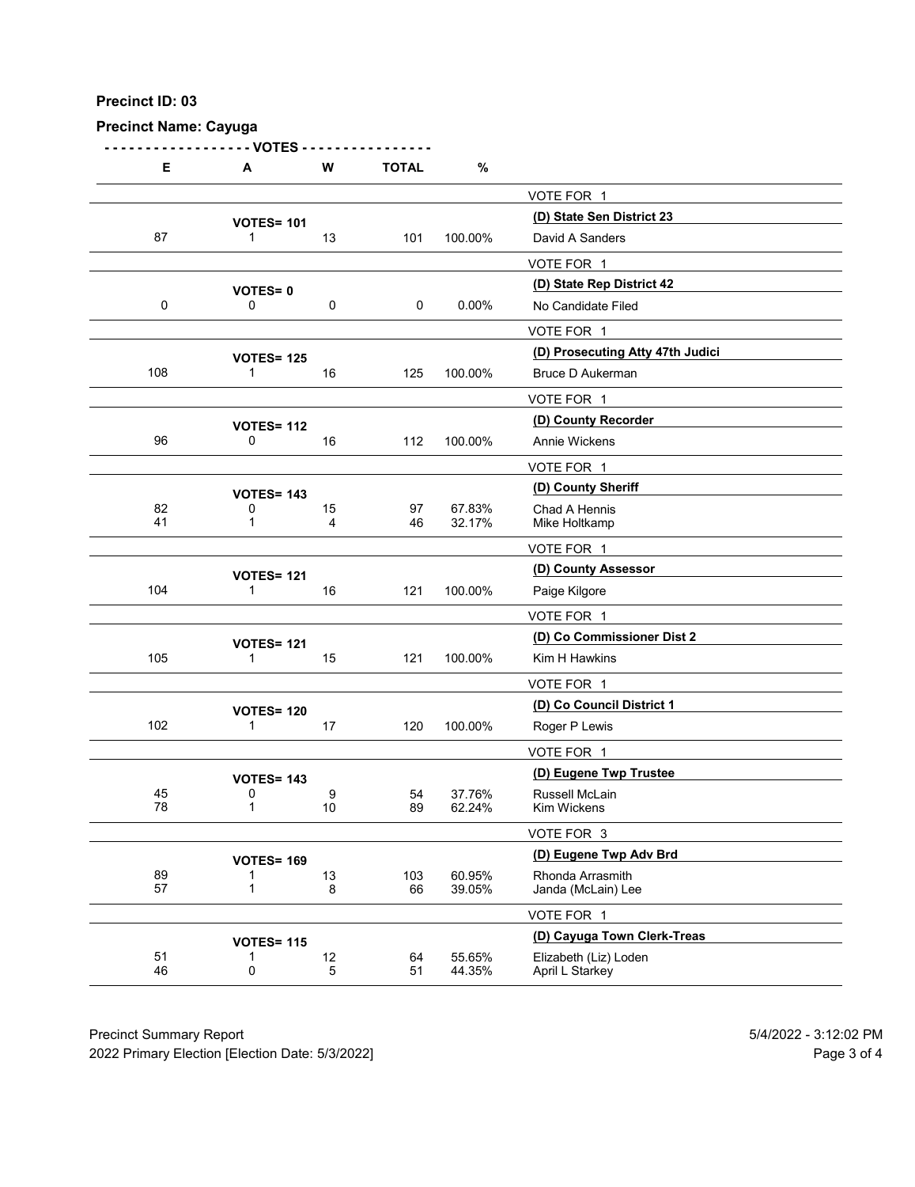**Precinct ID: 03**

**Precinct Name: Cayuga**

| E | A | W | TOTAL | % | |
|---|---|---|---|---|---|
| | | | | | VOTE FOR 1 |
| | **VOTES= 101** | | | | **(D) State Sen District 23** |
| 87 | 1 | 13 | 101 | 100.00% | David A Sanders |
| | | | | | VOTE FOR 1 |
| | **VOTES= 0** | | | | **(D) State Rep District 42** |
| 0 | 0 | 0 | 0 | 0.00% | No Candidate Filed |
| | | | | | VOTE FOR 1 |
| | **VOTES= 125** | | | | **(D) Prosecuting Atty 47th Judici** |
| 108 | 1 | 16 | 125 | 100.00% | Bruce D Aukerman |
| | | | | | VOTE FOR 1 |
| | **VOTES= 112** | | | | **(D) County Recorder** |
| 96 | 0 | 16 | 112 | 100.00% | Annie Wickens |
| | | | | | VOTE FOR 1 |
| | **VOTES= 143** | | | | **(D) County Sheriff** |
| 82 | 0 | 15 | 97 | 67.83% | Chad A Hennis |
| 41 | 1 | 4 | 46 | 32.17% | Mike Holtkamp |
| | | | | | VOTE FOR 1 |
| | **VOTES= 121** | | | | **(D) County Assessor** |
| 104 | 1 | 16 | 121 | 100.00% | Paige Kilgore |
| | | | | | VOTE FOR 1 |
| | **VOTES= 121** | | | | **(D) Co Commissioner Dist 2** |
| 105 | 1 | 15 | 121 | 100.00% | Kim H Hawkins |
| | | | | | VOTE FOR 1 |
| | **VOTES= 120** | | | | **(D) Co Council District 1** |
| 102 | 1 | 17 | 120 | 100.00% | Roger P Lewis |
| | | | | | VOTE FOR 1 |
| | **VOTES= 143** | | | | **(D) Eugene Twp Trustee** |
| 45 | 0 | 9 | 54 | 37.76% | Russell McLain |
| 78 | 1 | 10 | 89 | 62.24% | Kim Wickens |
| | | | | | VOTE FOR 3 |
| | **VOTES= 169** | | | | **(D) Eugene Twp Adv Brd** |
| 89 | 1 | 13 | 103 | 60.95% | Rhonda Arrasmith |
| 57 | 1 | 8 | 66 | 39.05% | Janda (McLain) Lee |
| | | | | | VOTE FOR 1 |
| | **VOTES= 115** | | | | **(D) Cayuga Town Clerk-Treas** |
| 51 | 1 | 12 | 64 | 55.65% | Elizabeth (Liz) Loden |
| 46 | 0 | 5 | 51 | 44.35% | April L Starkey |

Precinct Summary Report 5/4/2022 - 3:12:02 PM
2022 Primary Election [Election Date: 5/3/2022]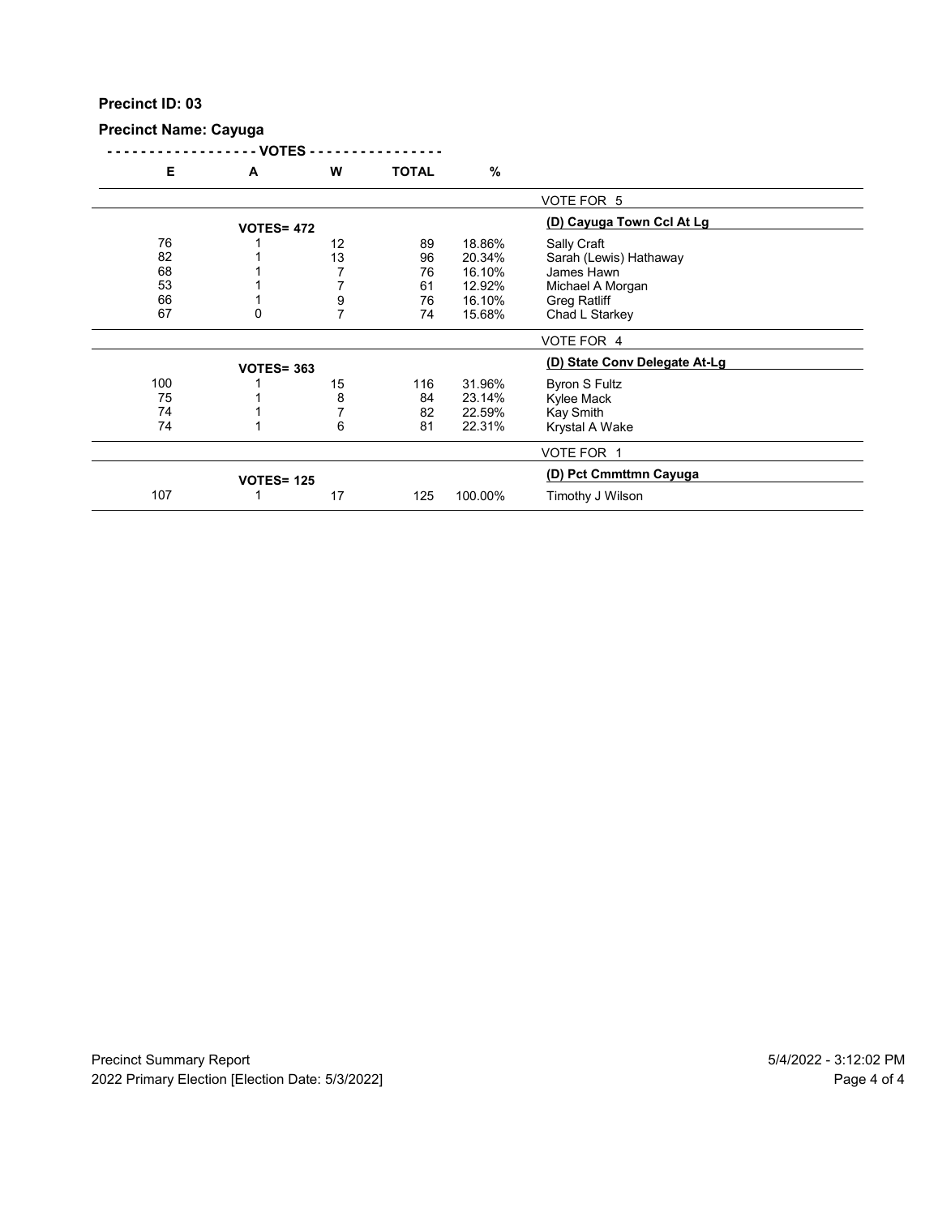**Precinct ID: 03**

**Precinct Name: Cayuga**

| E | A | W | TOTAL | % | |
|---|---|---|---|---|---|
| | | | | | VOTE FOR 5 |
| | **VOTES= 472** | | | | **(D) Cayuga Town Ccl At Lg** |
| 76 | 1 | 12 | 89 | 18.86% | Sally Craft |
| 82 | 1 | 13 | 96 | 20.34% | Sarah (Lewis) Hathaway |
| 68 | 1 | 7 | 76 | 16.10% | James Hawn |
| 53 | 1 | 7 | 61 | 12.92% | Michael A Morgan |
| 66 | 1 | 9 | 76 | 16.10% | Greg Ratliff |
| 67 | 0 | 7 | 74 | 15.68% | Chad L Starkey |
| | | | | | VOTE FOR 4 |
| | **VOTES= 363** | | | | **(D) State Conv Delegate At-Lg** |
| 100 | 1 | 15 | 116 | 31.96% | Byron S Fultz |
| 75 | 1 | 8 | 84 | 23.14% | Kylee Mack |
| 74 | 1 | 7 | 82 | 22.59% | Kay Smith |
| 74 | 1 | 6 | 81 | 22.31% | Krystal A Wake |
| | | | | | VOTE FOR 1 |
| | **VOTES= 125** | | | | **(D) Pct Cmmttmn Cayuga** |
| 107 | 1 | 17 | 125 | 100.00% | Timothy J Wilson |

Precinct Summary Report — 5/4/2022 - 3:12:02 PM

2022 Primary Election [Election Date: 5/3/2022]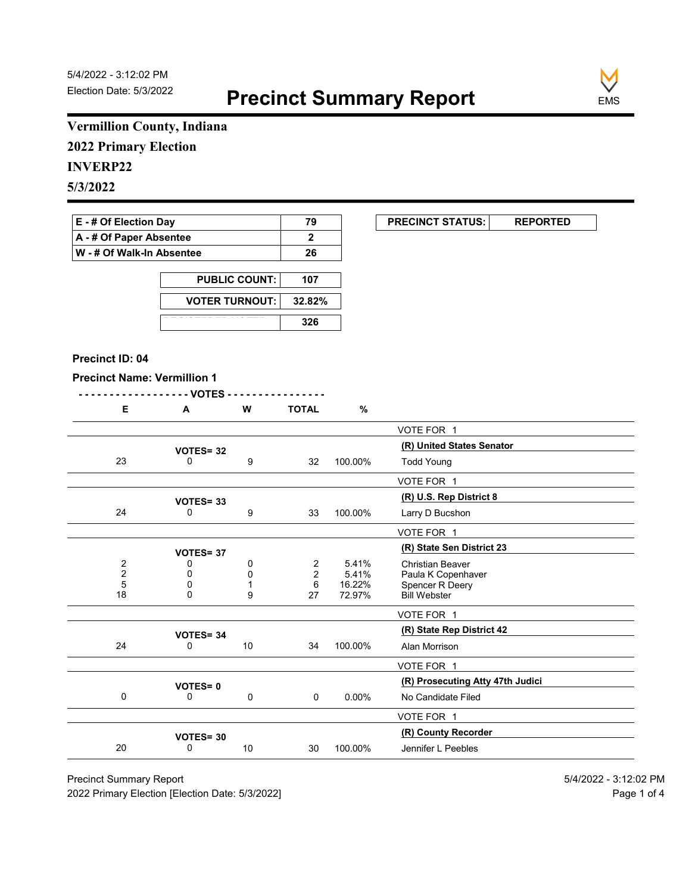5/4/2022 - 3:12:02 PM
Election Date: 5/3/2022

# Precinct Summary Report

EMS

**Vermillion County, Indiana**

**2022 Primary Election**

**INVERP22**

**5/3/2022**

| | |
|---|---|
| E - # Of Election Day | 79 |
| A - # Of Paper Absentee | 2 |
| W - # Of Walk-In Absentee | 26 |

| | |
|---|---|
| PUBLIC COUNT: | 107 |
| VOTER TURNOUT: | 32.82% |
| REGISTERED VOTERS | 326 |

| PRECINCT STATUS: | REPORTED |
|---|---|

**Precinct ID: 04**

**Precinct Name: Vermillion 1**

| E | A | W | TOTAL | % | |
|---|---|---|---|---|---|
| | | | | | VOTE FOR 1 |
| | VOTES= 32 | | | | **(R) United States Senator** |
| 23 | 0 | 9 | 32 | 100.00% | Todd Young |
| | | | | | VOTE FOR 1 |
| | VOTES= 33 | | | | **(R) U.S. Rep District 8** |
| 24 | 0 | 9 | 33 | 100.00% | Larry D Bucshon |
| | | | | | VOTE FOR 1 |
| | VOTES= 37 | | | | **(R) State Sen District 23** |
| 2 | 0 | 0 | 2 | 5.41% | Christian Beaver |
| 2 | 0 | 0 | 2 | 5.41% | Paula K Copenhaver |
| 5 | 0 | 1 | 6 | 16.22% | Spencer R Deery |
| 18 | 0 | 9 | 27 | 72.97% | Bill Webster |
| | | | | | VOTE FOR 1 |
| | VOTES= 34 | | | | **(R) State Rep District 42** |
| 24 | 0 | 10 | 34 | 100.00% | Alan Morrison |
| | | | | | VOTE FOR 1 |
| | VOTES= 0 | | | | **(R) Prosecuting Atty 47th Judici** |
| 0 | 0 | 0 | 0 | 0.00% | No Candidate Filed |
| | | | | | VOTE FOR 1 |
| | VOTES= 30 | | | | **(R) County Recorder** |
| 20 | 0 | 10 | 30 | 100.00% | Jennifer L Peebles |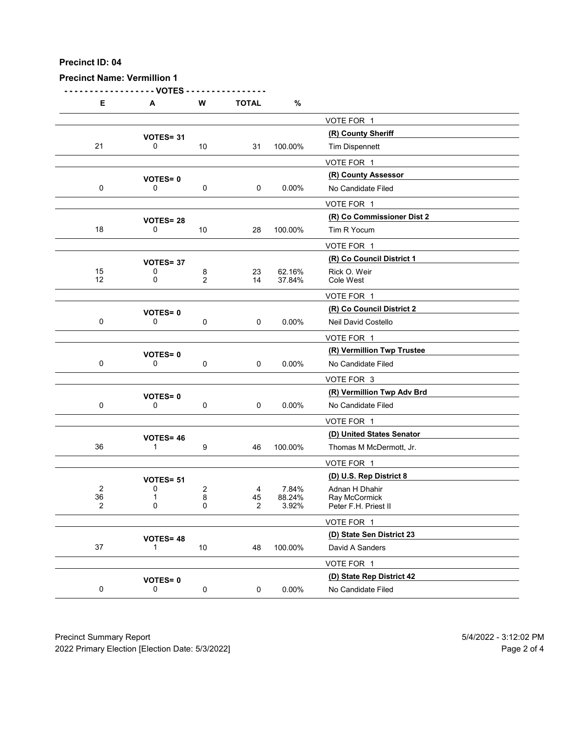**Precinct ID: 04**

**Precinct Name: Vermillion 1**

| E | A | W | TOTAL | % | |
|---|---|---|---|---|---|
| | | | | | VOTE FOR 1 |
| | **VOTES= 31** | | | | **(R) County Sheriff** |
| 21 | 0 | 10 | 31 | 100.00% | Tim Dispennett |
| | | | | | VOTE FOR 1 |
| | **VOTES= 0** | | | | **(R) County Assessor** |
| 0 | 0 | 0 | 0 | 0.00% | No Candidate Filed |
| | | | | | VOTE FOR 1 |
| | **VOTES= 28** | | | | **(R) Co Commissioner Dist 2** |
| 18 | 0 | 10 | 28 | 100.00% | Tim R Yocum |
| | | | | | VOTE FOR 1 |
| | **VOTES= 37** | | | | **(R) Co Council District 1** |
| 15 | 0 | 8 | 23 | 62.16% | Rick O. Weir |
| 12 | 0 | 2 | 14 | 37.84% | Cole West |
| | | | | | VOTE FOR 1 |
| | **VOTES= 0** | | | | **(R) Co Council District 2** |
| 0 | 0 | 0 | 0 | 0.00% | Neil David Costello |
| | | | | | VOTE FOR 1 |
| | **VOTES= 0** | | | | **(R) Vermillion Twp Trustee** |
| 0 | 0 | 0 | 0 | 0.00% | No Candidate Filed |
| | | | | | VOTE FOR 3 |
| | **VOTES= 0** | | | | **(R) Vermillion Twp Adv Brd** |
| 0 | 0 | 0 | 0 | 0.00% | No Candidate Filed |
| | | | | | VOTE FOR 1 |
| | **VOTES= 46** | | | | **(D) United States Senator** |
| 36 | 1 | 9 | 46 | 100.00% | Thomas M McDermott, Jr. |
| | | | | | VOTE FOR 1 |
| | **VOTES= 51** | | | | **(D) U.S. Rep District 8** |
| 2 | 0 | 2 | 4 | 7.84% | Adnan H Dhahir |
| 36 | 1 | 8 | 45 | 88.24% | Ray McCormick |
| 2 | 0 | 0 | 2 | 3.92% | Peter F.H. Priest II |
| | | | | | VOTE FOR 1 |
| | **VOTES= 48** | | | | **(D) State Sen District 23** |
| 37 | 1 | 10 | 48 | 100.00% | David A Sanders |
| | | | | | VOTE FOR 1 |
| | **VOTES= 0** | | | | **(D) State Rep District 42** |
| 0 | 0 | 0 | 0 | 0.00% | No Candidate Filed |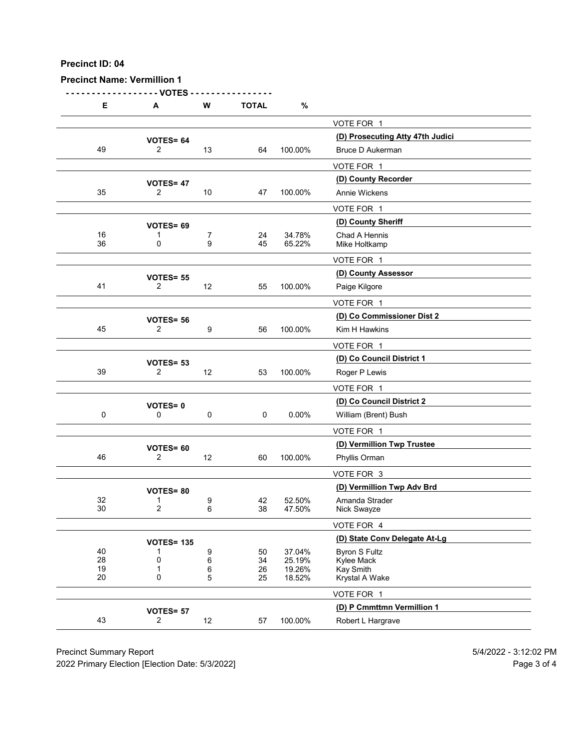**Precinct ID: 04**

**Precinct Name: Vermillion 1**

| E | A | W | TOTAL | % | |
|---|---|---|---|---|---|
| | | | | | VOTE FOR 1 |
| | **VOTES= 64** | | | | **(D) Prosecuting Atty 47th Judici** |
| 49 | 2 | 13 | 64 | 100.00% | Bruce D Aukerman |
| | | | | | VOTE FOR 1 |
| | **VOTES= 47** | | | | **(D) County Recorder** |
| 35 | 2 | 10 | 47 | 100.00% | Annie Wickens |
| | | | | | VOTE FOR 1 |
| | **VOTES= 69** | | | | **(D) County Sheriff** |
| 16 | 1 | 7 | 24 | 34.78% | Chad A Hennis |
| 36 | 0 | 9 | 45 | 65.22% | Mike Holtkamp |
| | | | | | VOTE FOR 1 |
| | **VOTES= 55** | | | | **(D) County Assessor** |
| 41 | 2 | 12 | 55 | 100.00% | Paige Kilgore |
| | | | | | VOTE FOR 1 |
| | **VOTES= 56** | | | | **(D) Co Commissioner Dist 2** |
| 45 | 2 | 9 | 56 | 100.00% | Kim H Hawkins |
| | | | | | VOTE FOR 1 |
| | **VOTES= 53** | | | | **(D) Co Council District 1** |
| 39 | 2 | 12 | 53 | 100.00% | Roger P Lewis |
| | | | | | VOTE FOR 1 |
| | **VOTES= 0** | | | | **(D) Co Council District 2** |
| 0 | 0 | 0 | 0 | 0.00% | William (Brent) Bush |
| | | | | | VOTE FOR 1 |
| | **VOTES= 60** | | | | **(D) Vermillion Twp Trustee** |
| 46 | 2 | 12 | 60 | 100.00% | Phyllis Orman |
| | | | | | VOTE FOR 3 |
| | **VOTES= 80** | | | | **(D) Vermillion Twp Adv Brd** |
| 32 | 1 | 9 | 42 | 52.50% | Amanda Strader |
| 30 | 2 | 6 | 38 | 47.50% | Nick Swayze |
| | | | | | VOTE FOR 4 |
| | **VOTES= 135** | | | | **(D) State Conv Delegate At-Lg** |
| 40 | 1 | 9 | 50 | 37.04% | Byron S Fultz |
| 28 | 0 | 6 | 34 | 25.19% | Kylee Mack |
| 19 | 1 | 6 | 26 | 19.26% | Kay Smith |
| 20 | 0 | 5 | 25 | 18.52% | Krystal A Wake |
| | | | | | VOTE FOR 1 |
| | **VOTES= 57** | | | | **(D) P Cmmttmn Vermillion 1** |
| 43 | 2 | 12 | 57 | 100.00% | Robert L Hargrave |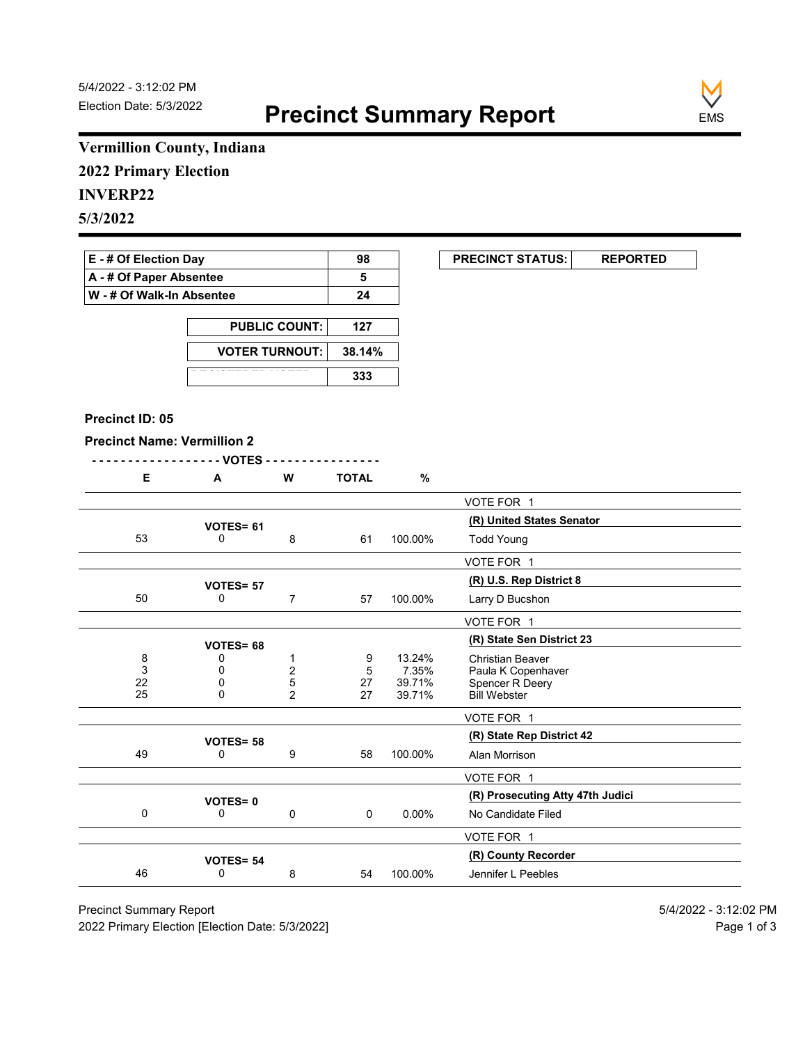5/4/2022 - 3:12:02 PM
Election Date: 5/3/2022

# Precinct Summary Report

EMS

## Vermillion County, Indiana

## 2022 Primary Election

## INVERP22

## 5/3/2022

| | |
|---|---|
| E - # Of Election Day | 98 |
| A - # Of Paper Absentee | 5 |
| W - # Of Walk-In Absentee | 24 |

| | |
|---|---|
| PUBLIC COUNT: | 127 |
| VOTER TURNOUT: | 38.14% |
| REGISTERED VOTERS | 333 |

| PRECINCT STATUS: | REPORTED |
|---|---|

**Precinct ID: 05**

**Precinct Name: Vermillion 2**

| E | A | W | TOTAL | % | |
|---|---|---|---|---|---|
| | | | | | VOTE FOR 1 |
| | VOTES= 61 | | | | **(R) United States Senator** |
| 53 | 0 | 8 | 61 | 100.00% | Todd Young |
| | | | | | VOTE FOR 1 |
| | VOTES= 57 | | | | **(R) U.S. Rep District 8** |
| 50 | 0 | 7 | 57 | 100.00% | Larry D Bucshon |
| | | | | | VOTE FOR 1 |
| | VOTES= 68 | | | | **(R) State Sen District 23** |
| 8 | 0 | 1 | 9 | 13.24% | Christian Beaver |
| 3 | 0 | 2 | 5 | 7.35% | Paula K Copenhaver |
| 22 | 0 | 5 | 27 | 39.71% | Spencer R Deery |
| 25 | 0 | 2 | 27 | 39.71% | Bill Webster |
| | | | | | VOTE FOR 1 |
| | VOTES= 58 | | | | **(R) State Rep District 42** |
| 49 | 0 | 9 | 58 | 100.00% | Alan Morrison |
| | | | | | VOTE FOR 1 |
| | VOTES= 0 | | | | **(R) Prosecuting Atty 47th Judici** |
| 0 | 0 | 0 | 0 | 0.00% | No Candidate Filed |
| | | | | | VOTE FOR 1 |
| | VOTES= 54 | | | | **(R) County Recorder** |
| 46 | 0 | 8 | 54 | 100.00% | Jennifer L Peebles |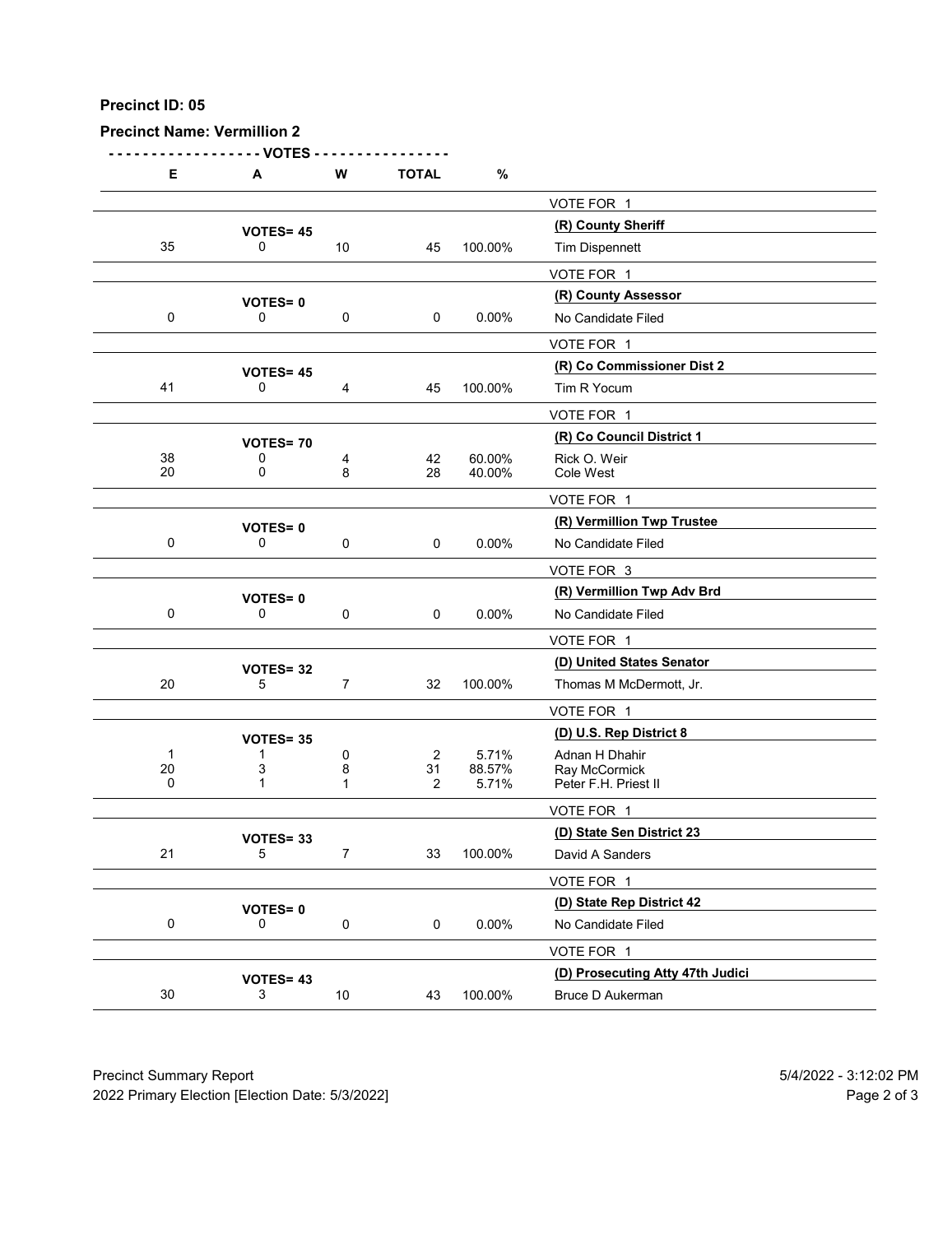**Precinct ID: 05**

**Precinct Name: Vermillion 2**

| E | A | W | TOTAL | % | |
|---|---|---|---|---|---|
| | | | | | VOTE FOR 1 |
| | **VOTES= 45** | | | | **(R) County Sheriff** |
| 35 | 0 | 10 | 45 | 100.00% | Tim Dispennett |
| | | | | | VOTE FOR 1 |
| | **VOTES= 0** | | | | **(R) County Assessor** |
| 0 | 0 | 0 | 0 | 0.00% | No Candidate Filed |
| | | | | | VOTE FOR 1 |
| | **VOTES= 45** | | | | **(R) Co Commissioner Dist 2** |
| 41 | 0 | 4 | 45 | 100.00% | Tim R Yocum |
| | | | | | VOTE FOR 1 |
| | **VOTES= 70** | | | | **(R) Co Council District 1** |
| 38 | 0 | 4 | 42 | 60.00% | Rick O. Weir |
| 20 | 0 | 8 | 28 | 40.00% | Cole West |
| | | | | | VOTE FOR 1 |
| | **VOTES= 0** | | | | **(R) Vermillion Twp Trustee** |
| 0 | 0 | 0 | 0 | 0.00% | No Candidate Filed |
| | | | | | VOTE FOR 3 |
| | **VOTES= 0** | | | | **(R) Vermillion Twp Adv Brd** |
| 0 | 0 | 0 | 0 | 0.00% | No Candidate Filed |
| | | | | | VOTE FOR 1 |
| | **VOTES= 32** | | | | **(D) United States Senator** |
| 20 | 5 | 7 | 32 | 100.00% | Thomas M McDermott, Jr. |
| | | | | | VOTE FOR 1 |
| | **VOTES= 35** | | | | **(D) U.S. Rep District 8** |
| 1 | 1 | 0 | 2 | 5.71% | Adnan H Dhahir |
| 20 | 3 | 8 | 31 | 88.57% | Ray McCormick |
| 0 | 1 | 1 | 2 | 5.71% | Peter F.H. Priest II |
| | | | | | VOTE FOR 1 |
| | **VOTES= 33** | | | | **(D) State Sen District 23** |
| 21 | 5 | 7 | 33 | 100.00% | David A Sanders |
| | | | | | VOTE FOR 1 |
| | **VOTES= 0** | | | | **(D) State Rep District 42** |
| 0 | 0 | 0 | 0 | 0.00% | No Candidate Filed |
| | | | | | VOTE FOR 1 |
| | **VOTES= 43** | | | | **(D) Prosecuting Atty 47th Judici** |
| 30 | 3 | 10 | 43 | 100.00% | Bruce D Aukerman |

Precinct Summary Report
2022 Primary Election [Election Date: 5/3/2022]

5/4/2022 - 3:12:02 PM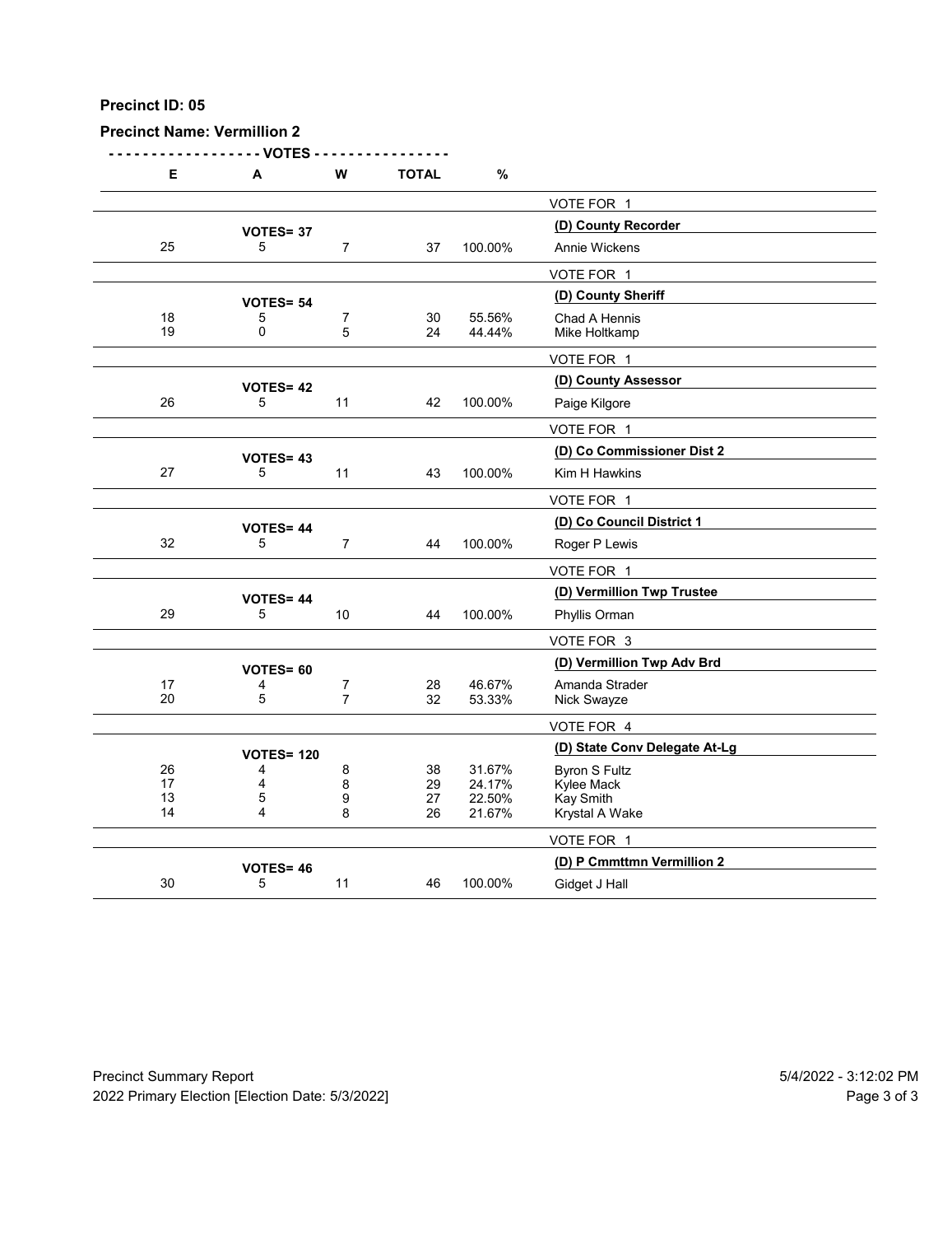**Precinct ID: 05**

**Precinct Name: Vermillion 2**

| E | A | W | TOTAL | % | |
|---|---|---|---|---|---|
| | | | | | VOTE FOR 1 |
| | **VOTES= 37** | | | | **(D) County Recorder** |
| 25 | 5 | 7 | 37 | 100.00% | Annie Wickens |
| | | | | | VOTE FOR 1 |
| | **VOTES= 54** | | | | **(D) County Sheriff** |
| 18 | 5 | 7 | 30 | 55.56% | Chad A Hennis |
| 19 | 0 | 5 | 24 | 44.44% | Mike Holtkamp |
| | | | | | VOTE FOR 1 |
| | **VOTES= 42** | | | | **(D) County Assessor** |
| 26 | 5 | 11 | 42 | 100.00% | Paige Kilgore |
| | | | | | VOTE FOR 1 |
| | **VOTES= 43** | | | | **(D) Co Commissioner Dist 2** |
| 27 | 5 | 11 | 43 | 100.00% | Kim H Hawkins |
| | | | | | VOTE FOR 1 |
| | **VOTES= 44** | | | | **(D) Co Council District 1** |
| 32 | 5 | 7 | 44 | 100.00% | Roger P Lewis |
| | | | | | VOTE FOR 1 |
| | **VOTES= 44** | | | | **(D) Vermillion Twp Trustee** |
| 29 | 5 | 10 | 44 | 100.00% | Phyllis Orman |
| | | | | | VOTE FOR 3 |
| | **VOTES= 60** | | | | **(D) Vermillion Twp Adv Brd** |
| 17 | 4 | 7 | 28 | 46.67% | Amanda Strader |
| 20 | 5 | 7 | 32 | 53.33% | Nick Swayze |
| | | | | | VOTE FOR 4 |
| | **VOTES= 120** | | | | **(D) State Conv Delegate At-Lg** |
| 26 | 4 | 8 | 38 | 31.67% | Byron S Fultz |
| 17 | 4 | 8 | 29 | 24.17% | Kylee Mack |
| 13 | 5 | 9 | 27 | 22.50% | Kay Smith |
| 14 | 4 | 8 | 26 | 21.67% | Krystal A Wake |
| | | | | | VOTE FOR 1 |
| | **VOTES= 46** | | | | **(D) P Cmmttmn Vermillion 2** |
| 30 | 5 | 11 | 46 | 100.00% | Gidget J Hall |

Precinct Summary Report 5/4/2022 - 3:12:02 PM
2022 Primary Election [Election Date: 5/3/2022]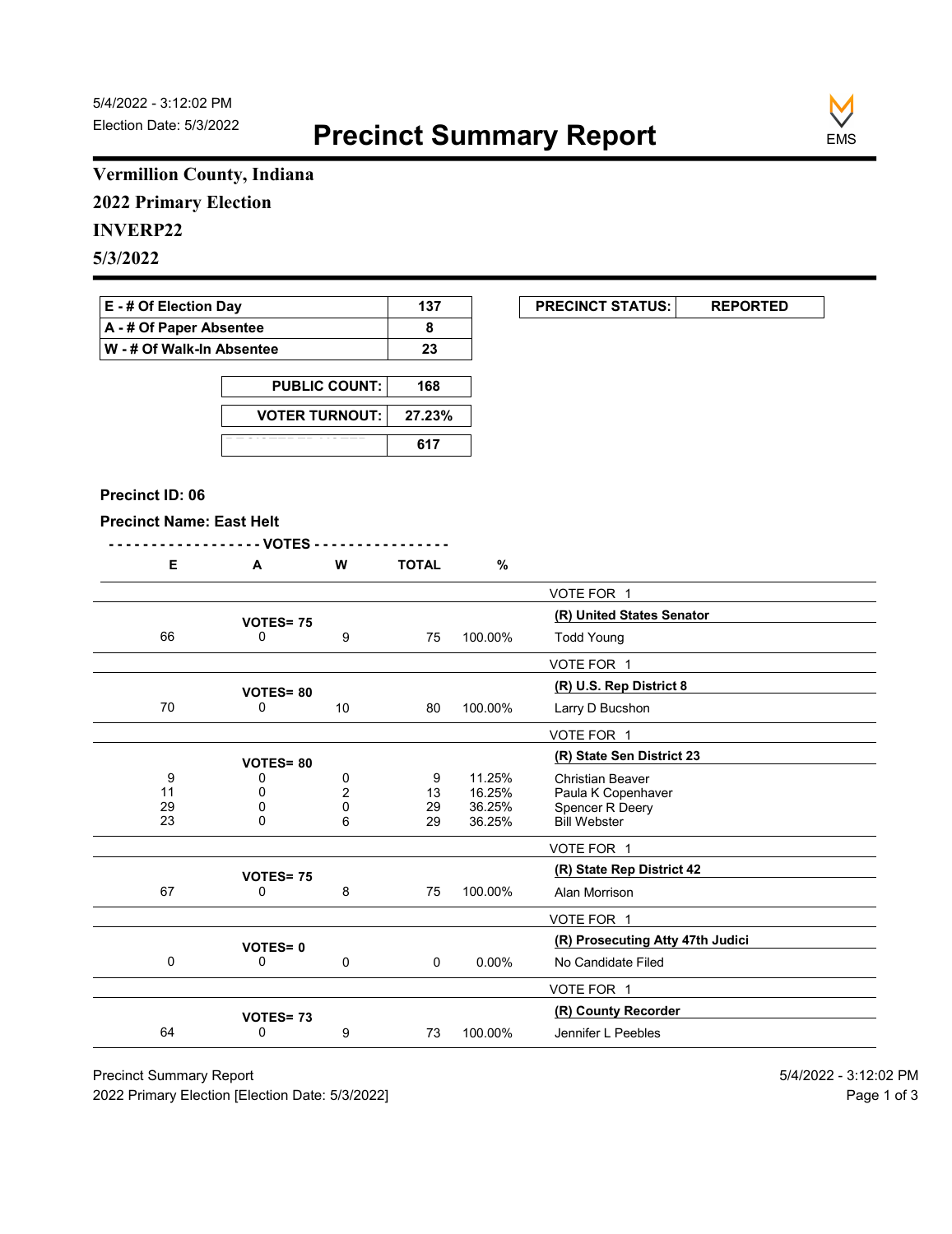Election Date: 5/3/2022

# Precinct Summary Report

**Vermillion County, Indiana**

**2022 Primary Election**

**INVERP22**

**5/3/2022**

| | |
|---|---|
| E - # Of Election Day | 137 |
| A - # Of Paper Absentee | 8 |
| W - # Of Walk-In Absentee | 23 |

| | |
|---|---|
| PUBLIC COUNT: | 168 |
| VOTER TURNOUT: | 27.23% |
| REGISTERED VOTERS | 617 |

| PRECINCT STATUS: | REPORTED |
|---|---|

**Precinct ID: 06**

**Precinct Name: East Helt**

| E | A | W | TOTAL | % | |
|---|---|---|---|---|---|
| | | | | | VOTE FOR 1 |
| | VOTES= 75 | | | | **(R) United States Senator** |
| 66 | 0 | 9 | 75 | 100.00% | Todd Young |
| | | | | | VOTE FOR 1 |
| | VOTES= 80 | | | | **(R) U.S. Rep District 8** |
| 70 | 0 | 10 | 80 | 100.00% | Larry D Bucshon |
| | | | | | VOTE FOR 1 |
| | VOTES= 80 | | | | **(R) State Sen District 23** |
| 9 | 0 | 0 | 9 | 11.25% | Christian Beaver |
| 11 | 0 | 2 | 13 | 16.25% | Paula K Copenhaver |
| 29 | 0 | 0 | 29 | 36.25% | Spencer R Deery |
| 23 | 0 | 6 | 29 | 36.25% | Bill Webster |
| | | | | | VOTE FOR 1 |
| | VOTES= 75 | | | | **(R) State Rep District 42** |
| 67 | 0 | 8 | 75 | 100.00% | Alan Morrison |
| | | | | | VOTE FOR 1 |
| | VOTES= 0 | | | | **(R) Prosecuting Atty 47th Judici** |
| 0 | 0 | 0 | 0 | 0.00% | No Candidate Filed |
| | | | | | VOTE FOR 1 |
| | VOTES= 73 | | | | **(R) County Recorder** |
| 64 | 0 | 9 | 73 | 100.00% | Jennifer L Peebles |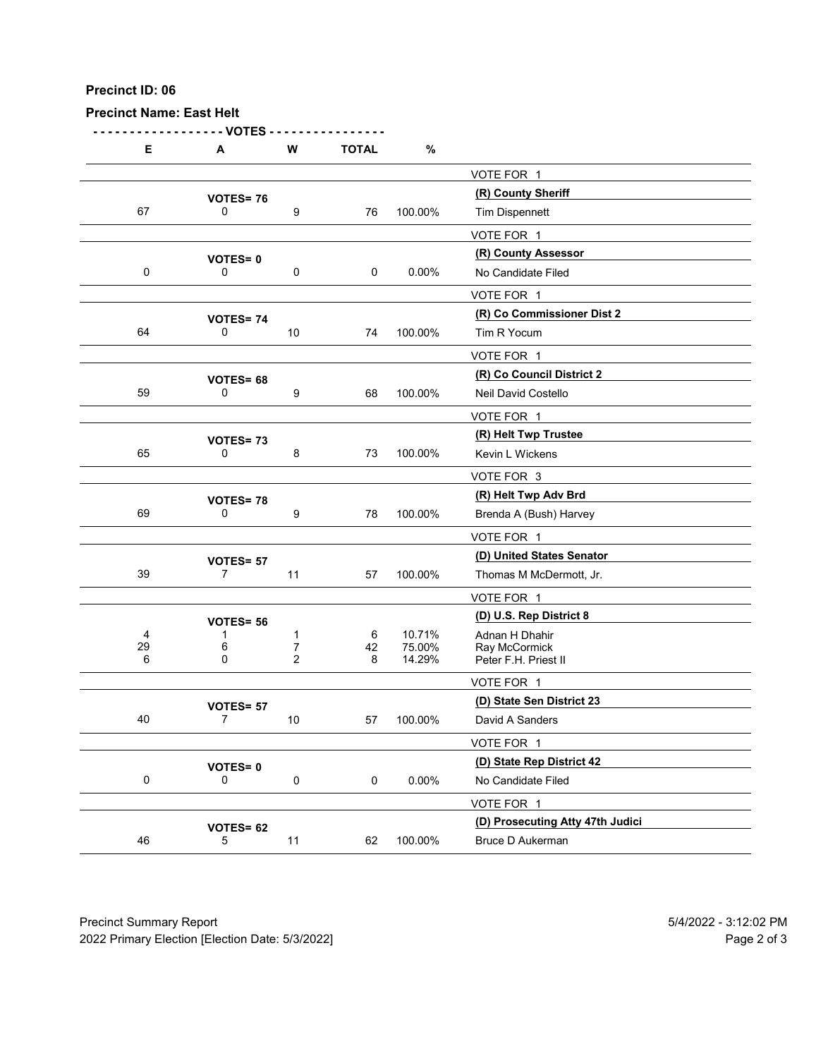**Precinct ID: 06**

**Precinct Name: East Helt**

| E | A | W | TOTAL | % | |
|---|---|---|---|---|---|
| | | | | | VOTE FOR 1 |
| | **VOTES= 76** | | | | **(R) County Sheriff** |
| 67 | 0 | 9 | 76 | 100.00% | Tim Dispennett |
| | | | | | VOTE FOR 1 |
| | **VOTES= 0** | | | | **(R) County Assessor** |
| 0 | 0 | 0 | 0 | 0.00% | No Candidate Filed |
| | | | | | VOTE FOR 1 |
| | **VOTES= 74** | | | | **(R) Co Commissioner Dist 2** |
| 64 | 0 | 10 | 74 | 100.00% | Tim R Yocum |
| | | | | | VOTE FOR 1 |
| | **VOTES= 68** | | | | **(R) Co Council District 2** |
| 59 | 0 | 9 | 68 | 100.00% | Neil David Costello |
| | | | | | VOTE FOR 1 |
| | **VOTES= 73** | | | | **(R) Helt Twp Trustee** |
| 65 | 0 | 8 | 73 | 100.00% | Kevin L Wickens |
| | | | | | VOTE FOR 3 |
| | **VOTES= 78** | | | | **(R) Helt Twp Adv Brd** |
| 69 | 0 | 9 | 78 | 100.00% | Brenda A (Bush) Harvey |
| | | | | | VOTE FOR 1 |
| | **VOTES= 57** | | | | **(D) United States Senator** |
| 39 | 7 | 11 | 57 | 100.00% | Thomas M McDermott, Jr. |
| | | | | | VOTE FOR 1 |
| | **VOTES= 56** | | | | **(D) U.S. Rep District 8** |
| 4 | 1 | 1 | 6 | 10.71% | Adnan H Dhahir |
| 29 | 6 | 7 | 42 | 75.00% | Ray McCormick |
| 6 | 0 | 2 | 8 | 14.29% | Peter F.H. Priest II |
| | | | | | VOTE FOR 1 |
| | **VOTES= 57** | | | | **(D) State Sen District 23** |
| 40 | 7 | 10 | 57 | 100.00% | David A Sanders |
| | | | | | VOTE FOR 1 |
| | **VOTES= 0** | | | | **(D) State Rep District 42** |
| 0 | 0 | 0 | 0 | 0.00% | No Candidate Filed |
| | | | | | VOTE FOR 1 |
| | **VOTES= 62** | | | | **(D) Prosecuting Atty 47th Judici** |
| 46 | 5 | 11 | 62 | 100.00% | Bruce D Aukerman |

Precinct Summary Report 5/4/2022 - 3:12:02 PM
2022 Primary Election [Election Date: 5/3/2022]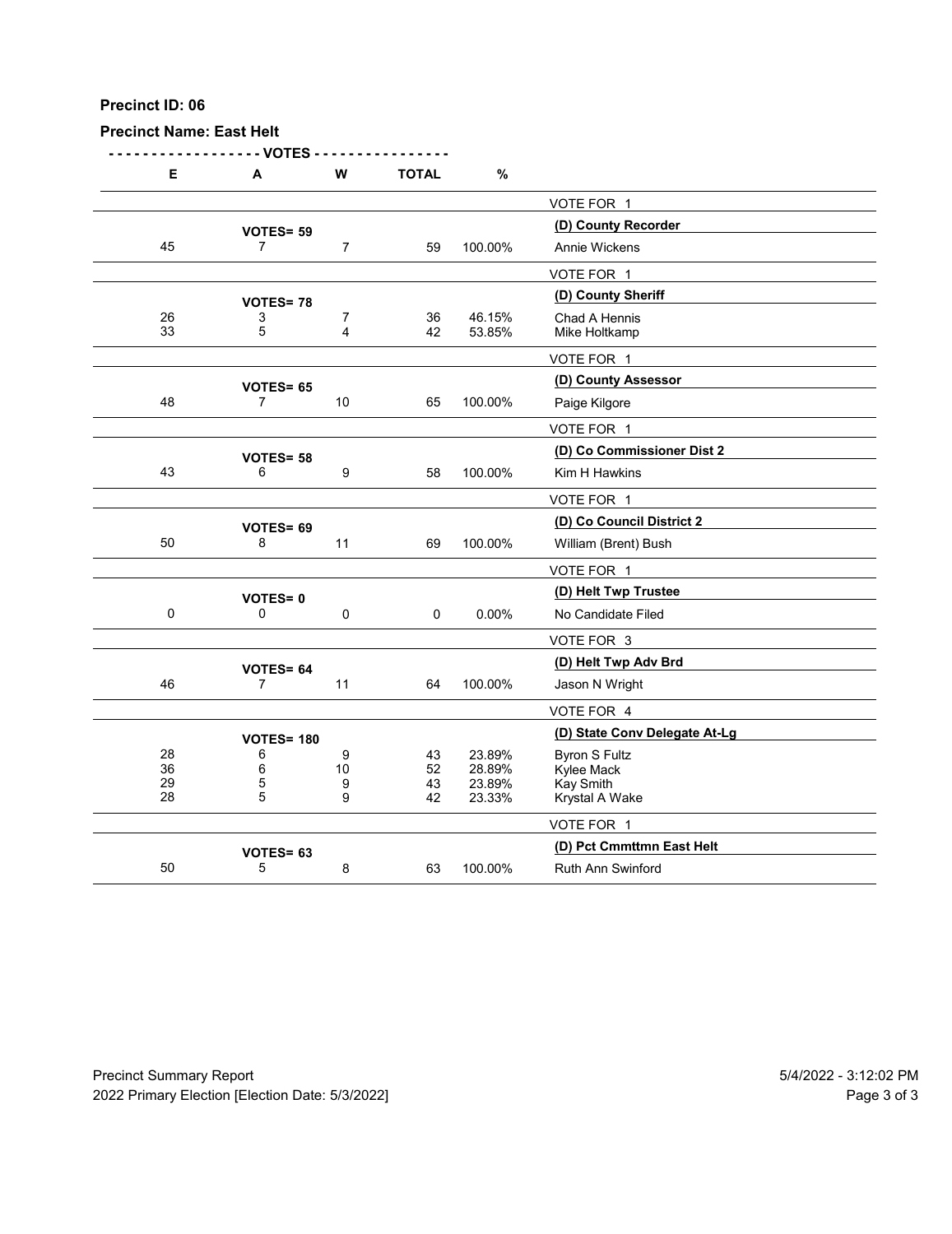**Precinct ID: 06**

**Precinct Name: East Helt**

| E | A | W | TOTAL | % | |
|---|---|---|---|---|---|
| | | | | | VOTE FOR 1 |
| | **VOTES= 59** | | | | **(D) County Recorder** |
| 45 | 7 | 7 | 59 | 100.00% | Annie Wickens |
| | | | | | VOTE FOR 1 |
| | **VOTES= 78** | | | | **(D) County Sheriff** |
| 26 | 3 | 7 | 36 | 46.15% | Chad A Hennis |
| 33 | 5 | 4 | 42 | 53.85% | Mike Holtkamp |
| | | | | | VOTE FOR 1 |
| | **VOTES= 65** | | | | **(D) County Assessor** |
| 48 | 7 | 10 | 65 | 100.00% | Paige Kilgore |
| | | | | | VOTE FOR 1 |
| | **VOTES= 58** | | | | **(D) Co Commissioner Dist 2** |
| 43 | 6 | 9 | 58 | 100.00% | Kim H Hawkins |
| | | | | | VOTE FOR 1 |
| | **VOTES= 69** | | | | **(D) Co Council District 2** |
| 50 | 8 | 11 | 69 | 100.00% | William (Brent) Bush |
| | | | | | VOTE FOR 1 |
| | **VOTES= 0** | | | | **(D) Helt Twp Trustee** |
| 0 | 0 | 0 | 0 | 0.00% | No Candidate Filed |
| | | | | | VOTE FOR 3 |
| | **VOTES= 64** | | | | **(D) Helt Twp Adv Brd** |
| 46 | 7 | 11 | 64 | 100.00% | Jason N Wright |
| | | | | | VOTE FOR 4 |
| | **VOTES= 180** | | | | **(D) State Conv Delegate At-Lg** |
| 28 | 6 | 9 | 43 | 23.89% | Byron S Fultz |
| 36 | 6 | 10 | 52 | 28.89% | Kylee Mack |
| 29 | 5 | 9 | 43 | 23.89% | Kay Smith |
| 28 | 5 | 9 | 42 | 23.33% | Krystal A Wake |
| | | | | | VOTE FOR 1 |
| | **VOTES= 63** | | | | **(D) Pct Cmmttmn East Helt** |
| 50 | 5 | 8 | 63 | 100.00% | Ruth Ann Swinford |

Precinct Summary Report
2022 Primary Election [Election Date: 5/3/2022]

5/4/2022 - 3:12:02 PM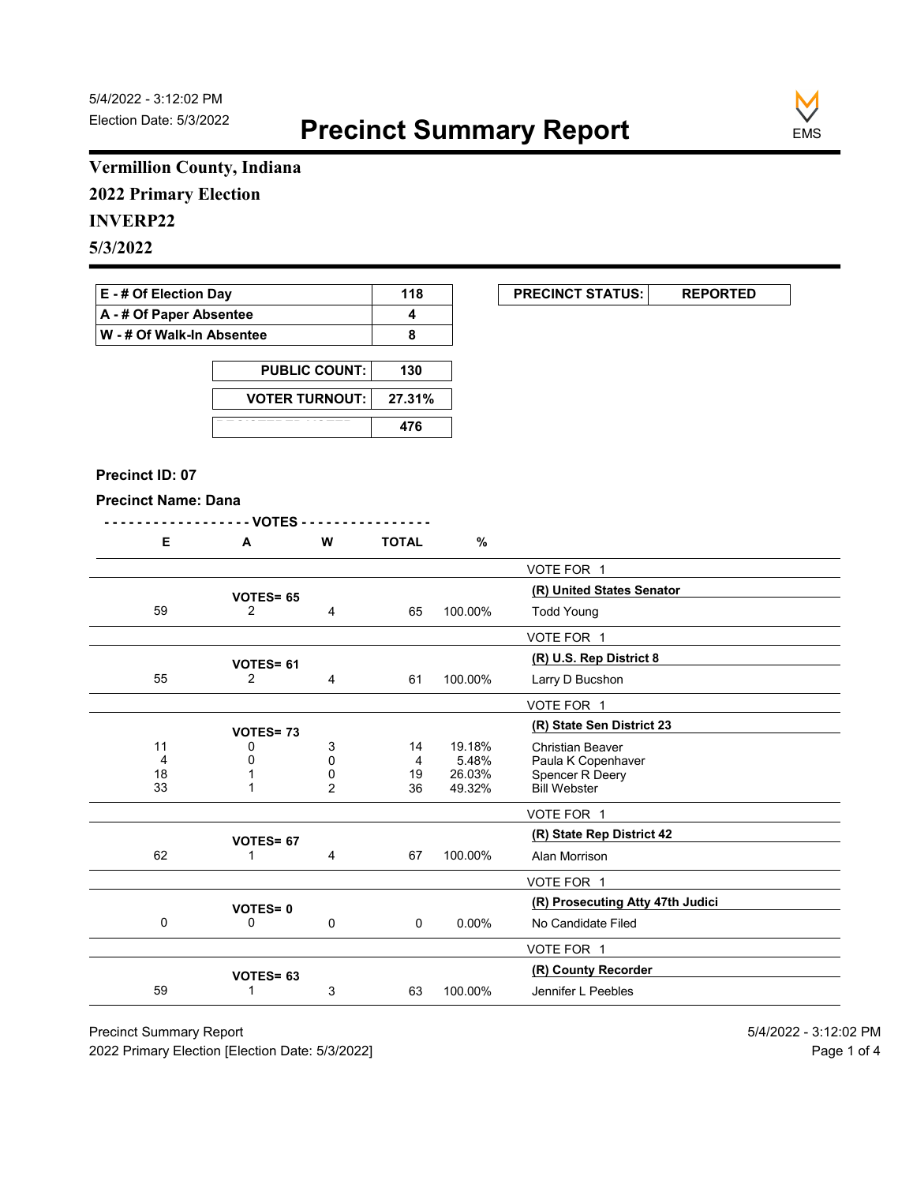5/4/2022 - 3:12:02 PM
Election Date: 5/3/2022

# Precinct Summary Report

EMS

## Vermillion County, Indiana
## 2022 Primary Election
## INVERP22
## 5/3/2022

| | |
|---|---|
| E - # Of Election Day | 118 |
| A - # Of Paper Absentee | 4 |
| W - # Of Walk-In Absentee | 8 |

| | |
|---|---|
| PUBLIC COUNT: | 130 |
| VOTER TURNOUT: | 27.31% |
| REGISTERED VOTERS | 476 |

| PRECINCT STATUS: | REPORTED |
|---|---|

**Precinct ID: 07**

**Precinct Name: Dana**

| E | A | W | TOTAL | % | |
|---|---|---|---|---|---|
| | | | | | VOTE FOR 1 |
| | VOTES= 65 | | | | **(R) United States Senator** |
| 59 | 2 | 4 | 65 | 100.00% | Todd Young |
| | | | | | VOTE FOR 1 |
| | VOTES= 61 | | | | **(R) U.S. Rep District 8** |
| 55 | 2 | 4 | 61 | 100.00% | Larry D Bucshon |
| | | | | | VOTE FOR 1 |
| | VOTES= 73 | | | | **(R) State Sen District 23** |
| 11 | 0 | 3 | 14 | 19.18% | Christian Beaver |
| 4 | 0 | 0 | 4 | 5.48% | Paula K Copenhaver |
| 18 | 1 | 0 | 19 | 26.03% | Spencer R Deery |
| 33 | 1 | 2 | 36 | 49.32% | Bill Webster |
| | | | | | VOTE FOR 1 |
| | VOTES= 67 | | | | **(R) State Rep District 42** |
| 62 | 1 | 4 | 67 | 100.00% | Alan Morrison |
| | | | | | VOTE FOR 1 |
| | VOTES= 0 | | | | **(R) Prosecuting Atty 47th Judici** |
| 0 | 0 | 0 | 0 | 0.00% | No Candidate Filed |
| | | | | | VOTE FOR 1 |
| | VOTES= 63 | | | | **(R) County Recorder** |
| 59 | 1 | 3 | 63 | 100.00% | Jennifer L Peebles |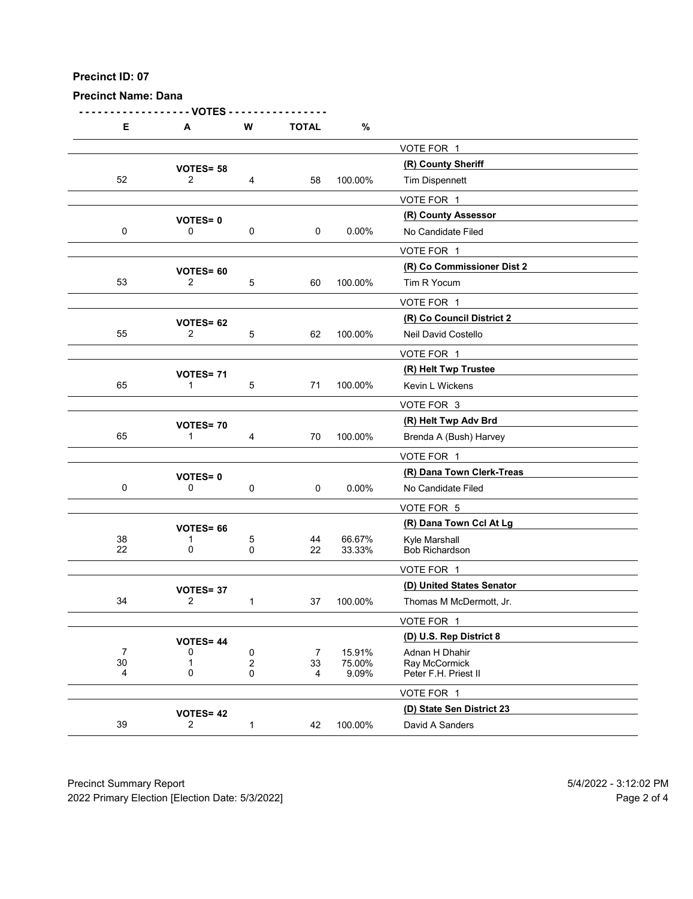**Precinct ID: 07**

**Precinct Name: Dana**

| E | A | W | TOTAL | % | |
|---|---|---|---|---|---|
| | | | | | VOTE FOR 1 |
| | **VOTES= 58** | | | | **(R) County Sheriff** |
| 52 | 2 | 4 | 58 | 100.00% | Tim Dispennett |
| | | | | | VOTE FOR 1 |
| | **VOTES= 0** | | | | **(R) County Assessor** |
| 0 | 0 | 0 | 0 | 0.00% | No Candidate Filed |
| | | | | | VOTE FOR 1 |
| | **VOTES= 60** | | | | **(R) Co Commissioner Dist 2** |
| 53 | 2 | 5 | 60 | 100.00% | Tim R Yocum |
| | | | | | VOTE FOR 1 |
| | **VOTES= 62** | | | | **(R) Co Council District 2** |
| 55 | 2 | 5 | 62 | 100.00% | Neil David Costello |
| | | | | | VOTE FOR 1 |
| | **VOTES= 71** | | | | **(R) Helt Twp Trustee** |
| 65 | 1 | 5 | 71 | 100.00% | Kevin L Wickens |
| | | | | | VOTE FOR 3 |
| | **VOTES= 70** | | | | **(R) Helt Twp Adv Brd** |
| 65 | 1 | 4 | 70 | 100.00% | Brenda A (Bush) Harvey |
| | | | | | VOTE FOR 1 |
| | **VOTES= 0** | | | | **(R) Dana Town Clerk-Treas** |
| 0 | 0 | 0 | 0 | 0.00% | No Candidate Filed |
| | | | | | VOTE FOR 5 |
| | **VOTES= 66** | | | | **(R) Dana Town Ccl At Lg** |
| 38 | 1 | 5 | 44 | 66.67% | Kyle Marshall |
| 22 | 0 | 0 | 22 | 33.33% | Bob Richardson |
| | | | | | VOTE FOR 1 |
| | **VOTES= 37** | | | | **(D) United States Senator** |
| 34 | 2 | 1 | 37 | 100.00% | Thomas M McDermott, Jr. |
| | | | | | VOTE FOR 1 |
| | **VOTES= 44** | | | | **(D) U.S. Rep District 8** |
| 7 | 0 | 0 | 7 | 15.91% | Adnan H Dhahir |
| 30 | 1 | 2 | 33 | 75.00% | Ray McCormick |
| 4 | 0 | 0 | 4 | 9.09% | Peter F.H. Priest II |
| | | | | | VOTE FOR 1 |
| | **VOTES= 42** | | | | **(D) State Sen District 23** |
| 39 | 2 | 1 | 42 | 100.00% | David A Sanders |

Precinct Summary Report 5/4/2022 - 3:12:02 PM

2022 Primary Election [Election Date: 5/3/2022]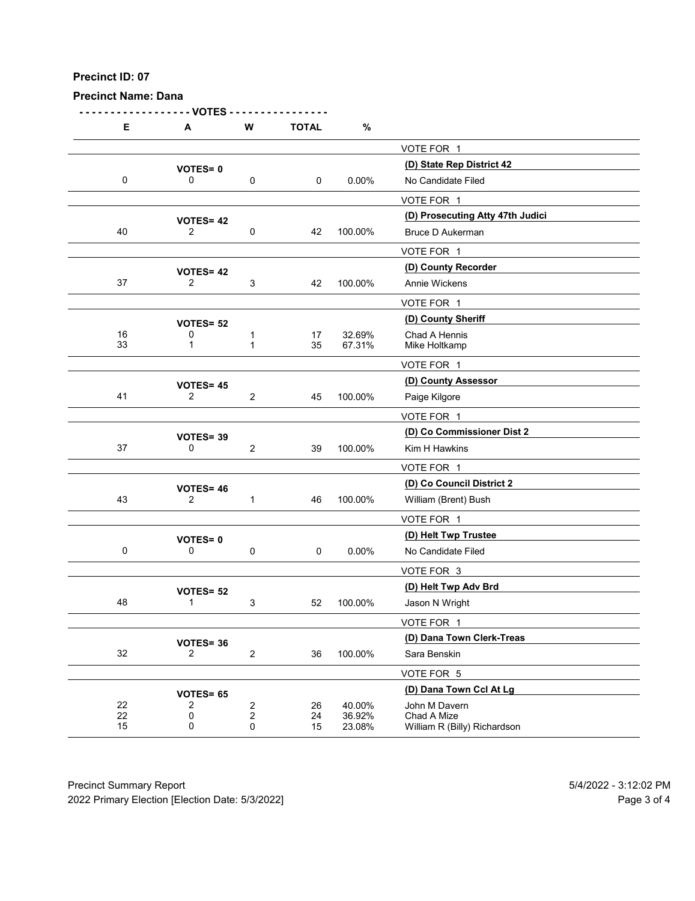**Precinct ID: 07**

**Precinct Name: Dana**

| E | A | W | TOTAL | % | |
|---|---|---|---|---|---|
| | | | | | VOTE FOR 1 |
| | VOTES= 0 | | | | **(D) State Rep District 42** |
| 0 | 0 | 0 | 0 | 0.00% | No Candidate Filed |
| | | | | | VOTE FOR 1 |
| | VOTES= 42 | | | | **(D) Prosecuting Atty 47th Judici** |
| 40 | 2 | 0 | 42 | 100.00% | Bruce D Aukerman |
| | | | | | VOTE FOR 1 |
| | VOTES= 42 | | | | **(D) County Recorder** |
| 37 | 2 | 3 | 42 | 100.00% | Annie Wickens |
| | | | | | VOTE FOR 1 |
| | VOTES= 52 | | | | **(D) County Sheriff** |
| 16 | 0 | 1 | 17 | 32.69% | Chad A Hennis |
| 33 | 1 | 1 | 35 | 67.31% | Mike Holtkamp |
| | | | | | VOTE FOR 1 |
| | VOTES= 45 | | | | **(D) County Assessor** |
| 41 | 2 | 2 | 45 | 100.00% | Paige Kilgore |
| | | | | | VOTE FOR 1 |
| | VOTES= 39 | | | | **(D) Co Commissioner Dist 2** |
| 37 | 0 | 2 | 39 | 100.00% | Kim H Hawkins |
| | | | | | VOTE FOR 1 |
| | VOTES= 46 | | | | **(D) Co Council District 2** |
| 43 | 2 | 1 | 46 | 100.00% | William (Brent) Bush |
| | | | | | VOTE FOR 1 |
| | VOTES= 0 | | | | **(D) Helt Twp Trustee** |
| 0 | 0 | 0 | 0 | 0.00% | No Candidate Filed |
| | | | | | VOTE FOR 3 |
| | VOTES= 52 | | | | **(D) Helt Twp Adv Brd** |
| 48 | 1 | 3 | 52 | 100.00% | Jason N Wright |
| | | | | | VOTE FOR 1 |
| | VOTES= 36 | | | | **(D) Dana Town Clerk-Treas** |
| 32 | 2 | 2 | 36 | 100.00% | Sara Benskin |
| | | | | | VOTE FOR 5 |
| | VOTES= 65 | | | | **(D) Dana Town Ccl At Lg** |
| 22 | 2 | 2 | 26 | 40.00% | John M Davern |
| 22 | 0 | 2 | 24 | 36.92% | Chad A Mize |
| 15 | 0 | 0 | 15 | 23.08% | William R (Billy) Richardson |

Precinct Summary Report
2022 Primary Election [Election Date: 5/3/2022]

5/4/2022 - 3:12:02 PM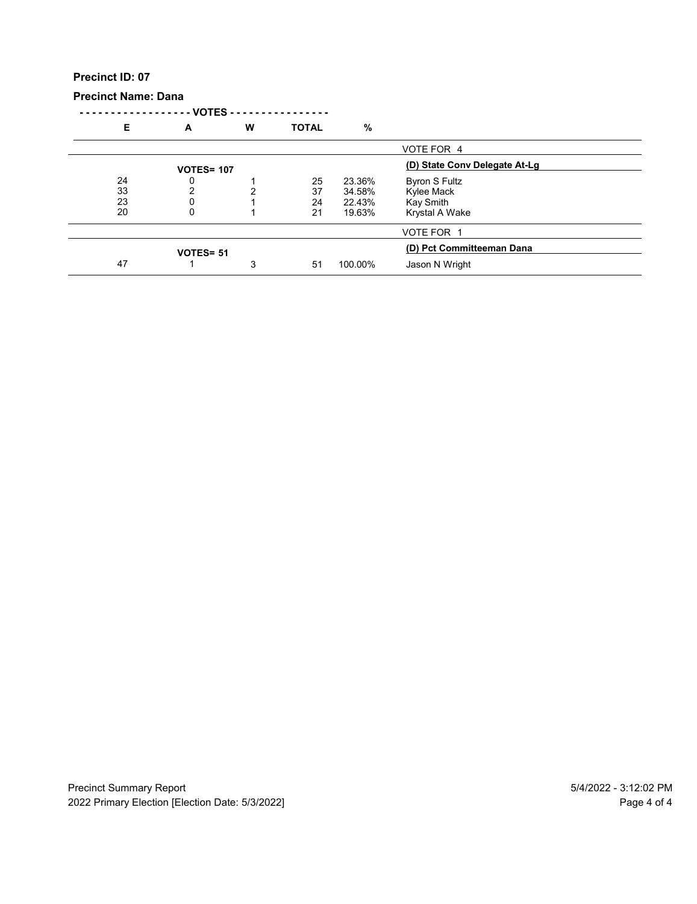**Precinct ID: 07**

**Precinct Name: Dana**

| E | A | W | TOTAL | % | |
|---|---|---|---|---|---|
| | | | | | VOTE FOR 4 |
| | **VOTES= 107** | | | | **(D) State Conv Delegate At-Lg** |
| 24 | 0 | 1 | 25 | 23.36% | Byron S Fultz |
| 33 | 2 | 2 | 37 | 34.58% | Kylee Mack |
| 23 | 0 | 1 | 24 | 22.43% | Kay Smith |
| 20 | 0 | 1 | 21 | 19.63% | Krystal A Wake |
| | | | | | VOTE FOR 1 |
| | **VOTES= 51** | | | | **(D) Pct Committeeman Dana** |
| 47 | 1 | 3 | 51 | 100.00% | Jason N Wright |

Precinct Summary Report

2022 Primary Election [Election Date: 5/3/2022]

5/4/2022 - 3:12:02 PM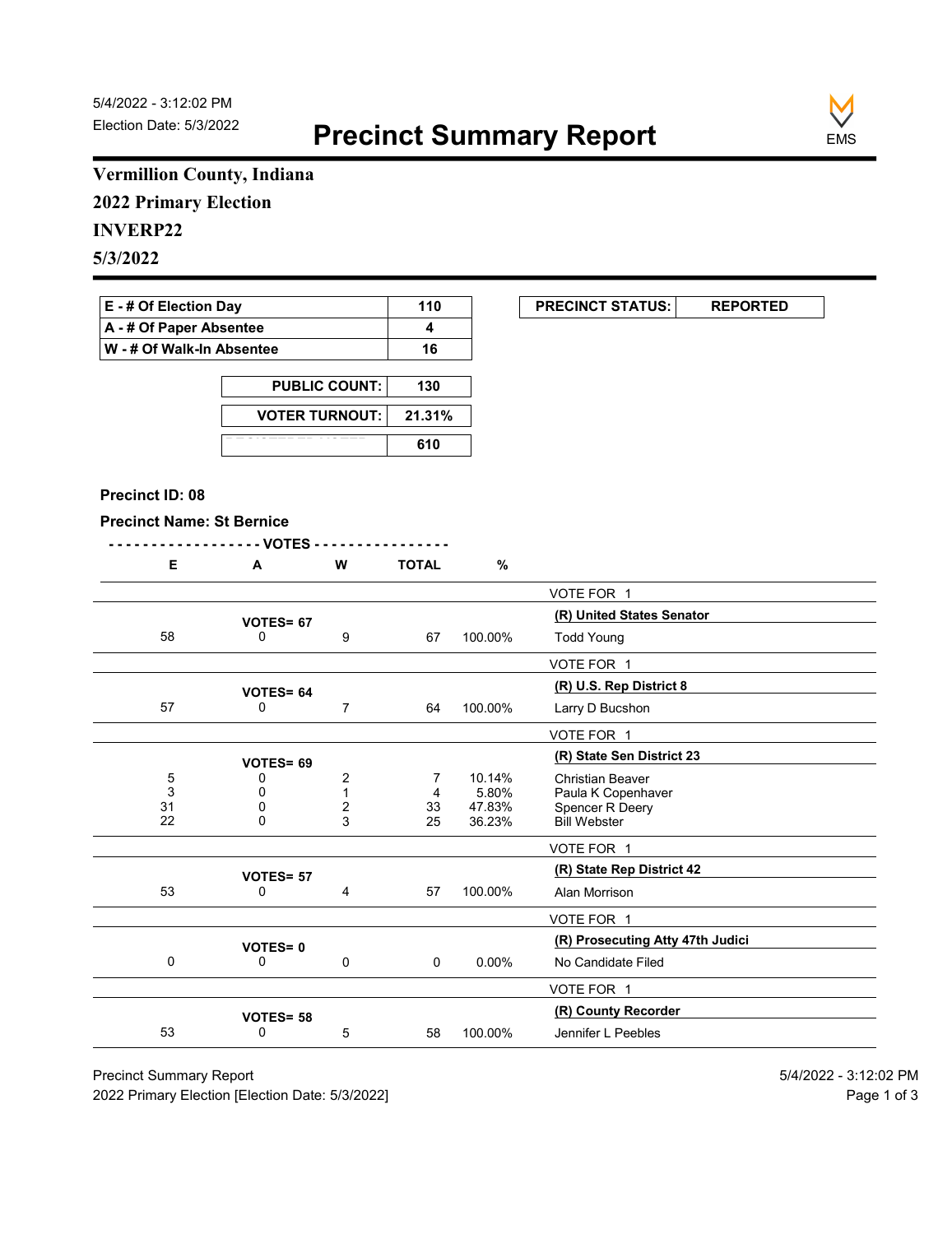5/4/2022 - 3:12:02 PM
Election Date: 5/3/2022

# Precinct Summary Report

EMS

**Vermillion County, Indiana**
**2022 Primary Election**
**INVERP22**
**5/3/2022**

| | |
|---|---|
| E - # Of Election Day | 110 |
| A - # Of Paper Absentee | 4 |
| W - # Of Walk-In Absentee | 16 |

| | |
|---|---|
| PUBLIC COUNT: | 130 |
| VOTER TURNOUT: | 21.31% |
| REGISTERED VOTERS | 610 |

| PRECINCT STATUS: | REPORTED |
|---|---|

**Precinct ID: 08**

**Precinct Name: St Bernice**

| E | A | W | TOTAL | % | |
|---|---|---|---|---|---|
| | | | | | VOTE FOR 1 |
| | VOTES= 67 | | | | **(R) United States Senator** |
| 58 | 0 | 9 | 67 | 100.00% | Todd Young |
| | | | | | VOTE FOR 1 |
| | VOTES= 64 | | | | **(R) U.S. Rep District 8** |
| 57 | 0 | 7 | 64 | 100.00% | Larry D Bucshon |
| | | | | | VOTE FOR 1 |
| | VOTES= 69 | | | | **(R) State Sen District 23** |
| 5 | 0 | 2 | 7 | 10.14% | Christian Beaver |
| 3 | 0 | 1 | 4 | 5.80% | Paula K Copenhaver |
| 31 | 0 | 2 | 33 | 47.83% | Spencer R Deery |
| 22 | 0 | 3 | 25 | 36.23% | Bill Webster |
| | | | | | VOTE FOR 1 |
| | VOTES= 57 | | | | **(R) State Rep District 42** |
| 53 | 0 | 4 | 57 | 100.00% | Alan Morrison |
| | | | | | VOTE FOR 1 |
| | VOTES= 0 | | | | **(R) Prosecuting Atty 47th Judici** |
| 0 | 0 | 0 | 0 | 0.00% | No Candidate Filed |
| | | | | | VOTE FOR 1 |
| | VOTES= 58 | | | | **(R) County Recorder** |
| 53 | 0 | 5 | 58 | 100.00% | Jennifer L Peebles |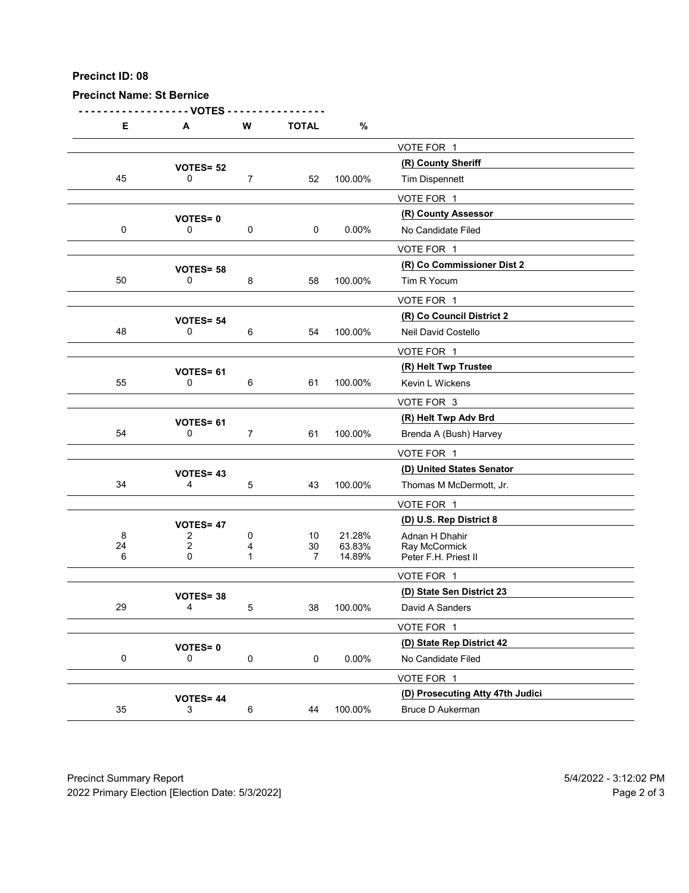**Precinct ID: 08**

**Precinct Name: St Bernice**

| E | A | W | TOTAL | % | |
|---|---|---|---|---|---|
| | | | | | VOTE FOR 1 |
| | **VOTES= 52** | | | | **(R) County Sheriff** |
| 45 | 0 | 7 | 52 | 100.00% | Tim Dispennett |
| | | | | | VOTE FOR 1 |
| | **VOTES= 0** | | | | **(R) County Assessor** |
| 0 | 0 | 0 | 0 | 0.00% | No Candidate Filed |
| | | | | | VOTE FOR 1 |
| | **VOTES= 58** | | | | **(R) Co Commissioner Dist 2** |
| 50 | 0 | 8 | 58 | 100.00% | Tim R Yocum |
| | | | | | VOTE FOR 1 |
| | **VOTES= 54** | | | | **(R) Co Council District 2** |
| 48 | 0 | 6 | 54 | 100.00% | Neil David Costello |
| | | | | | VOTE FOR 1 |
| | **VOTES= 61** | | | | **(R) Helt Twp Trustee** |
| 55 | 0 | 6 | 61 | 100.00% | Kevin L Wickens |
| | | | | | VOTE FOR 3 |
| | **VOTES= 61** | | | | **(R) Helt Twp Adv Brd** |
| 54 | 0 | 7 | 61 | 100.00% | Brenda A (Bush) Harvey |
| | | | | | VOTE FOR 1 |
| | **VOTES= 43** | | | | **(D) United States Senator** |
| 34 | 4 | 5 | 43 | 100.00% | Thomas M McDermott, Jr. |
| | | | | | VOTE FOR 1 |
| | **VOTES= 47** | | | | **(D) U.S. Rep District 8** |
| 8 | 2 | 0 | 10 | 21.28% | Adnan H Dhahir |
| 24 | 2 | 4 | 30 | 63.83% | Ray McCormick |
| 6 | 0 | 1 | 7 | 14.89% | Peter F.H. Priest II |
| | | | | | VOTE FOR 1 |
| | **VOTES= 38** | | | | **(D) State Sen District 23** |
| 29 | 4 | 5 | 38 | 100.00% | David A Sanders |
| | | | | | VOTE FOR 1 |
| | **VOTES= 0** | | | | **(D) State Rep District 42** |
| 0 | 0 | 0 | 0 | 0.00% | No Candidate Filed |
| | | | | | VOTE FOR 1 |
| | **VOTES= 44** | | | | **(D) Prosecuting Atty 47th Judici** |
| 35 | 3 | 6 | 44 | 100.00% | Bruce D Aukerman |

Precinct Summary Report
2022 Primary Election [Election Date: 5/3/2022]
5/4/2022 - 3:12:02 PM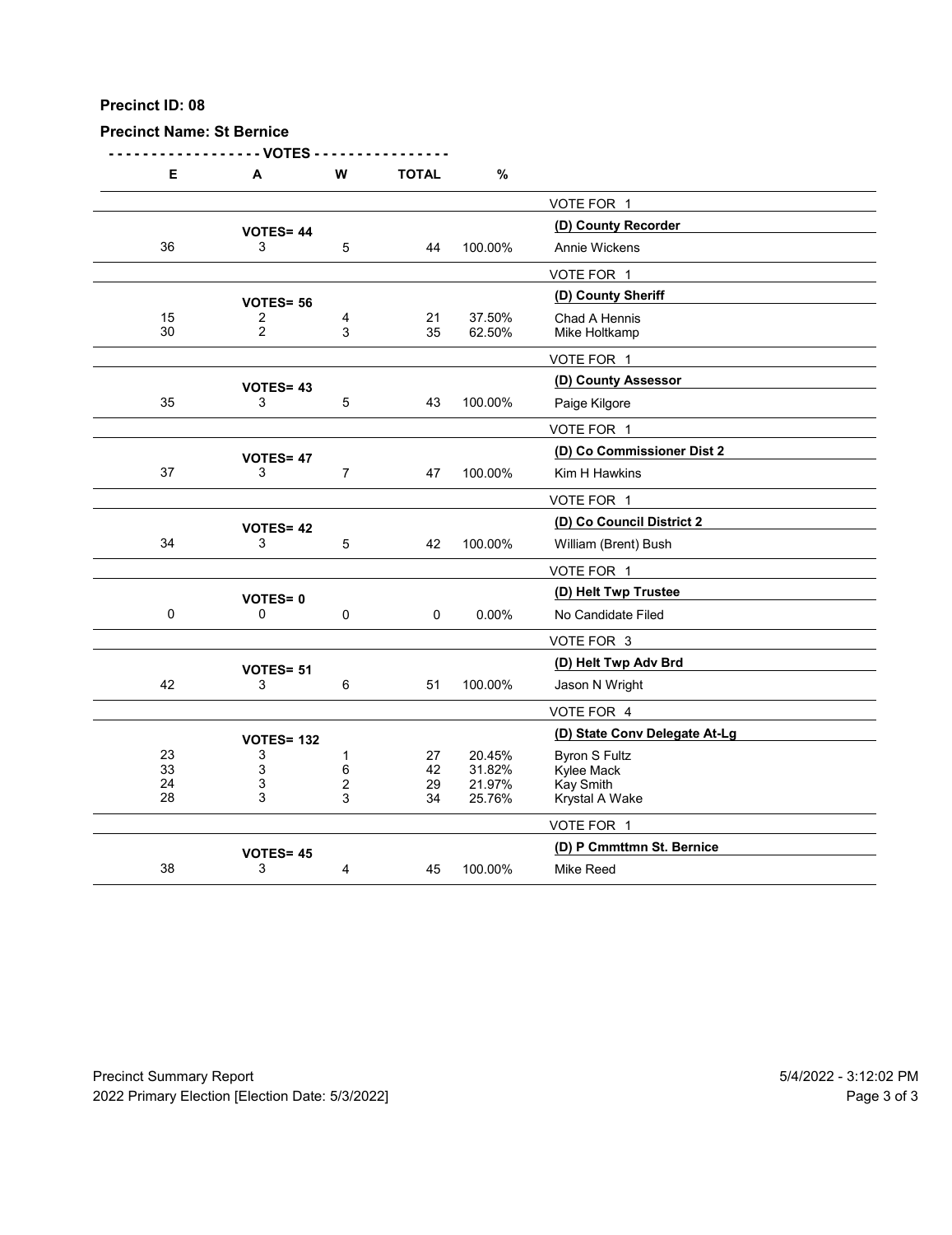**Precinct ID: 08**

**Precinct Name: St Bernice**

| E | A | W | TOTAL | % | |
|---|---|---|---|---|---|
| | | | | | VOTE FOR 1 |
| | **VOTES= 44** | | | | **(D) County Recorder** |
| 36 | 3 | 5 | 44 | 100.00% | Annie Wickens |
| | | | | | VOTE FOR 1 |
| | **VOTES= 56** | | | | **(D) County Sheriff** |
| 15 | 2 | 4 | 21 | 37.50% | Chad A Hennis |
| 30 | 2 | 3 | 35 | 62.50% | Mike Holtkamp |
| | | | | | VOTE FOR 1 |
| | **VOTES= 43** | | | | **(D) County Assessor** |
| 35 | 3 | 5 | 43 | 100.00% | Paige Kilgore |
| | | | | | VOTE FOR 1 |
| | **VOTES= 47** | | | | **(D) Co Commissioner Dist 2** |
| 37 | 3 | 7 | 47 | 100.00% | Kim H Hawkins |
| | | | | | VOTE FOR 1 |
| | **VOTES= 42** | | | | **(D) Co Council District 2** |
| 34 | 3 | 5 | 42 | 100.00% | William (Brent) Bush |
| | | | | | VOTE FOR 1 |
| | **VOTES= 0** | | | | **(D) Helt Twp Trustee** |
| 0 | 0 | 0 | 0 | 0.00% | No Candidate Filed |
| | | | | | VOTE FOR 3 |
| | **VOTES= 51** | | | | **(D) Helt Twp Adv Brd** |
| 42 | 3 | 6 | 51 | 100.00% | Jason N Wright |
| | | | | | VOTE FOR 4 |
| | **VOTES= 132** | | | | **(D) State Conv Delegate At-Lg** |
| 23 | 3 | 1 | 27 | 20.45% | Byron S Fultz |
| 33 | 3 | 6 | 42 | 31.82% | Kylee Mack |
| 24 | 3 | 2 | 29 | 21.97% | Kay Smith |
| 28 | 3 | 3 | 34 | 25.76% | Krystal A Wake |
| | | | | | VOTE FOR 1 |
| | **VOTES= 45** | | | | **(D) P Cmmttmn St. Bernice** |
| 38 | 3 | 4 | 45 | 100.00% | Mike Reed |

Precinct Summary Report
2022 Primary Election [Election Date: 5/3/2022]

5/4/2022 - 3:12:02 PM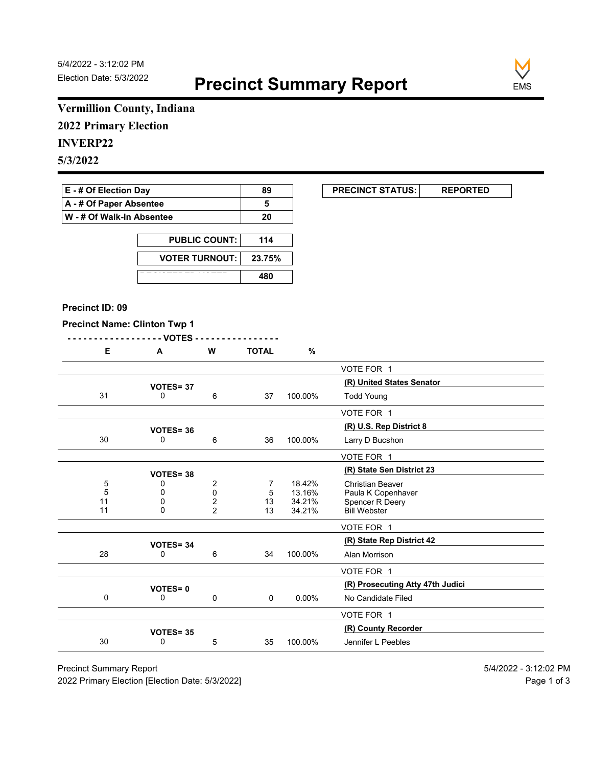5/4/2022 - 3:12:02 PM
Election Date: 5/3/2022

# Precinct Summary Report

**Vermillion County, Indiana**

**2022 Primary Election**

**INVERP22**

**5/3/2022**

| | |
|---|---|
| E - # Of Election Day | 89 |
| A - # Of Paper Absentee | 5 |
| W - # Of Walk-In Absentee | 20 |

| | |
|---|---|
| PUBLIC COUNT: | 114 |
| VOTER TURNOUT: | 23.75% |
| REGISTERED VOTERS | 480 |

| PRECINCT STATUS: | REPORTED |
|---|---|

**Precinct ID: 09**

**Precinct Name: Clinton Twp 1**

| E | A | W | TOTAL | % | |
|---|---|---|---|---|---|
| | | | | | VOTE FOR 1 |
| | VOTES= 37 | | | | **(R) United States Senator** |
| 31 | 0 | 6 | 37 | 100.00% | Todd Young |
| | | | | | VOTE FOR 1 |
| | VOTES= 36 | | | | **(R) U.S. Rep District 8** |
| 30 | 0 | 6 | 36 | 100.00% | Larry D Bucshon |
| | | | | | VOTE FOR 1 |
| | VOTES= 38 | | | | **(R) State Sen District 23** |
| 5 | 0 | 2 | 7 | 18.42% | Christian Beaver |
| 5 | 0 | 0 | 5 | 13.16% | Paula K Copenhaver |
| 11 | 0 | 2 | 13 | 34.21% | Spencer R Deery |
| 11 | 0 | 2 | 13 | 34.21% | Bill Webster |
| | | | | | VOTE FOR 1 |
| | VOTES= 34 | | | | **(R) State Rep District 42** |
| 28 | 0 | 6 | 34 | 100.00% | Alan Morrison |
| | | | | | VOTE FOR 1 |
| | VOTES= 0 | | | | **(R) Prosecuting Atty 47th Judici** |
| 0 | 0 | 0 | 0 | 0.00% | No Candidate Filed |
| | | | | | VOTE FOR 1 |
| | VOTES= 35 | | | | **(R) County Recorder** |
| 30 | 0 | 5 | 35 | 100.00% | Jennifer L Peebles |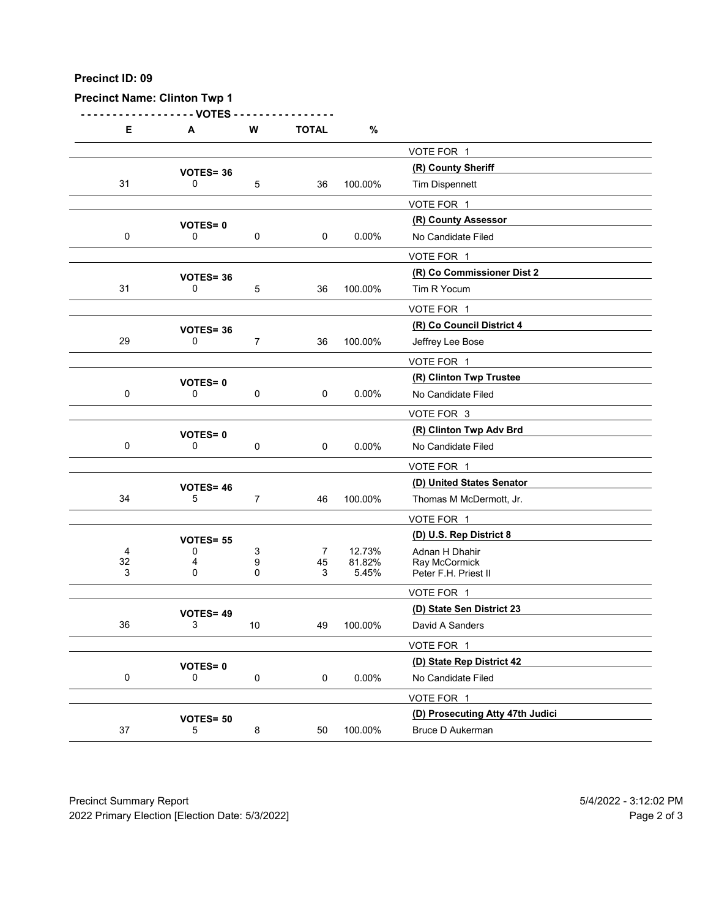**Precinct ID: 09**

**Precinct Name: Clinton Twp 1**

| E | A | W | TOTAL | % | |
|---|---|---|---|---|---|
| | | | | | VOTE FOR 1 |
| | **VOTES= 36** | | | | **(R) County Sheriff** |
| 31 | 0 | 5 | 36 | 100.00% | Tim Dispennett |
| | | | | | VOTE FOR 1 |
| | **VOTES= 0** | | | | **(R) County Assessor** |
| 0 | 0 | 0 | 0 | 0.00% | No Candidate Filed |
| | | | | | VOTE FOR 1 |
| | **VOTES= 36** | | | | **(R) Co Commissioner Dist 2** |
| 31 | 0 | 5 | 36 | 100.00% | Tim R Yocum |
| | | | | | VOTE FOR 1 |
| | **VOTES= 36** | | | | **(R) Co Council District 4** |
| 29 | 0 | 7 | 36 | 100.00% | Jeffrey Lee Bose |
| | | | | | VOTE FOR 1 |
| | **VOTES= 0** | | | | **(R) Clinton Twp Trustee** |
| 0 | 0 | 0 | 0 | 0.00% | No Candidate Filed |
| | | | | | VOTE FOR 3 |
| | **VOTES= 0** | | | | **(R) Clinton Twp Adv Brd** |
| 0 | 0 | 0 | 0 | 0.00% | No Candidate Filed |
| | | | | | VOTE FOR 1 |
| | **VOTES= 46** | | | | **(D) United States Senator** |
| 34 | 5 | 7 | 46 | 100.00% | Thomas M McDermott, Jr. |
| | | | | | VOTE FOR 1 |
| | **VOTES= 55** | | | | **(D) U.S. Rep District 8** |
| 4 | 0 | 3 | 7 | 12.73% | Adnan H Dhahir |
| 32 | 4 | 9 | 45 | 81.82% | Ray McCormick |
| 3 | 0 | 0 | 3 | 5.45% | Peter F.H. Priest II |
| | | | | | VOTE FOR 1 |
| | **VOTES= 49** | | | | **(D) State Sen District 23** |
| 36 | 3 | 10 | 49 | 100.00% | David A Sanders |
| | | | | | VOTE FOR 1 |
| | **VOTES= 0** | | | | **(D) State Rep District 42** |
| 0 | 0 | 0 | 0 | 0.00% | No Candidate Filed |
| | | | | | VOTE FOR 1 |
| | **VOTES= 50** | | | | **(D) Prosecuting Atty 47th Judici** |
| 37 | 5 | 8 | 50 | 100.00% | Bruce D Aukerman |

Precinct Summary Report 5/4/2022 - 3:12:02 PM
2022 Primary Election [Election Date: 5/3/2022]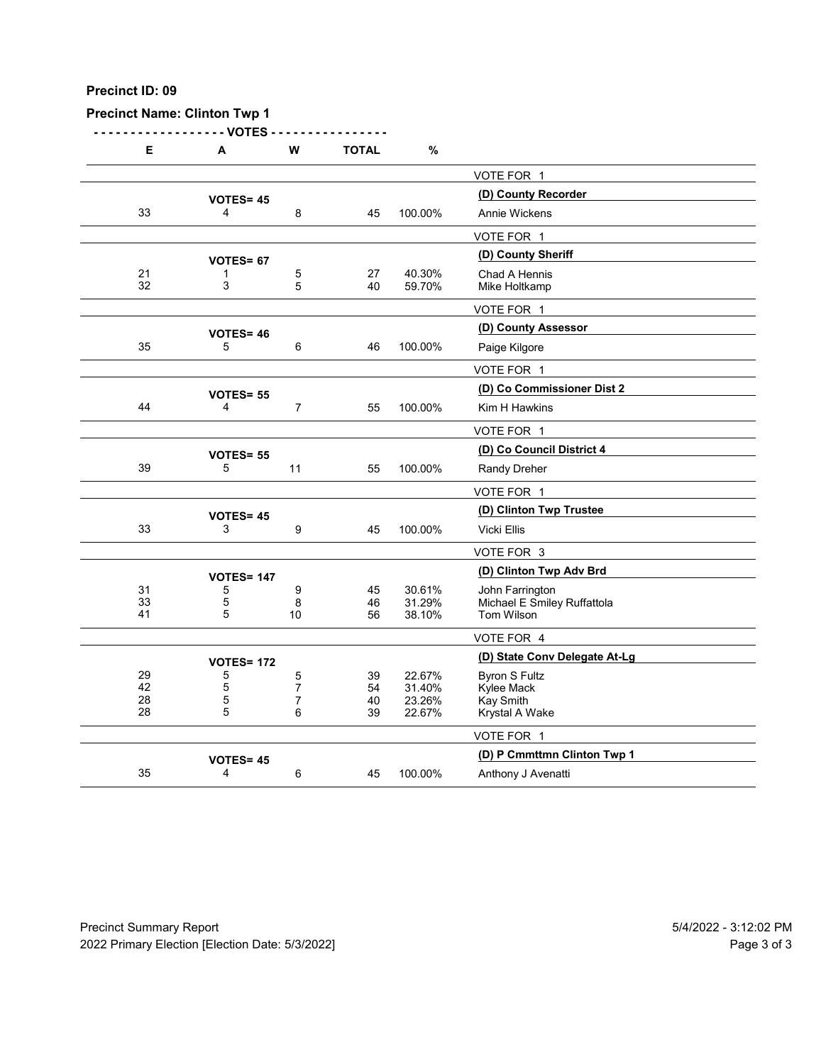**Precinct ID: 09**

**Precinct Name: Clinton Twp 1**

| E | A | W | TOTAL | % | |
|---|---|---|---|---|---|
| | | | | | VOTE FOR 1 |
| | **VOTES= 45** | | | | **(D) County Recorder** |
| 33 | 4 | 8 | 45 | 100.00% | Annie Wickens |
| | | | | | VOTE FOR 1 |
| | **VOTES= 67** | | | | **(D) County Sheriff** |
| 21 | 1 | 5 | 27 | 40.30% | Chad A Hennis |
| 32 | 3 | 5 | 40 | 59.70% | Mike Holtkamp |
| | | | | | VOTE FOR 1 |
| | **VOTES= 46** | | | | **(D) County Assessor** |
| 35 | 5 | 6 | 46 | 100.00% | Paige Kilgore |
| | | | | | VOTE FOR 1 |
| | **VOTES= 55** | | | | **(D) Co Commissioner Dist 2** |
| 44 | 4 | 7 | 55 | 100.00% | Kim H Hawkins |
| | | | | | VOTE FOR 1 |
| | **VOTES= 55** | | | | **(D) Co Council District 4** |
| 39 | 5 | 11 | 55 | 100.00% | Randy Dreher |
| | | | | | VOTE FOR 1 |
| | **VOTES= 45** | | | | **(D) Clinton Twp Trustee** |
| 33 | 3 | 9 | 45 | 100.00% | Vicki Ellis |
| | | | | | VOTE FOR 3 |
| | **VOTES= 147** | | | | **(D) Clinton Twp Adv Brd** |
| 31 | 5 | 9 | 45 | 30.61% | John Farrington |
| 33 | 5 | 8 | 46 | 31.29% | Michael E Smiley Ruffattola |
| 41 | 5 | 10 | 56 | 38.10% | Tom Wilson |
| | | | | | VOTE FOR 4 |
| | **VOTES= 172** | | | | **(D) State Conv Delegate At-Lg** |
| 29 | 5 | 5 | 39 | 22.67% | Byron S Fultz |
| 42 | 5 | 7 | 54 | 31.40% | Kylee Mack |
| 28 | 5 | 7 | 40 | 23.26% | Kay Smith |
| 28 | 5 | 6 | 39 | 22.67% | Krystal A Wake |
| | | | | | VOTE FOR 1 |
| | **VOTES= 45** | | | | **(D) P Cmmttmn Clinton Twp 1** |
| 35 | 4 | 6 | 45 | 100.00% | Anthony J Avenatti |

Precinct Summary Report
2022 Primary Election [Election Date: 5/3/2022]

5/4/2022 - 3:12:02 PM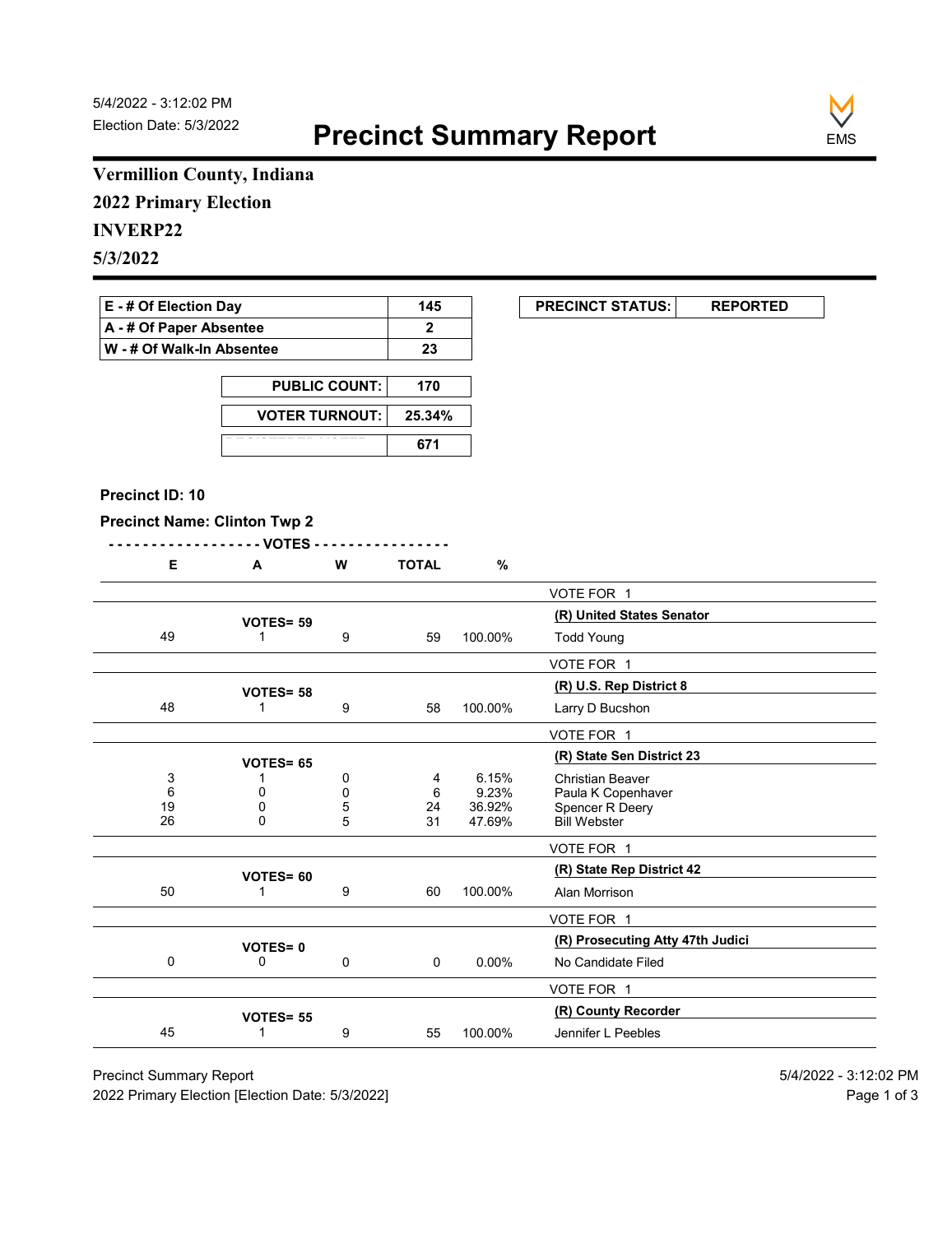5/4/2022 - 3:12:02 PM
Election Date: 5/3/2022

# Precinct Summary Report

EMS

**Vermillion County, Indiana**
**2022 Primary Election**
**INVERP22**
**5/3/2022**

| | |
|---|---|
| E - # Of Election Day | 145 |
| A - # Of Paper Absentee | 2 |
| W - # Of Walk-In Absentee | 23 |

| | |
|---|---|
| PUBLIC COUNT: | 170 |
| VOTER TURNOUT: | 25.34% |
| REGISTERED VOTERS | 671 |

| PRECINCT STATUS: | REPORTED |
|---|---|

**Precinct ID: 10**

**Precinct Name: Clinton Twp 2**

| E | A | W | TOTAL | % | |
|---|---|---|---|---|---|
| | | | | | VOTE FOR 1 |
| | VOTES= 59 | | | | **(R) United States Senator** |
| 49 | 1 | 9 | 59 | 100.00% | Todd Young |
| | | | | | VOTE FOR 1 |
| | VOTES= 58 | | | | **(R) U.S. Rep District 8** |
| 48 | 1 | 9 | 58 | 100.00% | Larry D Bucshon |
| | | | | | VOTE FOR 1 |
| | VOTES= 65 | | | | **(R) State Sen District 23** |
| 3 | 1 | 0 | 4 | 6.15% | Christian Beaver |
| 6 | 0 | 0 | 6 | 9.23% | Paula K Copenhaver |
| 19 | 0 | 5 | 24 | 36.92% | Spencer R Deery |
| 26 | 0 | 5 | 31 | 47.69% | Bill Webster |
| | | | | | VOTE FOR 1 |
| | VOTES= 60 | | | | **(R) State Rep District 42** |
| 50 | 1 | 9 | 60 | 100.00% | Alan Morrison |
| | | | | | VOTE FOR 1 |
| | VOTES= 0 | | | | **(R) Prosecuting Atty 47th Judici** |
| 0 | 0 | 0 | 0 | 0.00% | No Candidate Filed |
| | | | | | VOTE FOR 1 |
| | VOTES= 55 | | | | **(R) County Recorder** |
| 45 | 1 | 9 | 55 | 100.00% | Jennifer L Peebles |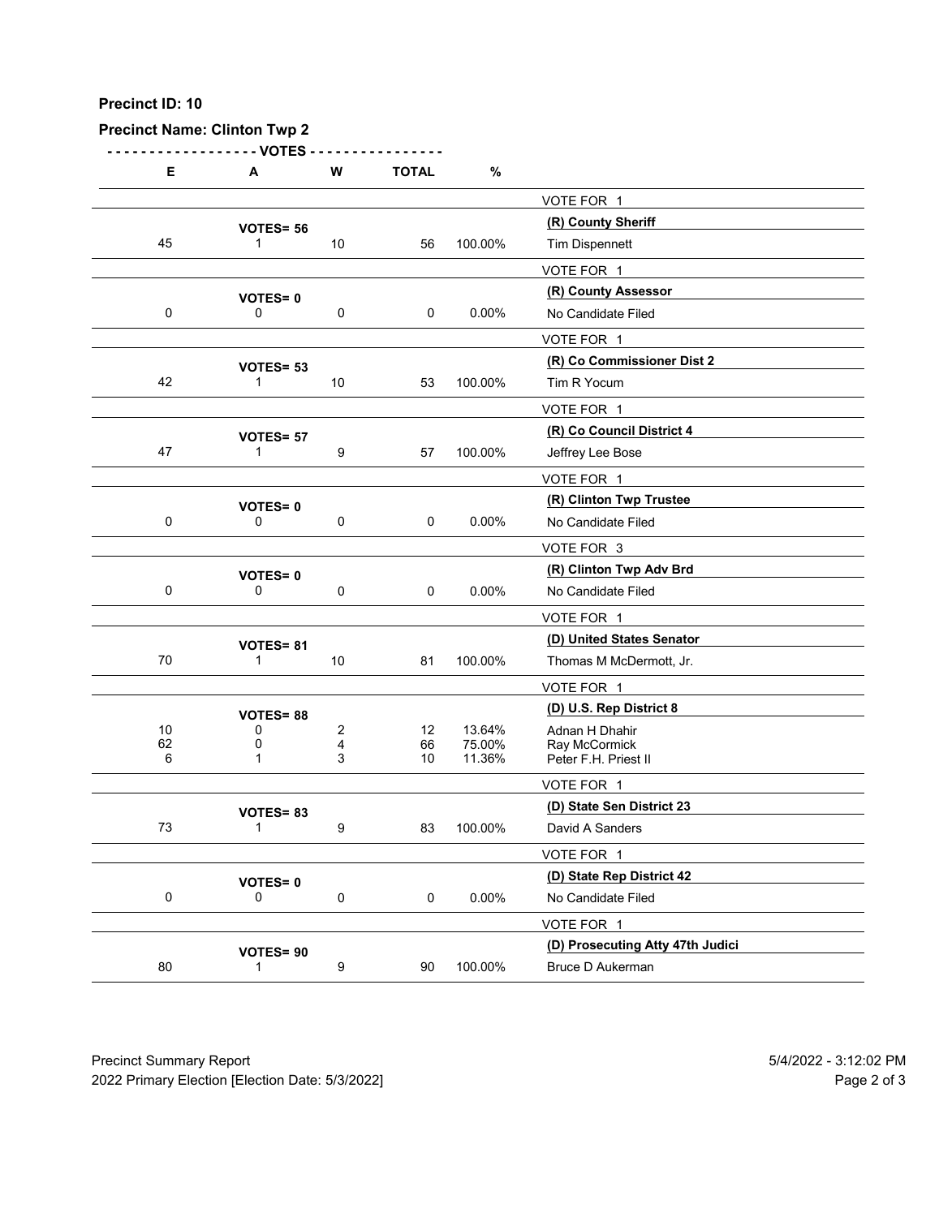**Precinct ID: 10**

**Precinct Name: Clinton Twp 2**

| E | A | W | TOTAL | % | |
|---|---|---|---|---|---|
| | | | | | VOTE FOR 1 |
| | **VOTES= 56** | | | | **(R) County Sheriff** |
| 45 | 1 | 10 | 56 | 100.00% | Tim Dispennett |
| | | | | | VOTE FOR 1 |
| | **VOTES= 0** | | | | **(R) County Assessor** |
| 0 | 0 | 0 | 0 | 0.00% | No Candidate Filed |
| | | | | | VOTE FOR 1 |
| | **VOTES= 53** | | | | **(R) Co Commissioner Dist 2** |
| 42 | 1 | 10 | 53 | 100.00% | Tim R Yocum |
| | | | | | VOTE FOR 1 |
| | **VOTES= 57** | | | | **(R) Co Council District 4** |
| 47 | 1 | 9 | 57 | 100.00% | Jeffrey Lee Bose |
| | | | | | VOTE FOR 1 |
| | **VOTES= 0** | | | | **(R) Clinton Twp Trustee** |
| 0 | 0 | 0 | 0 | 0.00% | No Candidate Filed |
| | | | | | VOTE FOR 3 |
| | **VOTES= 0** | | | | **(R) Clinton Twp Adv Brd** |
| 0 | 0 | 0 | 0 | 0.00% | No Candidate Filed |
| | | | | | VOTE FOR 1 |
| | **VOTES= 81** | | | | **(D) United States Senator** |
| 70 | 1 | 10 | 81 | 100.00% | Thomas M McDermott, Jr. |
| | | | | | VOTE FOR 1 |
| | **VOTES= 88** | | | | **(D) U.S. Rep District 8** |
| 10 | 0 | 2 | 12 | 13.64% | Adnan H Dhahir |
| 62 | 0 | 4 | 66 | 75.00% | Ray McCormick |
| 6 | 1 | 3 | 10 | 11.36% | Peter F.H. Priest II |
| | | | | | VOTE FOR 1 |
| | **VOTES= 83** | | | | **(D) State Sen District 23** |
| 73 | 1 | 9 | 83 | 100.00% | David A Sanders |
| | | | | | VOTE FOR 1 |
| | **VOTES= 0** | | | | **(D) State Rep District 42** |
| 0 | 0 | 0 | 0 | 0.00% | No Candidate Filed |
| | | | | | VOTE FOR 1 |
| | **VOTES= 90** | | | | **(D) Prosecuting Atty 47th Judici** |
| 80 | 1 | 9 | 90 | 100.00% | Bruce D Aukerman |

Precinct Summary Report
2022 Primary Election [Election Date: 5/3/2022]

5/4/2022 - 3:12:02 PM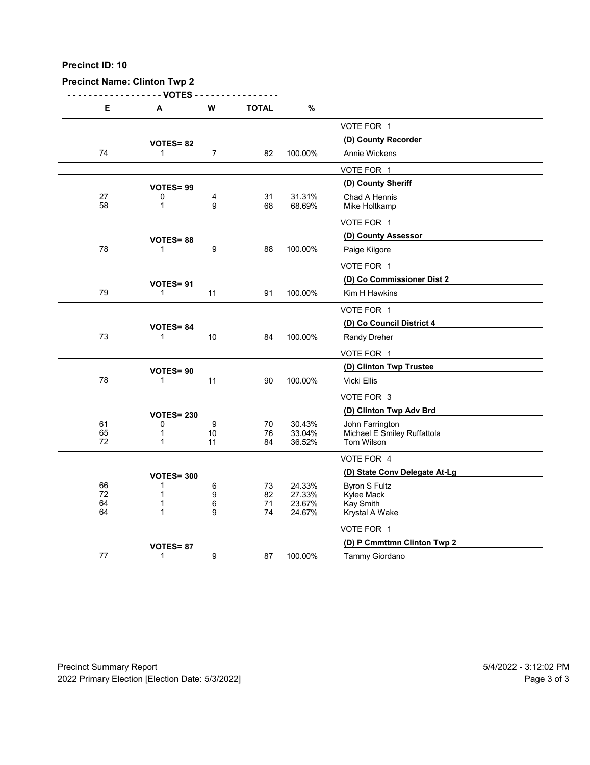**Precinct ID: 10**

**Precinct Name: Clinton Twp 2**

| E | A | W | TOTAL | % | |
|---|---|---|---|---|---|
| | | | | | VOTE FOR 1 |
| | **VOTES= 82** | | | | **(D) County Recorder** |
| 74 | 1 | 7 | 82 | 100.00% | Annie Wickens |
| | | | | | VOTE FOR 1 |
| | **VOTES= 99** | | | | **(D) County Sheriff** |
| 27 | 0 | 4 | 31 | 31.31% | Chad A Hennis |
| 58 | 1 | 9 | 68 | 68.69% | Mike Holtkamp |
| | | | | | VOTE FOR 1 |
| | **VOTES= 88** | | | | **(D) County Assessor** |
| 78 | 1 | 9 | 88 | 100.00% | Paige Kilgore |
| | | | | | VOTE FOR 1 |
| | **VOTES= 91** | | | | **(D) Co Commissioner Dist 2** |
| 79 | 1 | 11 | 91 | 100.00% | Kim H Hawkins |
| | | | | | VOTE FOR 1 |
| | **VOTES= 84** | | | | **(D) Co Council District 4** |
| 73 | 1 | 10 | 84 | 100.00% | Randy Dreher |
| | | | | | VOTE FOR 1 |
| | **VOTES= 90** | | | | **(D) Clinton Twp Trustee** |
| 78 | 1 | 11 | 90 | 100.00% | Vicki Ellis |
| | | | | | VOTE FOR 3 |
| | **VOTES= 230** | | | | **(D) Clinton Twp Adv Brd** |
| 61 | 0 | 9 | 70 | 30.43% | John Farrington |
| 65 | 1 | 10 | 76 | 33.04% | Michael E Smiley Ruffattola |
| 72 | 1 | 11 | 84 | 36.52% | Tom Wilson |
| | | | | | VOTE FOR 4 |
| | **VOTES= 300** | | | | **(D) State Conv Delegate At-Lg** |
| 66 | 1 | 6 | 73 | 24.33% | Byron S Fultz |
| 72 | 1 | 9 | 82 | 27.33% | Kylee Mack |
| 64 | 1 | 6 | 71 | 23.67% | Kay Smith |
| 64 | 1 | 9 | 74 | 24.67% | Krystal A Wake |
| | | | | | VOTE FOR 1 |
| | **VOTES= 87** | | | | **(D) P Cmmttmn Clinton Twp 2** |
| 77 | 1 | 9 | 87 | 100.00% | Tammy Giordano |

Precinct Summary Report 5/4/2022 - 3:12:02 PM
2022 Primary Election [Election Date: 5/3/2022]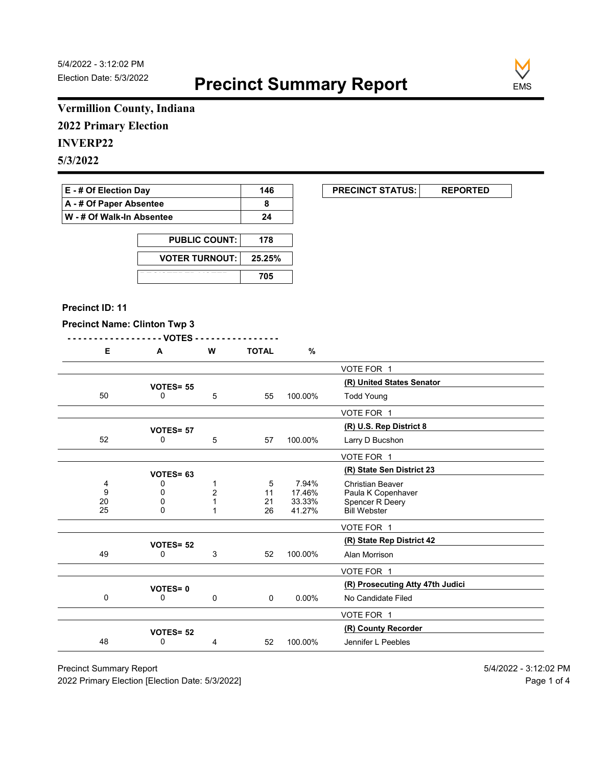5/4/2022 - 3:12:02 PM
Election Date: 5/3/2022

# Precinct Summary Report

EMS

## Vermillion County, Indiana
## 2022 Primary Election
## INVERP22
## 5/3/2022

| | |
|---|---|
| E - # Of Election Day | 146 |
| A - # Of Paper Absentee | 8 |
| W - # Of Walk-In Absentee | 24 |

| PRECINCT STATUS: | REPORTED |
|---|---|

| | |
|---|---|
| PUBLIC COUNT: | 178 |
| VOTER TURNOUT: | 25.25% |
| REGISTERED VOTERS | 705 |

**Precinct ID: 11**

**Precinct Name: Clinton Twp 3**

| E | A | W | TOTAL | % | |
|---|---|---|---|---|---|
| | | | | | VOTE FOR 1 |
| | VOTES= 55 | | | | **(R) United States Senator** |
| 50 | 0 | 5 | 55 | 100.00% | Todd Young |
| | | | | | VOTE FOR 1 |
| | VOTES= 57 | | | | **(R) U.S. Rep District 8** |
| 52 | 0 | 5 | 57 | 100.00% | Larry D Bucshon |
| | | | | | VOTE FOR 1 |
| | VOTES= 63 | | | | **(R) State Sen District 23** |
| 4 | 0 | 1 | 5 | 7.94% | Christian Beaver |
| 9 | 0 | 2 | 11 | 17.46% | Paula K Copenhaver |
| 20 | 0 | 1 | 21 | 33.33% | Spencer R Deery |
| 25 | 0 | 1 | 26 | 41.27% | Bill Webster |
| | | | | | VOTE FOR 1 |
| | VOTES= 52 | | | | **(R) State Rep District 42** |
| 49 | 0 | 3 | 52 | 100.00% | Alan Morrison |
| | | | | | VOTE FOR 1 |
| | VOTES= 0 | | | | **(R) Prosecuting Atty 47th Judici** |
| 0 | 0 | 0 | 0 | 0.00% | No Candidate Filed |
| | | | | | VOTE FOR 1 |
| | VOTES= 52 | | | | **(R) County Recorder** |
| 48 | 0 | 4 | 52 | 100.00% | Jennifer L Peebles |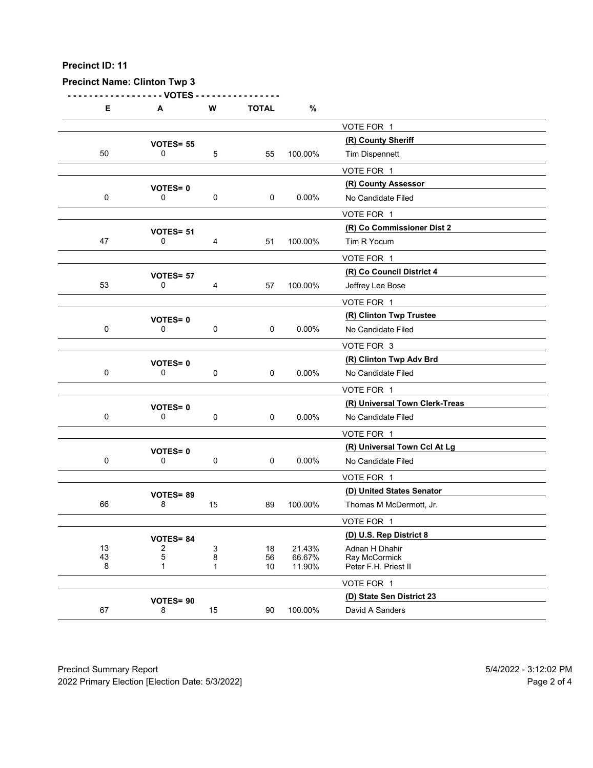**Precinct ID: 11**

**Precinct Name: Clinton Twp 3**

| E | A | W | TOTAL | % | |
|---|---|---|---|---|---|
| | | | | | VOTE FOR 1 |
| | **VOTES= 55** | | | | **(R) County Sheriff** |
| 50 | 0 | 5 | 55 | 100.00% | Tim Dispennett |
| | | | | | VOTE FOR 1 |
| | **VOTES= 0** | | | | **(R) County Assessor** |
| 0 | 0 | 0 | 0 | 0.00% | No Candidate Filed |
| | | | | | VOTE FOR 1 |
| | **VOTES= 51** | | | | **(R) Co Commissioner Dist 2** |
| 47 | 0 | 4 | 51 | 100.00% | Tim R Yocum |
| | | | | | VOTE FOR 1 |
| | **VOTES= 57** | | | | **(R) Co Council District 4** |
| 53 | 0 | 4 | 57 | 100.00% | Jeffrey Lee Bose |
| | | | | | VOTE FOR 1 |
| | **VOTES= 0** | | | | **(R) Clinton Twp Trustee** |
| 0 | 0 | 0 | 0 | 0.00% | No Candidate Filed |
| | | | | | VOTE FOR 3 |
| | **VOTES= 0** | | | | **(R) Clinton Twp Adv Brd** |
| 0 | 0 | 0 | 0 | 0.00% | No Candidate Filed |
| | | | | | VOTE FOR 1 |
| | **VOTES= 0** | | | | **(R) Universal Town Clerk-Treas** |
| 0 | 0 | 0 | 0 | 0.00% | No Candidate Filed |
| | | | | | VOTE FOR 1 |
| | **VOTES= 0** | | | | **(R) Universal Town Ccl At Lg** |
| 0 | 0 | 0 | 0 | 0.00% | No Candidate Filed |
| | | | | | VOTE FOR 1 |
| | **VOTES= 89** | | | | **(D) United States Senator** |
| 66 | 8 | 15 | 89 | 100.00% | Thomas M McDermott, Jr. |
| | | | | | VOTE FOR 1 |
| | **VOTES= 84** | | | | **(D) U.S. Rep District 8** |
| 13 | 2 | 3 | 18 | 21.43% | Adnan H Dhahir |
| 43 | 5 | 8 | 56 | 66.67% | Ray McCormick |
| 8 | 1 | 1 | 10 | 11.90% | Peter F.H. Priest II |
| | | | | | VOTE FOR 1 |
| | **VOTES= 90** | | | | **(D) State Sen District 23** |
| 67 | 8 | 15 | 90 | 100.00% | David A Sanders |

Precinct Summary Report
2022 Primary Election [Election Date: 5/3/2022]

5/4/2022 - 3:12:02 PM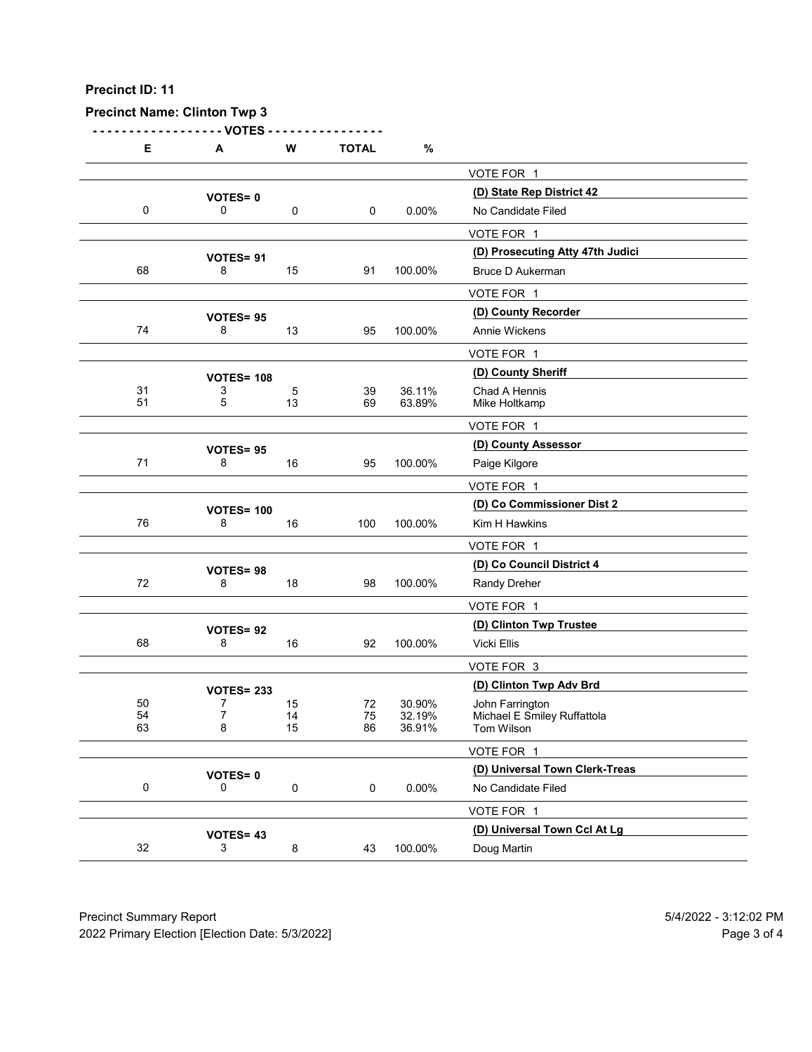**Precinct ID: 11**

**Precinct Name: Clinton Twp 3**

| E | A | W | TOTAL | % | |
|---|---|---|---|---|---|
| | | | | | VOTE FOR 1 |
| | **VOTES= 0** | | | | **(D) State Rep District 42** |
| 0 | 0 | 0 | 0 | 0.00% | No Candidate Filed |
| | | | | | VOTE FOR 1 |
| | **VOTES= 91** | | | | **(D) Prosecuting Atty 47th Judici** |
| 68 | 8 | 15 | 91 | 100.00% | Bruce D Aukerman |
| | | | | | VOTE FOR 1 |
| | **VOTES= 95** | | | | **(D) County Recorder** |
| 74 | 8 | 13 | 95 | 100.00% | Annie Wickens |
| | | | | | VOTE FOR 1 |
| | **VOTES= 108** | | | | **(D) County Sheriff** |
| 31 | 3 | 5 | 39 | 36.11% | Chad A Hennis |
| 51 | 5 | 13 | 69 | 63.89% | Mike Holtkamp |
| | | | | | VOTE FOR 1 |
| | **VOTES= 95** | | | | **(D) County Assessor** |
| 71 | 8 | 16 | 95 | 100.00% | Paige Kilgore |
| | | | | | VOTE FOR 1 |
| | **VOTES= 100** | | | | **(D) Co Commissioner Dist 2** |
| 76 | 8 | 16 | 100 | 100.00% | Kim H Hawkins |
| | | | | | VOTE FOR 1 |
| | **VOTES= 98** | | | | **(D) Co Council District 4** |
| 72 | 8 | 18 | 98 | 100.00% | Randy Dreher |
| | | | | | VOTE FOR 1 |
| | **VOTES= 92** | | | | **(D) Clinton Twp Trustee** |
| 68 | 8 | 16 | 92 | 100.00% | Vicki Ellis |
| | | | | | VOTE FOR 3 |
| | **VOTES= 233** | | | | **(D) Clinton Twp Adv Brd** |
| 50 | 7 | 15 | 72 | 30.90% | John Farrington |
| 54 | 7 | 14 | 75 | 32.19% | Michael E Smiley Ruffattola |
| 63 | 8 | 15 | 86 | 36.91% | Tom Wilson |
| | | | | | VOTE FOR 1 |
| | **VOTES= 0** | | | | **(D) Universal Town Clerk-Treas** |
| 0 | 0 | 0 | 0 | 0.00% | No Candidate Filed |
| | | | | | VOTE FOR 1 |
| | **VOTES= 43** | | | | **(D) Universal Town Ccl At Lg** |
| 32 | 3 | 8 | 43 | 100.00% | Doug Martin |

Precinct Summary Report  
2022 Primary Election [Election Date: 5/3/2022]  
5/4/2022 - 3:12:02 PM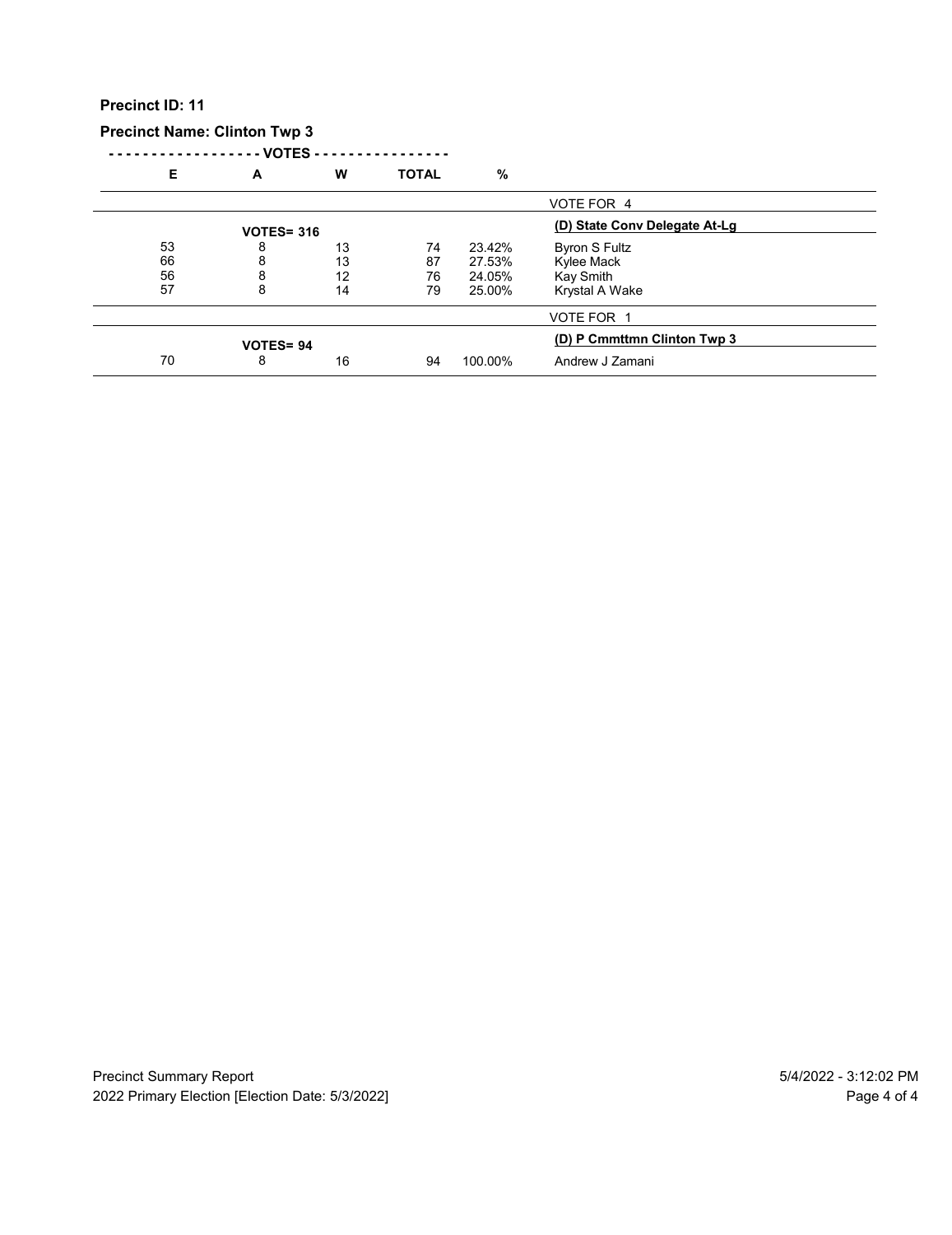**Precinct ID: 11**

**Precinct Name: Clinton Twp 3**

| E | A | W | TOTAL | % | |
|---|---|---|---|---|---|
| | | | | | VOTE FOR 4 |
| | **VOTES= 316** | | | | **(D) State Conv Delegate At-Lg** |
| 53 | 8 | 13 | 74 | 23.42% | Byron S Fultz |
| 66 | 8 | 13 | 87 | 27.53% | Kylee Mack |
| 56 | 8 | 12 | 76 | 24.05% | Kay Smith |
| 57 | 8 | 14 | 79 | 25.00% | Krystal A Wake |
| | | | | | VOTE FOR 1 |
| | **VOTES= 94** | | | | **(D) P Cmmttmn Clinton Twp 3** |
| 70 | 8 | 16 | 94 | 100.00% | Andrew J Zamani |

Precinct Summary Report 5/4/2022 - 3:12:02 PM

2022 Primary Election [Election Date: 5/3/2022]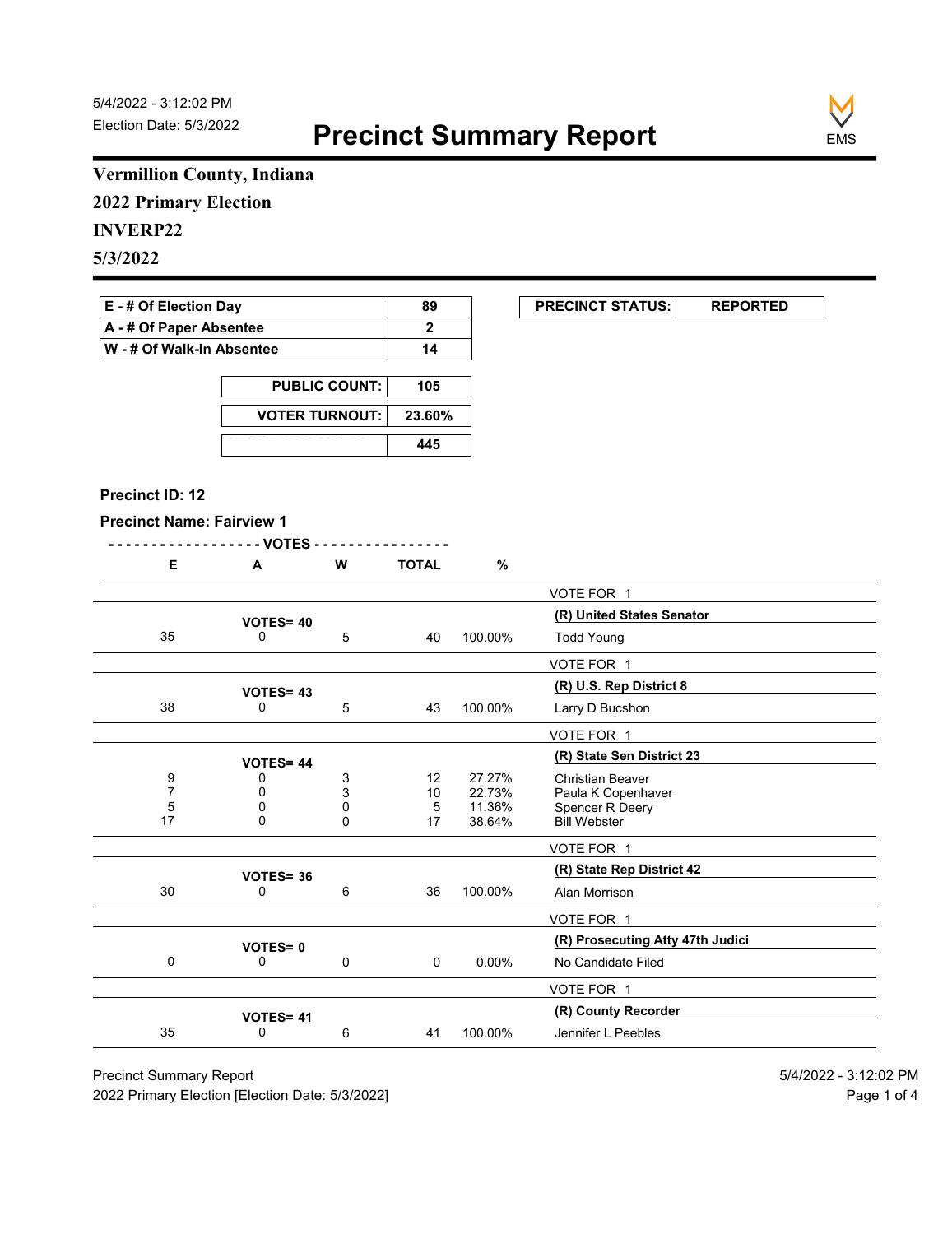5/4/2022 - 3:12:02 PM
Election Date: 5/3/2022

# Precinct Summary Report

EMS

## Vermillion County, Indiana
## 2022 Primary Election
## INVERP22
## 5/3/2022

| | |
|---|---|
| E - # Of Election Day | 89 |
| A - # Of Paper Absentee | 2 |
| W - # Of Walk-In Absentee | 14 |

| | |
|---|---|
| PUBLIC COUNT: | 105 |
| VOTER TURNOUT: | 23.60% |
| REGISTERED VOTERS | 445 |

| PRECINCT STATUS: | REPORTED |
|---|---|

**Precinct ID: 12**

**Precinct Name: Fairview 1**

| E | A | W | TOTAL | % | |
|---|---|---|---|---|---|
| | | | | | VOTE FOR 1 |
| | VOTES= 40 | | | | **(R) United States Senator** |
| 35 | 0 | 5 | 40 | 100.00% | Todd Young |
| | | | | | VOTE FOR 1 |
| | VOTES= 43 | | | | **(R) U.S. Rep District 8** |
| 38 | 0 | 5 | 43 | 100.00% | Larry D Bucshon |
| | | | | | VOTE FOR 1 |
| | VOTES= 44 | | | | **(R) State Sen District 23** |
| 9 | 0 | 3 | 12 | 27.27% | Christian Beaver |
| 7 | 0 | 3 | 10 | 22.73% | Paula K Copenhaver |
| 5 | 0 | 0 | 5 | 11.36% | Spencer R Deery |
| 17 | 0 | 0 | 17 | 38.64% | Bill Webster |
| | | | | | VOTE FOR 1 |
| | VOTES= 36 | | | | **(R) State Rep District 42** |
| 30 | 0 | 6 | 36 | 100.00% | Alan Morrison |
| | | | | | VOTE FOR 1 |
| | VOTES= 0 | | | | **(R) Prosecuting Atty 47th Judici** |
| 0 | 0 | 0 | 0 | 0.00% | No Candidate Filed |
| | | | | | VOTE FOR 1 |
| | VOTES= 41 | | | | **(R) County Recorder** |
| 35 | 0 | 6 | 41 | 100.00% | Jennifer L Peebles |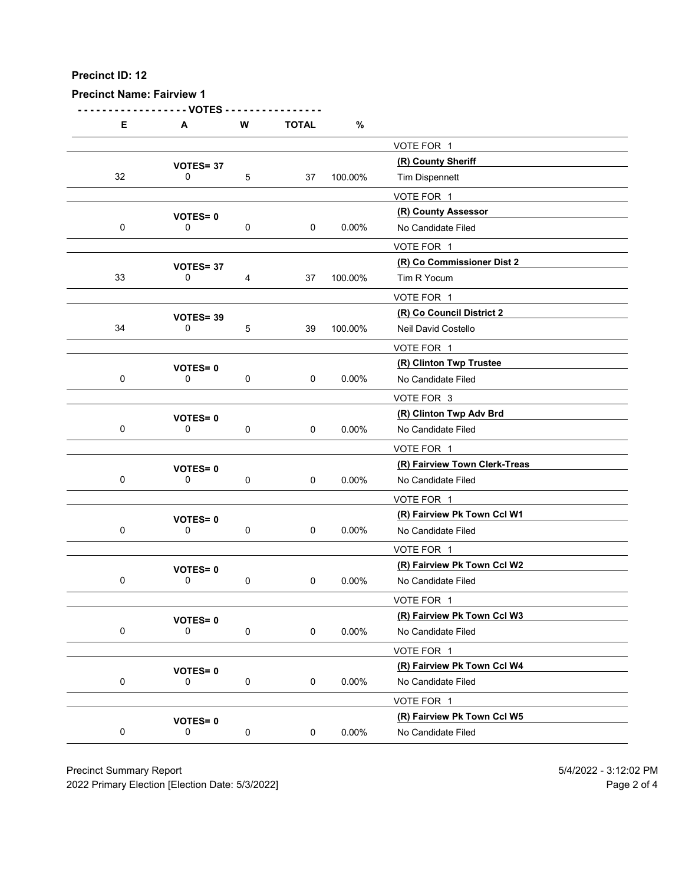**Precinct ID: 12**

**Precinct Name: Fairview 1**

| E | A | W | TOTAL | % | |
|---|---|---|---|---|---|
| | | | | | VOTE FOR 1 |
| | **VOTES= 37** | | | | **(R) County Sheriff** |
| 32 | 0 | 5 | 37 | 100.00% | Tim Dispennett |
| | | | | | VOTE FOR 1 |
| | **VOTES= 0** | | | | **(R) County Assessor** |
| 0 | 0 | 0 | 0 | 0.00% | No Candidate Filed |
| | | | | | VOTE FOR 1 |
| | **VOTES= 37** | | | | **(R) Co Commissioner Dist 2** |
| 33 | 0 | 4 | 37 | 100.00% | Tim R Yocum |
| | | | | | VOTE FOR 1 |
| | **VOTES= 39** | | | | **(R) Co Council District 2** |
| 34 | 0 | 5 | 39 | 100.00% | Neil David Costello |
| | | | | | VOTE FOR 1 |
| | **VOTES= 0** | | | | **(R) Clinton Twp Trustee** |
| 0 | 0 | 0 | 0 | 0.00% | No Candidate Filed |
| | | | | | VOTE FOR 3 |
| | **VOTES= 0** | | | | **(R) Clinton Twp Adv Brd** |
| 0 | 0 | 0 | 0 | 0.00% | No Candidate Filed |
| | | | | | VOTE FOR 1 |
| | **VOTES= 0** | | | | **(R) Fairview Town Clerk-Treas** |
| 0 | 0 | 0 | 0 | 0.00% | No Candidate Filed |
| | | | | | VOTE FOR 1 |
| | **VOTES= 0** | | | | **(R) Fairview Pk Town Ccl W1** |
| 0 | 0 | 0 | 0 | 0.00% | No Candidate Filed |
| | | | | | VOTE FOR 1 |
| | **VOTES= 0** | | | | **(R) Fairview Pk Town Ccl W2** |
| 0 | 0 | 0 | 0 | 0.00% | No Candidate Filed |
| | | | | | VOTE FOR 1 |
| | **VOTES= 0** | | | | **(R) Fairview Pk Town Ccl W3** |
| 0 | 0 | 0 | 0 | 0.00% | No Candidate Filed |
| | | | | | VOTE FOR 1 |
| | **VOTES= 0** | | | | **(R) Fairview Pk Town Ccl W4** |
| 0 | 0 | 0 | 0 | 0.00% | No Candidate Filed |
| | | | | | VOTE FOR 1 |
| | **VOTES= 0** | | | | **(R) Fairview Pk Town Ccl W5** |
| 0 | 0 | 0 | 0 | 0.00% | No Candidate Filed |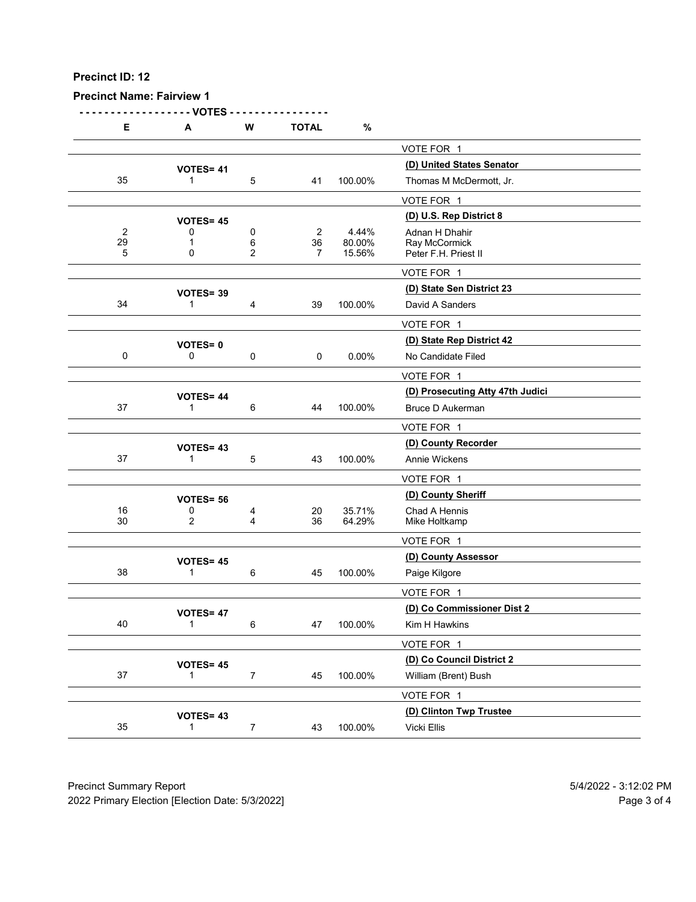**Precinct ID: 12**

**Precinct Name: Fairview 1**

| E | A | W | TOTAL | % | |
|---|---|---|---|---|---|
| | | | | | VOTE FOR 1 |
| | **VOTES= 41** | | | | **(D) United States Senator** |
| 35 | 1 | 5 | 41 | 100.00% | Thomas M McDermott, Jr. |
| | | | | | VOTE FOR 1 |
| | **VOTES= 45** | | | | **(D) U.S. Rep District 8** |
| 2 | 0 | 0 | 2 | 4.44% | Adnan H Dhahir |
| 29 | 1 | 6 | 36 | 80.00% | Ray McCormick |
| 5 | 0 | 2 | 7 | 15.56% | Peter F.H. Priest II |
| | | | | | VOTE FOR 1 |
| | **VOTES= 39** | | | | **(D) State Sen District 23** |
| 34 | 1 | 4 | 39 | 100.00% | David A Sanders |
| | | | | | VOTE FOR 1 |
| | **VOTES= 0** | | | | **(D) State Rep District 42** |
| 0 | 0 | 0 | 0 | 0.00% | No Candidate Filed |
| | | | | | VOTE FOR 1 |
| | **VOTES= 44** | | | | **(D) Prosecuting Atty 47th Judici** |
| 37 | 1 | 6 | 44 | 100.00% | Bruce D Aukerman |
| | | | | | VOTE FOR 1 |
| | **VOTES= 43** | | | | **(D) County Recorder** |
| 37 | 1 | 5 | 43 | 100.00% | Annie Wickens |
| | | | | | VOTE FOR 1 |
| | **VOTES= 56** | | | | **(D) County Sheriff** |
| 16 | 0 | 4 | 20 | 35.71% | Chad A Hennis |
| 30 | 2 | 4 | 36 | 64.29% | Mike Holtkamp |
| | | | | | VOTE FOR 1 |
| | **VOTES= 45** | | | | **(D) County Assessor** |
| 38 | 1 | 6 | 45 | 100.00% | Paige Kilgore |
| | | | | | VOTE FOR 1 |
| | **VOTES= 47** | | | | **(D) Co Commissioner Dist 2** |
| 40 | 1 | 6 | 47 | 100.00% | Kim H Hawkins |
| | | | | | VOTE FOR 1 |
| | **VOTES= 45** | | | | **(D) Co Council District 2** |
| 37 | 1 | 7 | 45 | 100.00% | William (Brent) Bush |
| | | | | | VOTE FOR 1 |
| | **VOTES= 43** | | | | **(D) Clinton Twp Trustee** |
| 35 | 1 | 7 | 43 | 100.00% | Vicki Ellis |

Precinct Summary Report
2022 Primary Election [Election Date: 5/3/2022]

5/4/2022 - 3:12:02 PM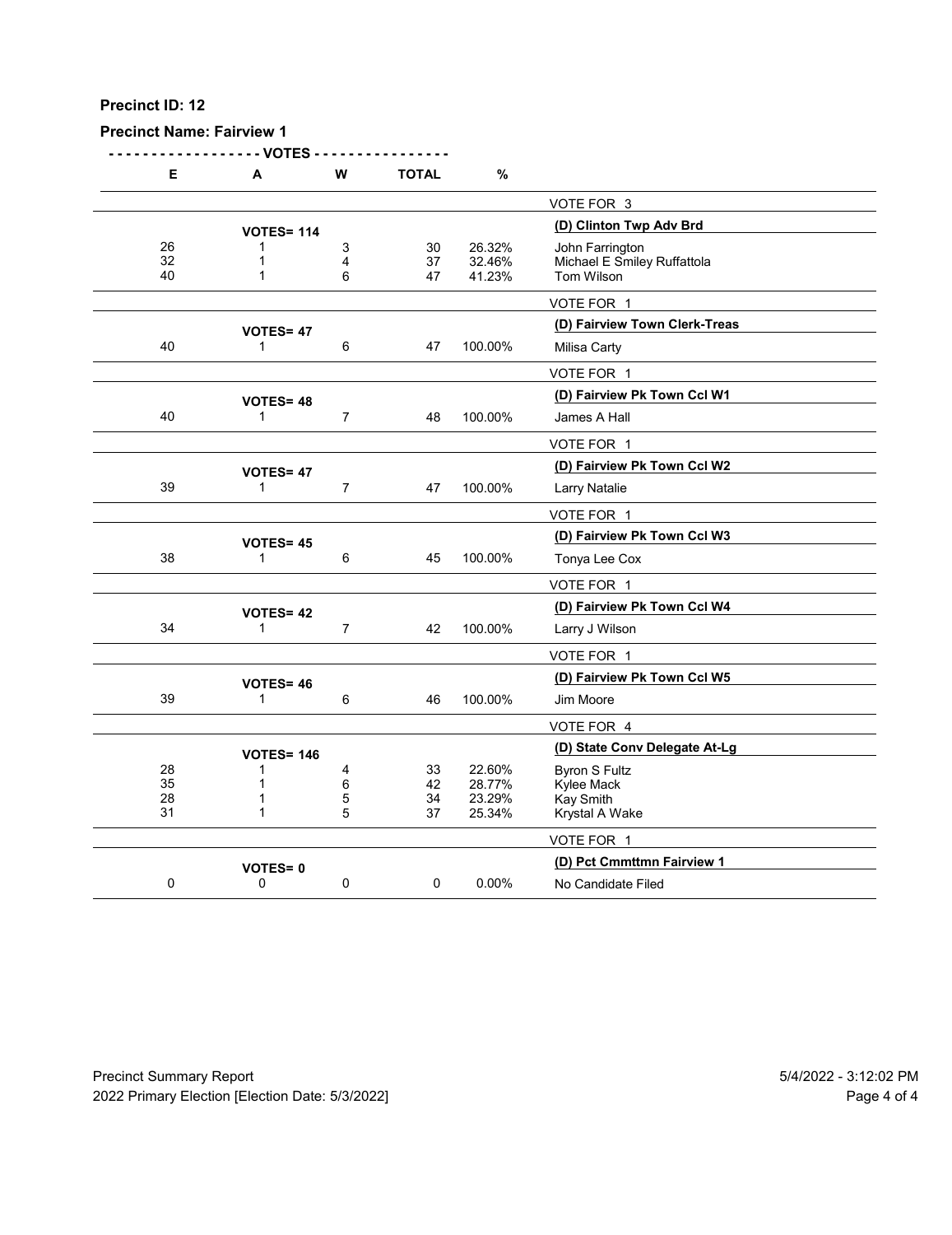**Precinct ID: 12**

**Precinct Name: Fairview 1**

| E | A | W | TOTAL | % | |
|---|---|---|---|---|---|
| | | | | | VOTE FOR 3 |
| | **VOTES= 114** | | | | **(D) Clinton Twp Adv Brd** |
| 26 | 1 | 3 | 30 | 26.32% | John Farrington |
| 32 | 1 | 4 | 37 | 32.46% | Michael E Smiley Ruffattola |
| 40 | 1 | 6 | 47 | 41.23% | Tom Wilson |
| | | | | | VOTE FOR 1 |
| | **VOTES= 47** | | | | **(D) Fairview Town Clerk-Treas** |
| 40 | 1 | 6 | 47 | 100.00% | Milisa Carty |
| | | | | | VOTE FOR 1 |
| | **VOTES= 48** | | | | **(D) Fairview Pk Town Ccl W1** |
| 40 | 1 | 7 | 48 | 100.00% | James A Hall |
| | | | | | VOTE FOR 1 |
| | **VOTES= 47** | | | | **(D) Fairview Pk Town Ccl W2** |
| 39 | 1 | 7 | 47 | 100.00% | Larry Natalie |
| | | | | | VOTE FOR 1 |
| | **VOTES= 45** | | | | **(D) Fairview Pk Town Ccl W3** |
| 38 | 1 | 6 | 45 | 100.00% | Tonya Lee Cox |
| | | | | | VOTE FOR 1 |
| | **VOTES= 42** | | | | **(D) Fairview Pk Town Ccl W4** |
| 34 | 1 | 7 | 42 | 100.00% | Larry J Wilson |
| | | | | | VOTE FOR 1 |
| | **VOTES= 46** | | | | **(D) Fairview Pk Town Ccl W5** |
| 39 | 1 | 6 | 46 | 100.00% | Jim Moore |
| | | | | | VOTE FOR 4 |
| | **VOTES= 146** | | | | **(D) State Conv Delegate At-Lg** |
| 28 | 1 | 4 | 33 | 22.60% | Byron S Fultz |
| 35 | 1 | 6 | 42 | 28.77% | Kylee Mack |
| 28 | 1 | 5 | 34 | 23.29% | Kay Smith |
| 31 | 1 | 5 | 37 | 25.34% | Krystal A Wake |
| | | | | | VOTE FOR 1 |
| | **VOTES= 0** | | | | **(D) Pct Cmmttmn Fairview 1** |
| 0 | 0 | 0 | 0 | 0.00% | No Candidate Filed |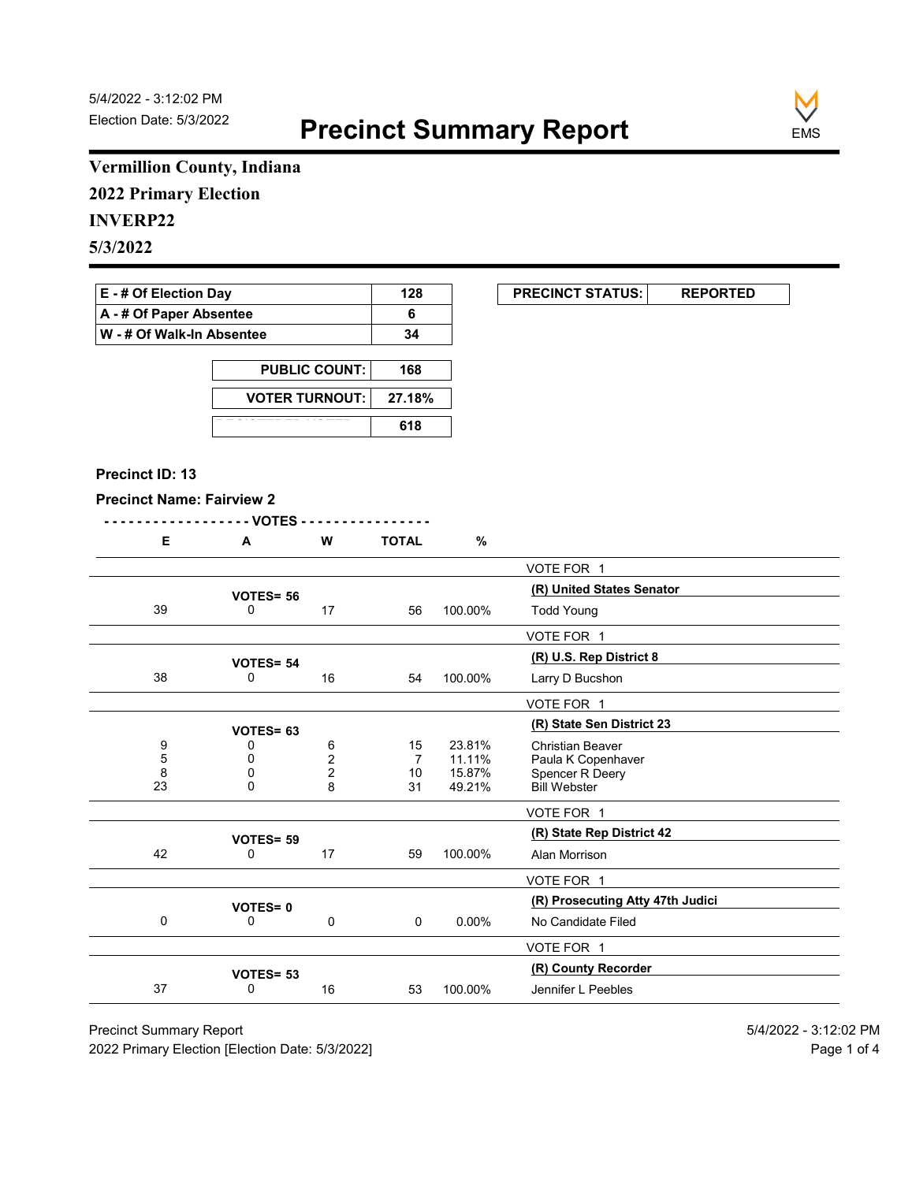5/4/2022 - 3:12:02 PM
Election Date: 5/3/2022

# Precinct Summary Report

EMS

## Vermillion County, Indiana
## 2022 Primary Election
## INVERP22
## 5/3/2022

| | |
|---|---|
| E - # Of Election Day | 128 |
| A - # Of Paper Absentee | 6 |
| W - # Of Walk-In Absentee | 34 |

| | |
|---|---|
| PUBLIC COUNT: | 168 |
| VOTER TURNOUT: | 27.18% |
| REGISTERED VOTERS | 618 |

| PRECINCT STATUS: | REPORTED |
|---|---|

**Precinct ID: 13**

**Precinct Name: Fairview 2**

| E | A | W | TOTAL | % | |
|---|---|---|---|---|---|
| | | | | | VOTE FOR 1 |
| | VOTES= 56 | | | | **(R) United States Senator** |
| 39 | 0 | 17 | 56 | 100.00% | Todd Young |
| | | | | | VOTE FOR 1 |
| | VOTES= 54 | | | | **(R) U.S. Rep District 8** |
| 38 | 0 | 16 | 54 | 100.00% | Larry D Bucshon |
| | | | | | VOTE FOR 1 |
| | VOTES= 63 | | | | **(R) State Sen District 23** |
| 9 | 0 | 6 | 15 | 23.81% | Christian Beaver |
| 5 | 0 | 2 | 7 | 11.11% | Paula K Copenhaver |
| 8 | 0 | 2 | 10 | 15.87% | Spencer R Deery |
| 23 | 0 | 8 | 31 | 49.21% | Bill Webster |
| | | | | | VOTE FOR 1 |
| | VOTES= 59 | | | | **(R) State Rep District 42** |
| 42 | 0 | 17 | 59 | 100.00% | Alan Morrison |
| | | | | | VOTE FOR 1 |
| | VOTES= 0 | | | | **(R) Prosecuting Atty 47th Judici** |
| 0 | 0 | 0 | 0 | 0.00% | No Candidate Filed |
| | | | | | VOTE FOR 1 |
| | VOTES= 53 | | | | **(R) County Recorder** |
| 37 | 0 | 16 | 53 | 100.00% | Jennifer L Peebles |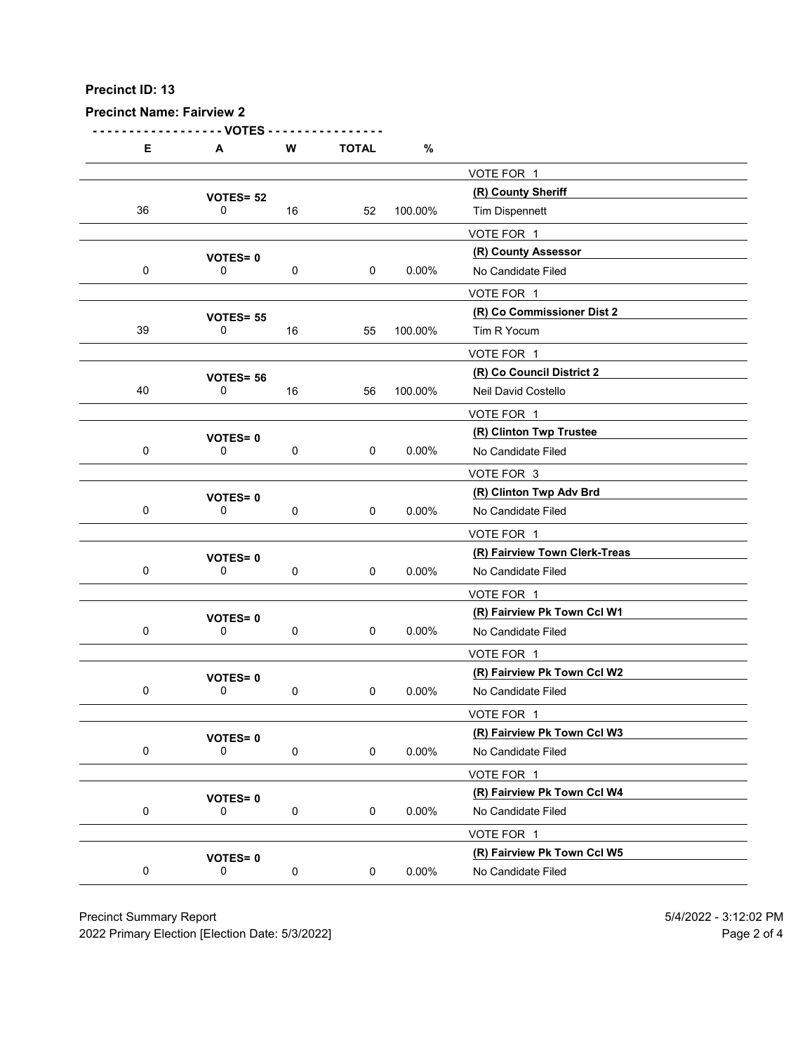**Precinct ID: 13**

**Precinct Name: Fairview 2**

| E | A | W | TOTAL | % | |
|---|---|---|---|---|---|
| | | | | | VOTE FOR 1 |
| | **VOTES= 52** | | | | **(R) County Sheriff** |
| 36 | 0 | 16 | 52 | 100.00% | Tim Dispennett |
| | | | | | VOTE FOR 1 |
| | **VOTES= 0** | | | | **(R) County Assessor** |
| 0 | 0 | 0 | 0 | 0.00% | No Candidate Filed |
| | | | | | VOTE FOR 1 |
| | **VOTES= 55** | | | | **(R) Co Commissioner Dist 2** |
| 39 | 0 | 16 | 55 | 100.00% | Tim R Yocum |
| | | | | | VOTE FOR 1 |
| | **VOTES= 56** | | | | **(R) Co Council District 2** |
| 40 | 0 | 16 | 56 | 100.00% | Neil David Costello |
| | | | | | VOTE FOR 1 |
| | **VOTES= 0** | | | | **(R) Clinton Twp Trustee** |
| 0 | 0 | 0 | 0 | 0.00% | No Candidate Filed |
| | | | | | VOTE FOR 3 |
| | **VOTES= 0** | | | | **(R) Clinton Twp Adv Brd** |
| 0 | 0 | 0 | 0 | 0.00% | No Candidate Filed |
| | | | | | VOTE FOR 1 |
| | **VOTES= 0** | | | | **(R) Fairview Town Clerk-Treas** |
| 0 | 0 | 0 | 0 | 0.00% | No Candidate Filed |
| | | | | | VOTE FOR 1 |
| | **VOTES= 0** | | | | **(R) Fairview Pk Town Ccl W1** |
| 0 | 0 | 0 | 0 | 0.00% | No Candidate Filed |
| | | | | | VOTE FOR 1 |
| | **VOTES= 0** | | | | **(R) Fairview Pk Town Ccl W2** |
| 0 | 0 | 0 | 0 | 0.00% | No Candidate Filed |
| | | | | | VOTE FOR 1 |
| | **VOTES= 0** | | | | **(R) Fairview Pk Town Ccl W3** |
| 0 | 0 | 0 | 0 | 0.00% | No Candidate Filed |
| | | | | | VOTE FOR 1 |
| | **VOTES= 0** | | | | **(R) Fairview Pk Town Ccl W4** |
| 0 | 0 | 0 | 0 | 0.00% | No Candidate Filed |
| | | | | | VOTE FOR 1 |
| | **VOTES= 0** | | | | **(R) Fairview Pk Town Ccl W5** |
| 0 | 0 | 0 | 0 | 0.00% | No Candidate Filed |

Precinct Summary Report
2022 Primary Election [Election Date: 5/3/2022]

5/4/2022 - 3:12:02 PM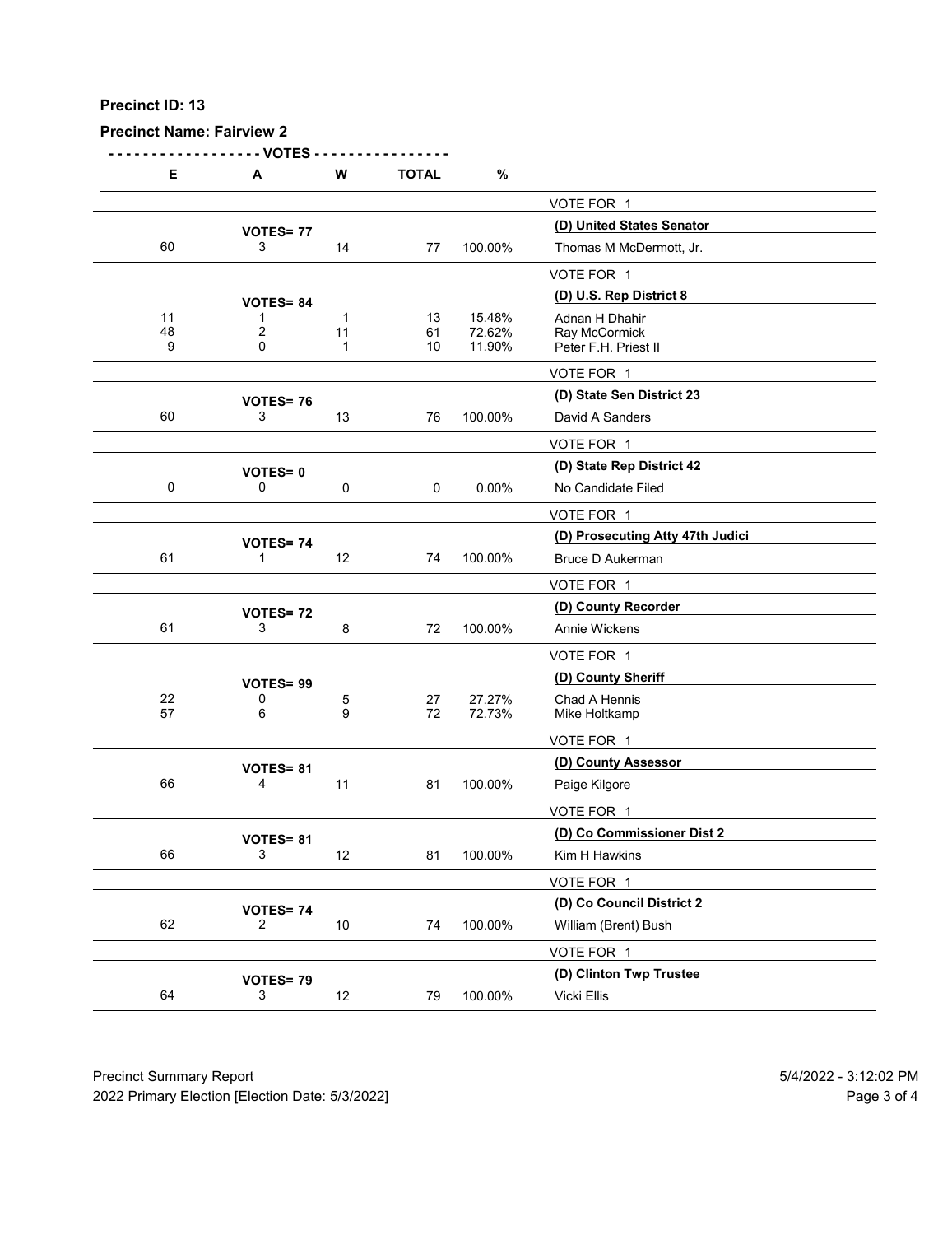**Precinct ID: 13**

**Precinct Name: Fairview 2**

| E | A | W | TOTAL | % | |
|---|---|---|---|---|---|
| | | | | | VOTE FOR 1 |
| | **VOTES= 77** | | | | **(D) United States Senator** |
| 60 | 3 | 14 | 77 | 100.00% | Thomas M McDermott, Jr. |
| | | | | | VOTE FOR 1 |
| | **VOTES= 84** | | | | **(D) U.S. Rep District 8** |
| 11 | 1 | 1 | 13 | 15.48% | Adnan H Dhahir |
| 48 | 2 | 11 | 61 | 72.62% | Ray McCormick |
| 9 | 0 | 1 | 10 | 11.90% | Peter F.H. Priest II |
| | | | | | VOTE FOR 1 |
| | **VOTES= 76** | | | | **(D) State Sen District 23** |
| 60 | 3 | 13 | 76 | 100.00% | David A Sanders |
| | | | | | VOTE FOR 1 |
| | **VOTES= 0** | | | | **(D) State Rep District 42** |
| 0 | 0 | 0 | 0 | 0.00% | No Candidate Filed |
| | | | | | VOTE FOR 1 |
| | **VOTES= 74** | | | | **(D) Prosecuting Atty 47th Judici** |
| 61 | 1 | 12 | 74 | 100.00% | Bruce D Aukerman |
| | | | | | VOTE FOR 1 |
| | **VOTES= 72** | | | | **(D) County Recorder** |
| 61 | 3 | 8 | 72 | 100.00% | Annie Wickens |
| | | | | | VOTE FOR 1 |
| | **VOTES= 99** | | | | **(D) County Sheriff** |
| 22 | 0 | 5 | 27 | 27.27% | Chad A Hennis |
| 57 | 6 | 9 | 72 | 72.73% | Mike Holtkamp |
| | | | | | VOTE FOR 1 |
| | **VOTES= 81** | | | | **(D) County Assessor** |
| 66 | 4 | 11 | 81 | 100.00% | Paige Kilgore |
| | | | | | VOTE FOR 1 |
| | **VOTES= 81** | | | | **(D) Co Commissioner Dist 2** |
| 66 | 3 | 12 | 81 | 100.00% | Kim H Hawkins |
| | | | | | VOTE FOR 1 |
| | **VOTES= 74** | | | | **(D) Co Council District 2** |
| 62 | 2 | 10 | 74 | 100.00% | William (Brent) Bush |
| | | | | | VOTE FOR 1 |
| | **VOTES= 79** | | | | **(D) Clinton Twp Trustee** |
| 64 | 3 | 12 | 79 | 100.00% | Vicki Ellis |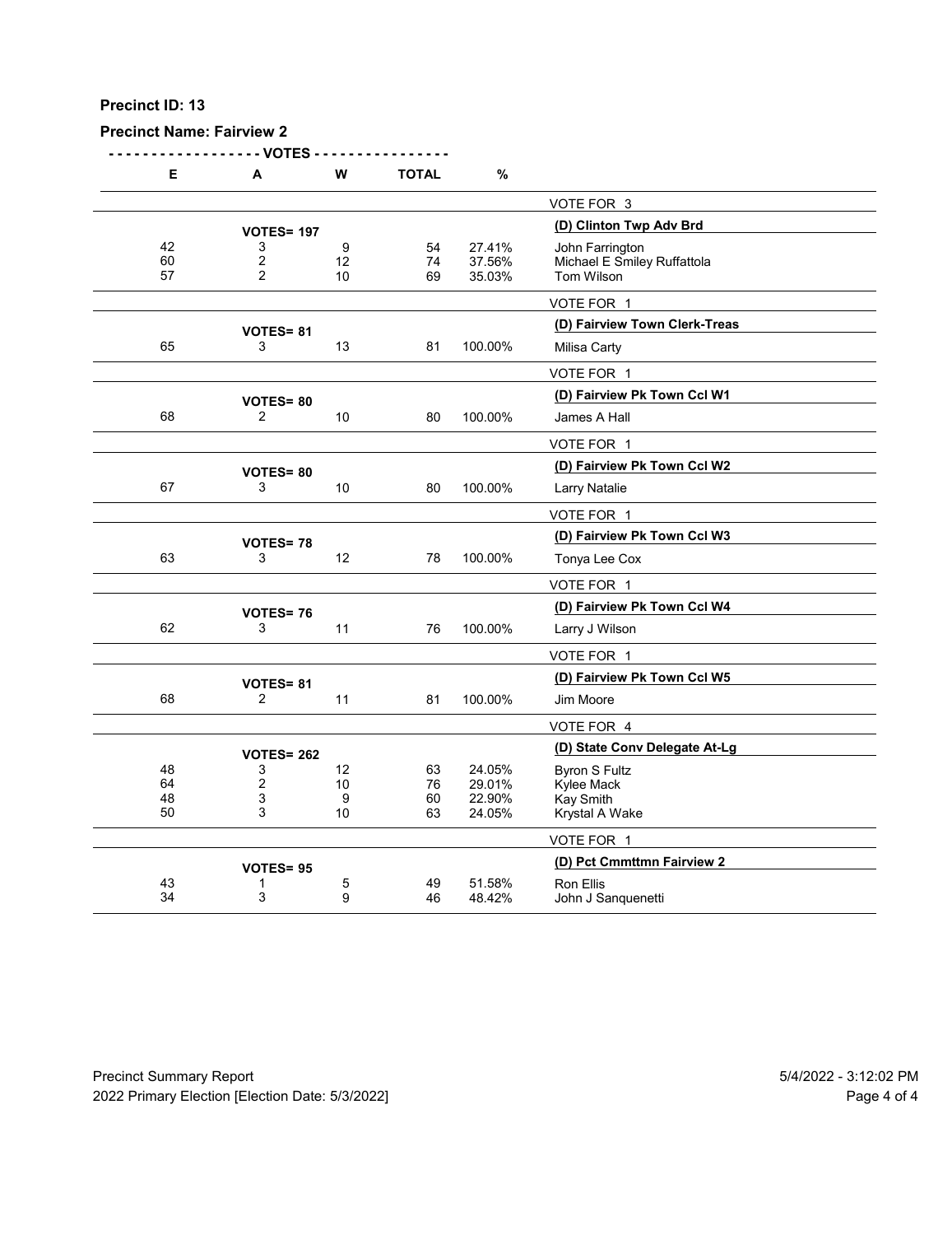**Precinct ID: 13**

**Precinct Name: Fairview 2**

| E | A | W | TOTAL | % | |
|---|---|---|---|---|---|
| | | | | | VOTE FOR 3 |
| | **VOTES= 197** | | | | **(D) Clinton Twp Adv Brd** |
| 42 | 3 | 9 | 54 | 27.41% | John Farrington |
| 60 | 2 | 12 | 74 | 37.56% | Michael E Smiley Ruffattola |
| 57 | 2 | 10 | 69 | 35.03% | Tom Wilson |
| | | | | | VOTE FOR 1 |
| | **VOTES= 81** | | | | **(D) Fairview Town Clerk-Treas** |
| 65 | 3 | 13 | 81 | 100.00% | Milisa Carty |
| | | | | | VOTE FOR 1 |
| | **VOTES= 80** | | | | **(D) Fairview Pk Town Ccl W1** |
| 68 | 2 | 10 | 80 | 100.00% | James A Hall |
| | | | | | VOTE FOR 1 |
| | **VOTES= 80** | | | | **(D) Fairview Pk Town Ccl W2** |
| 67 | 3 | 10 | 80 | 100.00% | Larry Natalie |
| | | | | | VOTE FOR 1 |
| | **VOTES= 78** | | | | **(D) Fairview Pk Town Ccl W3** |
| 63 | 3 | 12 | 78 | 100.00% | Tonya Lee Cox |
| | | | | | VOTE FOR 1 |
| | **VOTES= 76** | | | | **(D) Fairview Pk Town Ccl W4** |
| 62 | 3 | 11 | 76 | 100.00% | Larry J Wilson |
| | | | | | VOTE FOR 1 |
| | **VOTES= 81** | | | | **(D) Fairview Pk Town Ccl W5** |
| 68 | 2 | 11 | 81 | 100.00% | Jim Moore |
| | | | | | VOTE FOR 4 |
| | **VOTES= 262** | | | | **(D) State Conv Delegate At-Lg** |
| 48 | 3 | 12 | 63 | 24.05% | Byron S Fultz |
| 64 | 2 | 10 | 76 | 29.01% | Kylee Mack |
| 48 | 3 | 9 | 60 | 22.90% | Kay Smith |
| 50 | 3 | 10 | 63 | 24.05% | Krystal A Wake |
| | | | | | VOTE FOR 1 |
| | **VOTES= 95** | | | | **(D) Pct Cmmttmn Fairview 2** |
| 43 | 1 | 5 | 49 | 51.58% | Ron Ellis |
| 34 | 3 | 9 | 46 | 48.42% | John J Sanquenetti |

Precinct Summary Report  5/4/2022 - 3:12:02 PM
2022 Primary Election [Election Date: 5/3/2022]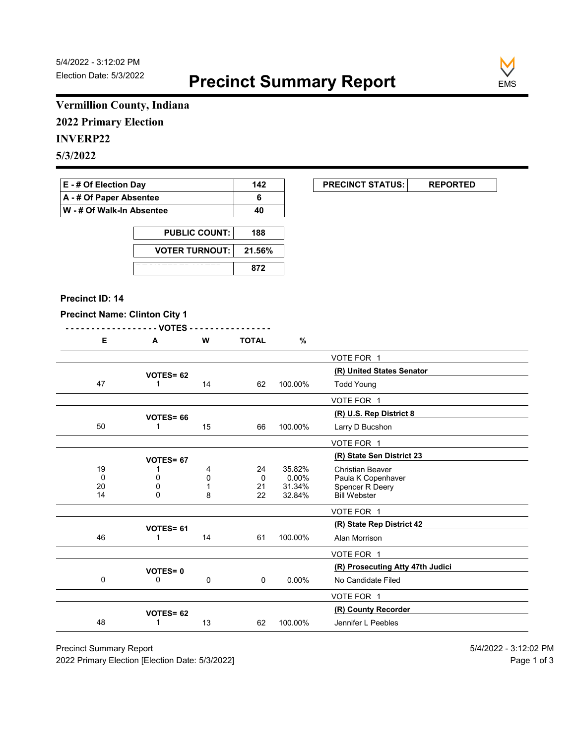5/4/2022 - 3:12:02 PM
Election Date: 5/3/2022

# Precinct Summary Report

EMS

**Vermillion County, Indiana**

**2022 Primary Election**

**INVERP22**

**5/3/2022**

| | |
|---|---|
| **E - # Of Election Day** | **142** |
| **A - # Of Paper Absentee** | **6** |
| **W - # Of Walk-In Absentee** | **40** |

| | |
|---|---|
| **PUBLIC COUNT:** | **188** |
| **VOTER TURNOUT:** | **21.56%** |
| | **872** |

| | |
|---|---|
| **PRECINCT STATUS:** | **REPORTED** |

**Precinct ID: 14**

**Precinct Name: Clinton City 1**

| E | A | W | TOTAL | % | |
|---|---|---|---|---|---|
| | | | | | VOTE FOR 1 |
| | **VOTES= 62** | | | | **(R) United States Senator** |
| 47 | 1 | 14 | 62 | 100.00% | Todd Young |
| | | | | | VOTE FOR 1 |
| | **VOTES= 66** | | | | **(R) U.S. Rep District 8** |
| 50 | 1 | 15 | 66 | 100.00% | Larry D Bucshon |
| | | | | | VOTE FOR 1 |
| | **VOTES= 67** | | | | **(R) State Sen District 23** |
| 19 | 1 | 4 | 24 | 35.82% | Christian Beaver |
| 0 | 0 | 0 | 0 | 0.00% | Paula K Copenhaver |
| 20 | 0 | 1 | 21 | 31.34% | Spencer R Deery |
| 14 | 0 | 8 | 22 | 32.84% | Bill Webster |
| | | | | | VOTE FOR 1 |
| | **VOTES= 61** | | | | **(R) State Rep District 42** |
| 46 | 1 | 14 | 61 | 100.00% | Alan Morrison |
| | | | | | VOTE FOR 1 |
| | **VOTES= 0** | | | | **(R) Prosecuting Atty 47th Judici** |
| 0 | 0 | 0 | 0 | 0.00% | No Candidate Filed |
| | | | | | VOTE FOR 1 |
| | **VOTES= 62** | | | | **(R) County Recorder** |
| 48 | 1 | 13 | 62 | 100.00% | Jennifer L Peebles |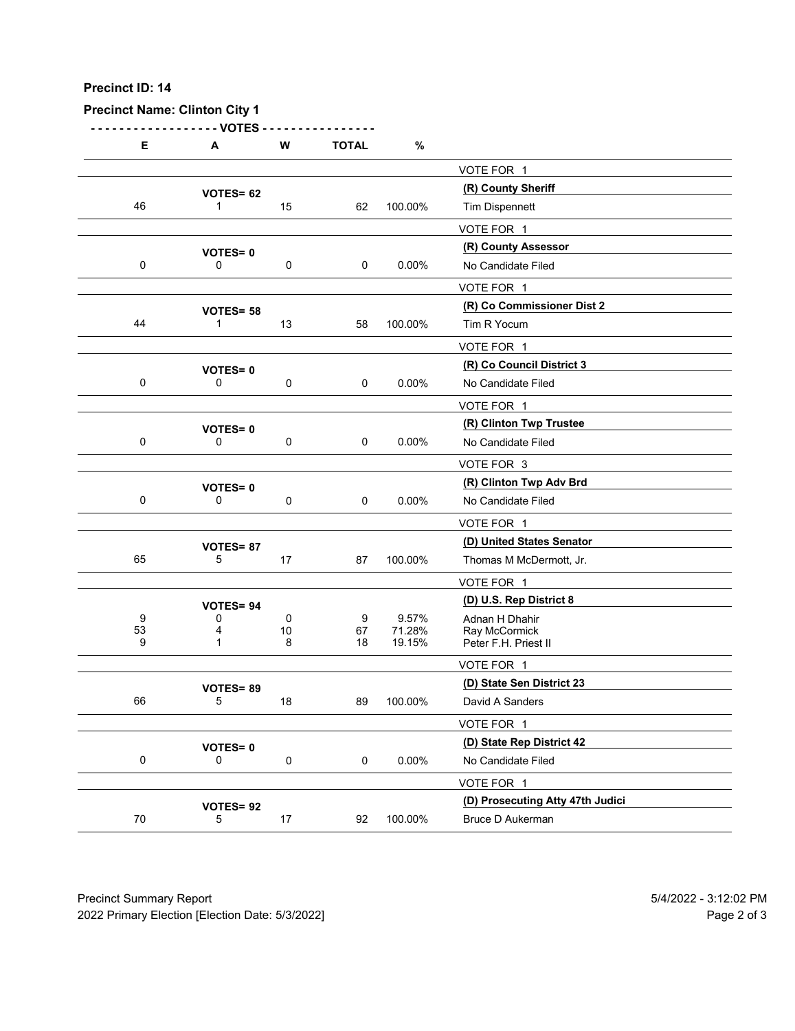**Precinct ID: 14**

**Precinct Name: Clinton City 1**

| E | A | W | TOTAL | % | |
|---|---|---|---|---|---|
| | | | | | VOTE FOR 1 |
| | **VOTES= 62** | | | | **(R) County Sheriff** |
| 46 | 1 | 15 | 62 | 100.00% | Tim Dispennett |
| | | | | | VOTE FOR 1 |
| | **VOTES= 0** | | | | **(R) County Assessor** |
| 0 | 0 | 0 | 0 | 0.00% | No Candidate Filed |
| | | | | | VOTE FOR 1 |
| | **VOTES= 58** | | | | **(R) Co Commissioner Dist 2** |
| 44 | 1 | 13 | 58 | 100.00% | Tim R Yocum |
| | | | | | VOTE FOR 1 |
| | **VOTES= 0** | | | | **(R) Co Council District 3** |
| 0 | 0 | 0 | 0 | 0.00% | No Candidate Filed |
| | | | | | VOTE FOR 1 |
| | **VOTES= 0** | | | | **(R) Clinton Twp Trustee** |
| 0 | 0 | 0 | 0 | 0.00% | No Candidate Filed |
| | | | | | VOTE FOR 3 |
| | **VOTES= 0** | | | | **(R) Clinton Twp Adv Brd** |
| 0 | 0 | 0 | 0 | 0.00% | No Candidate Filed |
| | | | | | VOTE FOR 1 |
| | **VOTES= 87** | | | | **(D) United States Senator** |
| 65 | 5 | 17 | 87 | 100.00% | Thomas M McDermott, Jr. |
| | | | | | VOTE FOR 1 |
| | **VOTES= 94** | | | | **(D) U.S. Rep District 8** |
| 9 | 0 | 0 | 9 | 9.57% | Adnan H Dhahir |
| 53 | 4 | 10 | 67 | 71.28% | Ray McCormick |
| 9 | 1 | 8 | 18 | 19.15% | Peter F.H. Priest II |
| | | | | | VOTE FOR 1 |
| | **VOTES= 89** | | | | **(D) State Sen District 23** |
| 66 | 5 | 18 | 89 | 100.00% | David A Sanders |
| | | | | | VOTE FOR 1 |
| | **VOTES= 0** | | | | **(D) State Rep District 42** |
| 0 | 0 | 0 | 0 | 0.00% | No Candidate Filed |
| | | | | | VOTE FOR 1 |
| | **VOTES= 92** | | | | **(D) Prosecuting Atty 47th Judici** |
| 70 | 5 | 17 | 92 | 100.00% | Bruce D Aukerman |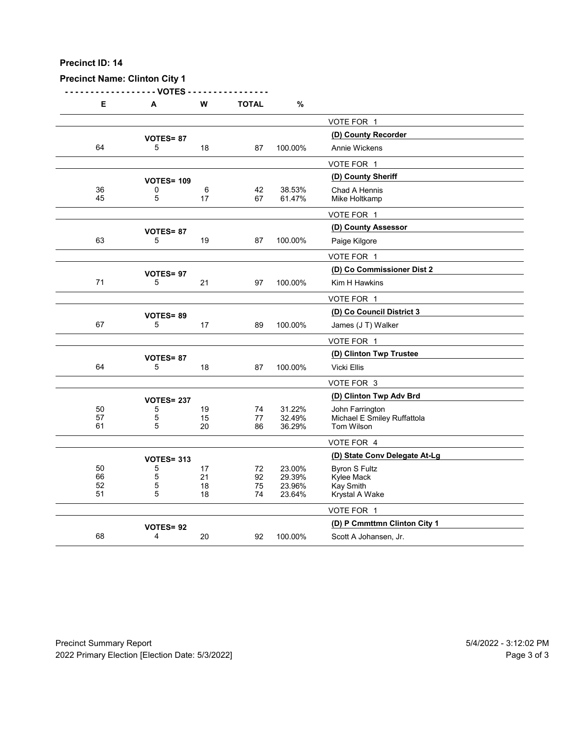**Precinct ID: 14**

**Precinct Name: Clinton City 1**

| E | A | W | TOTAL | % | |
|---|---|---|---|---|---|
| | | | | | VOTE FOR 1 |
| | **VOTES= 87** | | | | **(D) County Recorder** |
| 64 | 5 | 18 | 87 | 100.00% | Annie Wickens |
| | | | | | VOTE FOR 1 |
| | **VOTES= 109** | | | | **(D) County Sheriff** |
| 36 | 0 | 6 | 42 | 38.53% | Chad A Hennis |
| 45 | 5 | 17 | 67 | 61.47% | Mike Holtkamp |
| | | | | | VOTE FOR 1 |
| | **VOTES= 87** | | | | **(D) County Assessor** |
| 63 | 5 | 19 | 87 | 100.00% | Paige Kilgore |
| | | | | | VOTE FOR 1 |
| | **VOTES= 97** | | | | **(D) Co Commissioner Dist 2** |
| 71 | 5 | 21 | 97 | 100.00% | Kim H Hawkins |
| | | | | | VOTE FOR 1 |
| | **VOTES= 89** | | | | **(D) Co Council District 3** |
| 67 | 5 | 17 | 89 | 100.00% | James (J T) Walker |
| | | | | | VOTE FOR 1 |
| | **VOTES= 87** | | | | **(D) Clinton Twp Trustee** |
| 64 | 5 | 18 | 87 | 100.00% | Vicki Ellis |
| | | | | | VOTE FOR 3 |
| | **VOTES= 237** | | | | **(D) Clinton Twp Adv Brd** |
| 50 | 5 | 19 | 74 | 31.22% | John Farrington |
| 57 | 5 | 15 | 77 | 32.49% | Michael E Smiley Ruffattola |
| 61 | 5 | 20 | 86 | 36.29% | Tom Wilson |
| | | | | | VOTE FOR 4 |
| | **VOTES= 313** | | | | **(D) State Conv Delegate At-Lg** |
| 50 | 5 | 17 | 72 | 23.00% | Byron S Fultz |
| 66 | 5 | 21 | 92 | 29.39% | Kylee Mack |
| 52 | 5 | 18 | 75 | 23.96% | Kay Smith |
| 51 | 5 | 18 | 74 | 23.64% | Krystal A Wake |
| | | | | | VOTE FOR 1 |
| | **VOTES= 92** | | | | **(D) P Cmmttmn Clinton City 1** |
| 68 | 4 | 20 | 92 | 100.00% | Scott A Johansen, Jr. |

Precinct Summary Report — 5/4/2022 - 3:12:02 PM

2022 Primary Election [Election Date: 5/3/2022]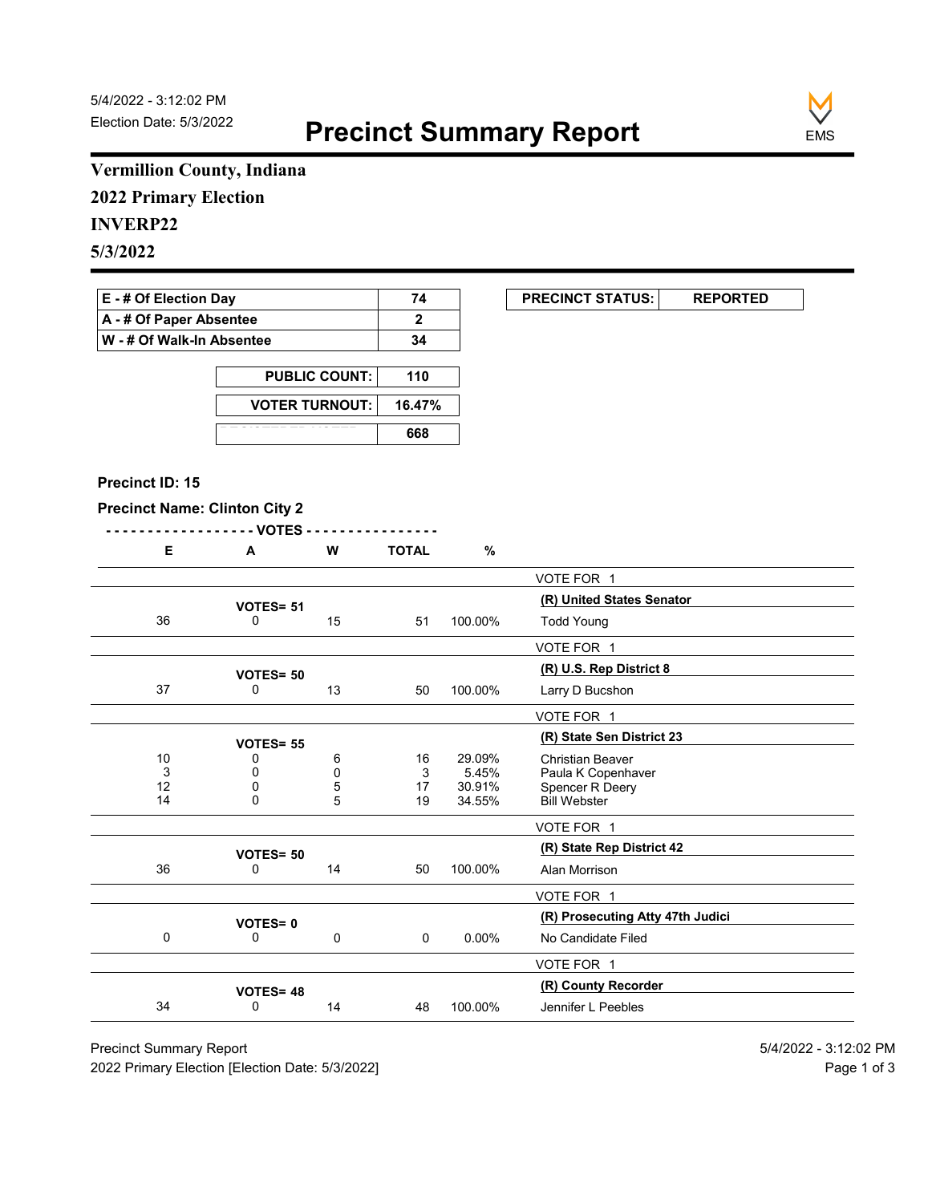5/4/2022 - 3:12:02 PM
Election Date: 5/3/2022

# Precinct Summary Report

EMS

**Vermillion County, Indiana**

**2022 Primary Election**

**INVERP22**

**5/3/2022**

| | |
|---|---|
| E - # Of Election Day | 74 |
| A - # Of Paper Absentee | 2 |
| W - # Of Walk-In Absentee | 34 |

| PRECINCT STATUS: | REPORTED |
|---|---|

| | |
|---|---|
| PUBLIC COUNT: | 110 |
| VOTER TURNOUT: | 16.47% |
| REGISTERED VOTERS | 668 |

**Precinct ID: 15**

**Precinct Name: Clinton City 2**

| E | A | W | TOTAL | % | |
|---|---|---|---|---|---|
| | | | | | VOTE FOR 1 |
| | VOTES= 51 | | | | **(R) United States Senator** |
| 36 | 0 | 15 | 51 | 100.00% | Todd Young |
| | | | | | VOTE FOR 1 |
| | VOTES= 50 | | | | **(R) U.S. Rep District 8** |
| 37 | 0 | 13 | 50 | 100.00% | Larry D Bucshon |
| | | | | | VOTE FOR 1 |
| | VOTES= 55 | | | | **(R) State Sen District 23** |
| 10 | 0 | 6 | 16 | 29.09% | Christian Beaver |
| 3 | 0 | 0 | 3 | 5.45% | Paula K Copenhaver |
| 12 | 0 | 5 | 17 | 30.91% | Spencer R Deery |
| 14 | 0 | 5 | 19 | 34.55% | Bill Webster |
| | | | | | VOTE FOR 1 |
| | VOTES= 50 | | | | **(R) State Rep District 42** |
| 36 | 0 | 14 | 50 | 100.00% | Alan Morrison |
| | | | | | VOTE FOR 1 |
| | VOTES= 0 | | | | **(R) Prosecuting Atty 47th Judici** |
| 0 | 0 | 0 | 0 | 0.00% | No Candidate Filed |
| | | | | | VOTE FOR 1 |
| | VOTES= 48 | | | | **(R) County Recorder** |
| 34 | 0 | 14 | 48 | 100.00% | Jennifer L Peebles |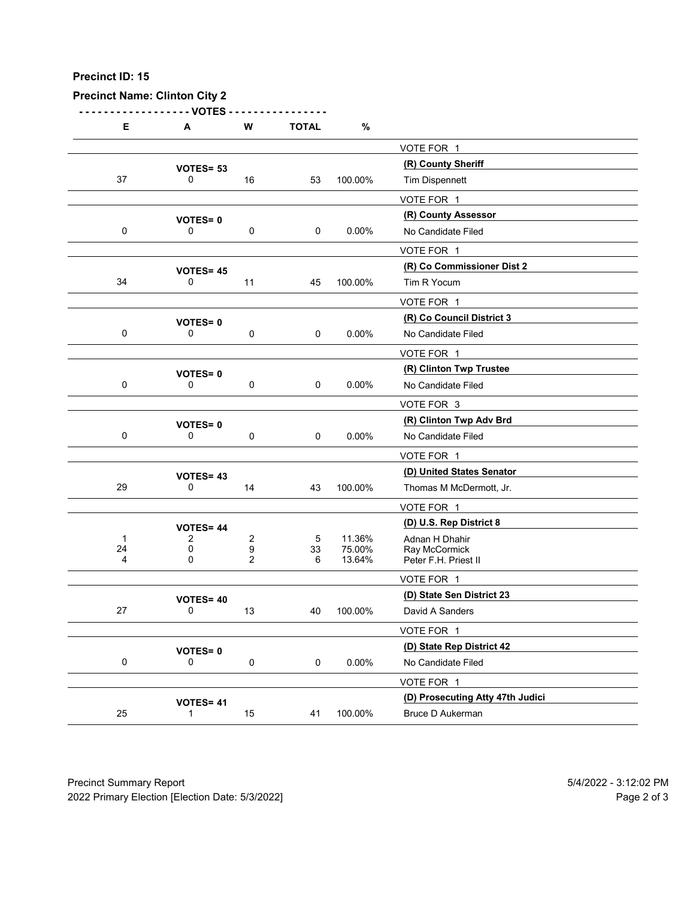**Precinct ID: 15**

**Precinct Name: Clinton City 2**

| E | A | W | TOTAL | % | |
|---|---|---|---|---|---|
| | | | | | VOTE FOR 1 |
| | **VOTES= 53** | | | | **(R) County Sheriff** |
| 37 | 0 | 16 | 53 | 100.00% | Tim Dispennett |
| | | | | | VOTE FOR 1 |
| | **VOTES= 0** | | | | **(R) County Assessor** |
| 0 | 0 | 0 | 0 | 0.00% | No Candidate Filed |
| | | | | | VOTE FOR 1 |
| | **VOTES= 45** | | | | **(R) Co Commissioner Dist 2** |
| 34 | 0 | 11 | 45 | 100.00% | Tim R Yocum |
| | | | | | VOTE FOR 1 |
| | **VOTES= 0** | | | | **(R) Co Council District 3** |
| 0 | 0 | 0 | 0 | 0.00% | No Candidate Filed |
| | | | | | VOTE FOR 1 |
| | **VOTES= 0** | | | | **(R) Clinton Twp Trustee** |
| 0 | 0 | 0 | 0 | 0.00% | No Candidate Filed |
| | | | | | VOTE FOR 3 |
| | **VOTES= 0** | | | | **(R) Clinton Twp Adv Brd** |
| 0 | 0 | 0 | 0 | 0.00% | No Candidate Filed |
| | | | | | VOTE FOR 1 |
| | **VOTES= 43** | | | | **(D) United States Senator** |
| 29 | 0 | 14 | 43 | 100.00% | Thomas M McDermott, Jr. |
| | | | | | VOTE FOR 1 |
| | **VOTES= 44** | | | | **(D) U.S. Rep District 8** |
| 1 | 2 | 2 | 5 | 11.36% | Adnan H Dhahir |
| 24 | 0 | 9 | 33 | 75.00% | Ray McCormick |
| 4 | 0 | 2 | 6 | 13.64% | Peter F.H. Priest II |
| | | | | | VOTE FOR 1 |
| | **VOTES= 40** | | | | **(D) State Sen District 23** |
| 27 | 0 | 13 | 40 | 100.00% | David A Sanders |
| | | | | | VOTE FOR 1 |
| | **VOTES= 0** | | | | **(D) State Rep District 42** |
| 0 | 0 | 0 | 0 | 0.00% | No Candidate Filed |
| | | | | | VOTE FOR 1 |
| | **VOTES= 41** | | | | **(D) Prosecuting Atty 47th Judici** |
| 25 | 1 | 15 | 41 | 100.00% | Bruce D Aukerman |

Precinct Summary Report 5/4/2022 - 3:12:02 PM
2022 Primary Election [Election Date: 5/3/2022]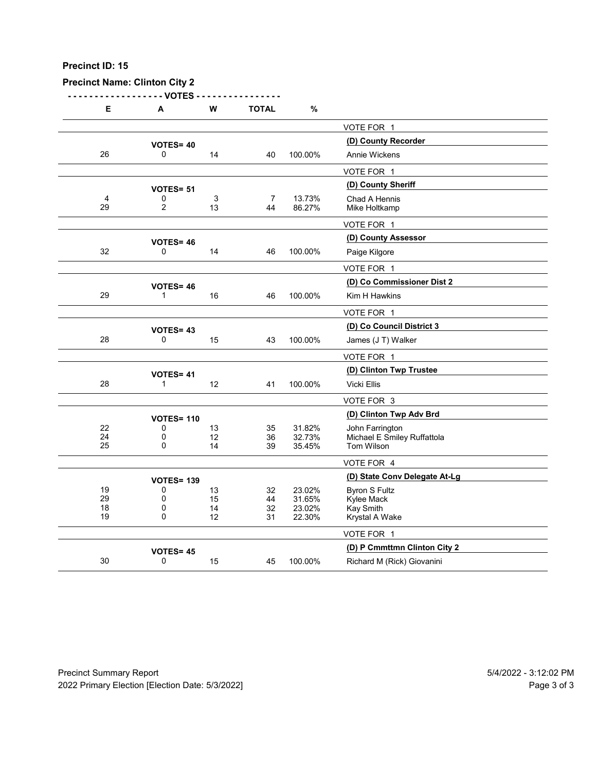**Precinct ID: 15**

**Precinct Name: Clinton City 2**

| E | A | W | TOTAL | % | |
|---|---|---|---|---|---|
| | | | | | VOTE FOR 1 |
| | **VOTES= 40** | | | | **(D) County Recorder** |
| 26 | 0 | 14 | 40 | 100.00% | Annie Wickens |
| | | | | | VOTE FOR 1 |
| | **VOTES= 51** | | | | **(D) County Sheriff** |
| 4 | 0 | 3 | 7 | 13.73% | Chad A Hennis |
| 29 | 2 | 13 | 44 | 86.27% | Mike Holtkamp |
| | | | | | VOTE FOR 1 |
| | **VOTES= 46** | | | | **(D) County Assessor** |
| 32 | 0 | 14 | 46 | 100.00% | Paige Kilgore |
| | | | | | VOTE FOR 1 |
| | **VOTES= 46** | | | | **(D) Co Commissioner Dist 2** |
| 29 | 1 | 16 | 46 | 100.00% | Kim H Hawkins |
| | | | | | VOTE FOR 1 |
| | **VOTES= 43** | | | | **(D) Co Council District 3** |
| 28 | 0 | 15 | 43 | 100.00% | James (J T) Walker |
| | | | | | VOTE FOR 1 |
| | **VOTES= 41** | | | | **(D) Clinton Twp Trustee** |
| 28 | 1 | 12 | 41 | 100.00% | Vicki Ellis |
| | | | | | VOTE FOR 3 |
| | **VOTES= 110** | | | | **(D) Clinton Twp Adv Brd** |
| 22 | 0 | 13 | 35 | 31.82% | John Farrington |
| 24 | 0 | 12 | 36 | 32.73% | Michael E Smiley Ruffattola |
| 25 | 0 | 14 | 39 | 35.45% | Tom Wilson |
| | | | | | VOTE FOR 4 |
| | **VOTES= 139** | | | | **(D) State Conv Delegate At-Lg** |
| 19 | 0 | 13 | 32 | 23.02% | Byron S Fultz |
| 29 | 0 | 15 | 44 | 31.65% | Kylee Mack |
| 18 | 0 | 14 | 32 | 23.02% | Kay Smith |
| 19 | 0 | 12 | 31 | 22.30% | Krystal A Wake |
| | | | | | VOTE FOR 1 |
| | **VOTES= 45** | | | | **(D) P Cmmttmn Clinton City 2** |
| 30 | 0 | 15 | 45 | 100.00% | Richard M (Rick) Giovanini |

Precinct Summary Report

2022 Primary Election [Election Date: 5/3/2022]

5/4/2022 - 3:12:02 PM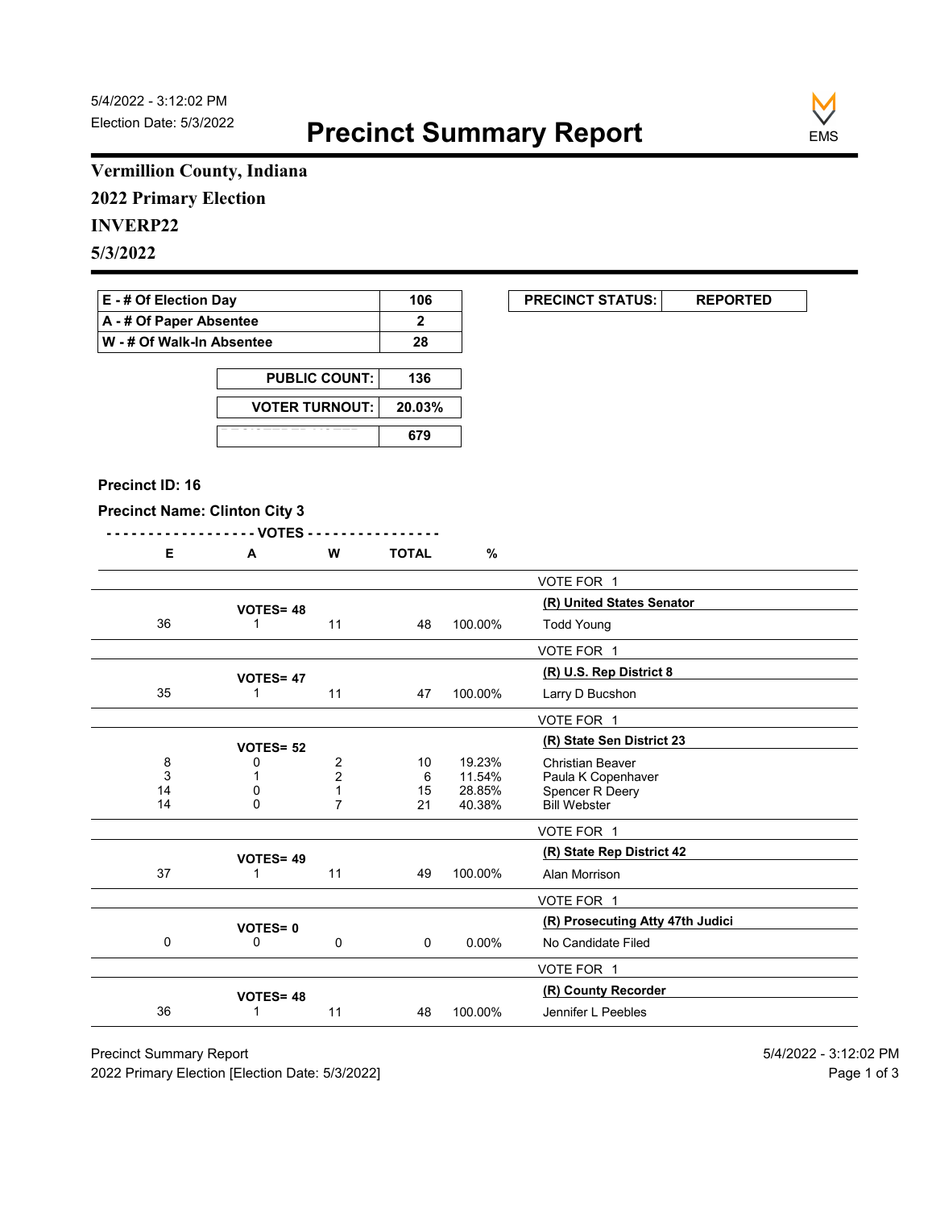5/4/2022 - 3:12:02 PM
Election Date: 5/3/2022

# Precinct Summary Report

EMS

**Vermillion County, Indiana**
**2022 Primary Election**
**INVERP22**
**5/3/2022**

| | |
|---|---|
| E - # Of Election Day | 106 |
| A - # Of Paper Absentee | 2 |
| W - # Of Walk-In Absentee | 28 |

| PRECINCT STATUS: | REPORTED |
|---|---|

| | |
|---|---|
| PUBLIC COUNT: | 136 |
| VOTER TURNOUT: | 20.03% |
| REGISTERED VOTERS | 679 |

**Precinct ID: 16**

**Precinct Name: Clinton City 3**

| E | A | W | TOTAL | % | |
|---|---|---|---|---|---|
| | | | | | VOTE FOR 1 |
| | VOTES= 48 | | | | **(R) United States Senator** |
| 36 | 1 | 11 | 48 | 100.00% | Todd Young |
| | | | | | VOTE FOR 1 |
| | VOTES= 47 | | | | **(R) U.S. Rep District 8** |
| 35 | 1 | 11 | 47 | 100.00% | Larry D Bucshon |
| | | | | | VOTE FOR 1 |
| | VOTES= 52 | | | | **(R) State Sen District 23** |
| 8 | 0 | 2 | 10 | 19.23% | Christian Beaver |
| 3 | 1 | 2 | 6 | 11.54% | Paula K Copenhaver |
| 14 | 0 | 1 | 15 | 28.85% | Spencer R Deery |
| 14 | 0 | 7 | 21 | 40.38% | Bill Webster |
| | | | | | VOTE FOR 1 |
| | VOTES= 49 | | | | **(R) State Rep District 42** |
| 37 | 1 | 11 | 49 | 100.00% | Alan Morrison |
| | | | | | VOTE FOR 1 |
| | VOTES= 0 | | | | **(R) Prosecuting Atty 47th Judici** |
| 0 | 0 | 0 | 0 | 0.00% | No Candidate Filed |
| | | | | | VOTE FOR 1 |
| | VOTES= 48 | | | | **(R) County Recorder** |
| 36 | 1 | 11 | 48 | 100.00% | Jennifer L Peebles |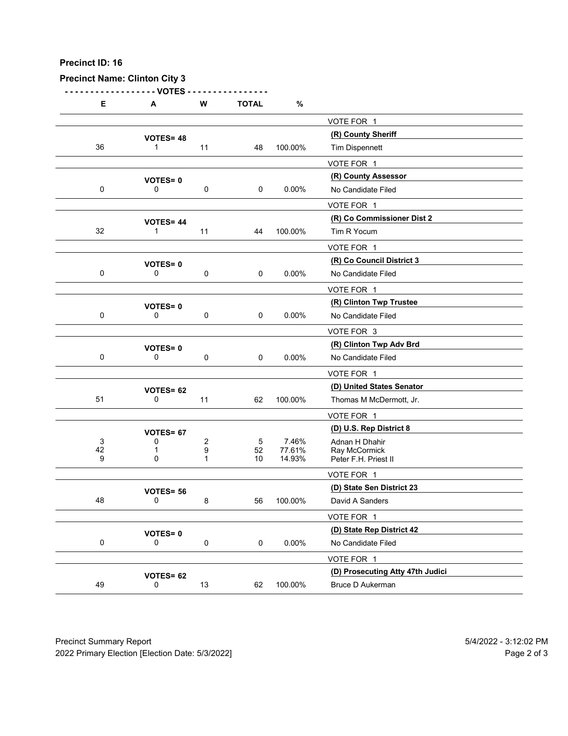**Precinct ID: 16**

**Precinct Name: Clinton City 3**

| E | A | W | TOTAL | % | |
|---|---|---|---|---|---|
| | | | | | VOTE FOR 1 |
| | **VOTES= 48** | | | | **(R) County Sheriff** |
| 36 | 1 | 11 | 48 | 100.00% | Tim Dispennett |
| | | | | | VOTE FOR 1 |
| | **VOTES= 0** | | | | **(R) County Assessor** |
| 0 | 0 | 0 | 0 | 0.00% | No Candidate Filed |
| | | | | | VOTE FOR 1 |
| | **VOTES= 44** | | | | **(R) Co Commissioner Dist 2** |
| 32 | 1 | 11 | 44 | 100.00% | Tim R Yocum |
| | | | | | VOTE FOR 1 |
| | **VOTES= 0** | | | | **(R) Co Council District 3** |
| 0 | 0 | 0 | 0 | 0.00% | No Candidate Filed |
| | | | | | VOTE FOR 1 |
| | **VOTES= 0** | | | | **(R) Clinton Twp Trustee** |
| 0 | 0 | 0 | 0 | 0.00% | No Candidate Filed |
| | | | | | VOTE FOR 3 |
| | **VOTES= 0** | | | | **(R) Clinton Twp Adv Brd** |
| 0 | 0 | 0 | 0 | 0.00% | No Candidate Filed |
| | | | | | VOTE FOR 1 |
| | **VOTES= 62** | | | | **(D) United States Senator** |
| 51 | 0 | 11 | 62 | 100.00% | Thomas M McDermott, Jr. |
| | | | | | VOTE FOR 1 |
| | **VOTES= 67** | | | | **(D) U.S. Rep District 8** |
| 3 | 0 | 2 | 5 | 7.46% | Adnan H Dhahir |
| 42 | 1 | 9 | 52 | 77.61% | Ray McCormick |
| 9 | 0 | 1 | 10 | 14.93% | Peter F.H. Priest II |
| | | | | | VOTE FOR 1 |
| | **VOTES= 56** | | | | **(D) State Sen District 23** |
| 48 | 0 | 8 | 56 | 100.00% | David A Sanders |
| | | | | | VOTE FOR 1 |
| | **VOTES= 0** | | | | **(D) State Rep District 42** |
| 0 | 0 | 0 | 0 | 0.00% | No Candidate Filed |
| | | | | | VOTE FOR 1 |
| | **VOTES= 62** | | | | **(D) Prosecuting Atty 47th Judici** |
| 49 | 0 | 13 | 62 | 100.00% | Bruce D Aukerman |

Precinct Summary Report
2022 Primary Election [Election Date: 5/3/2022]
5/4/2022 - 3:12:02 PM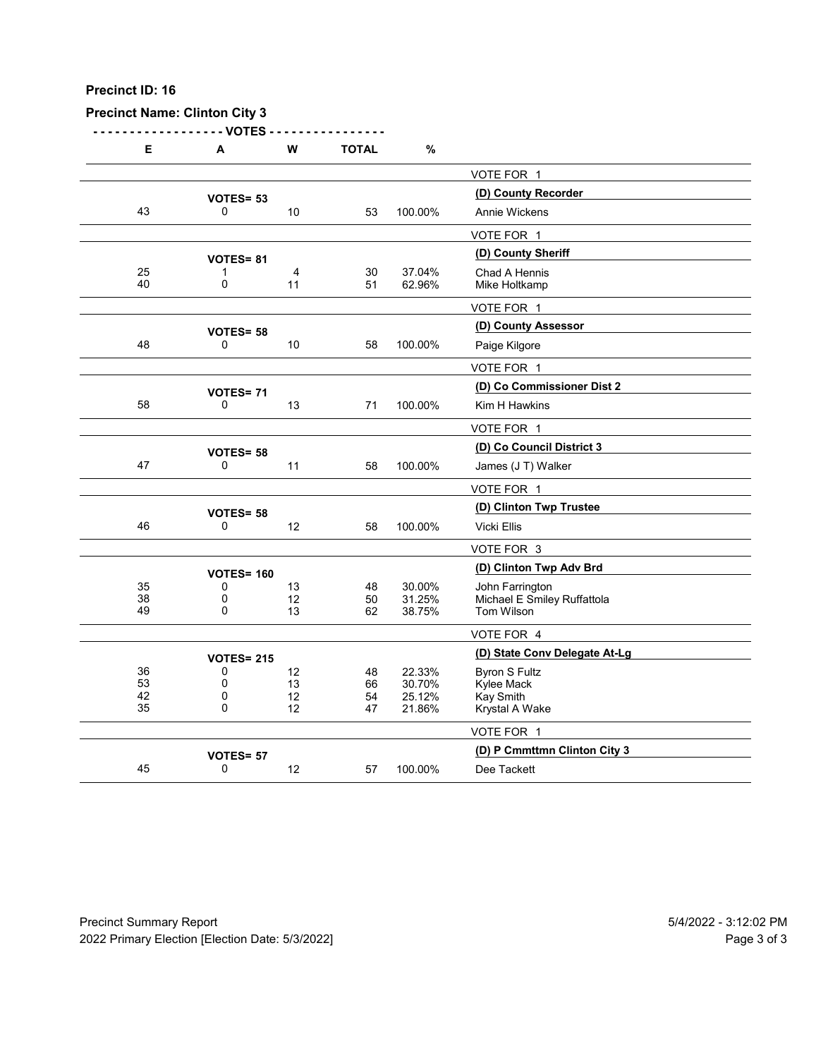**Precinct ID: 16**

**Precinct Name: Clinton City 3**

| E | A | W | TOTAL | % | |
|---|---|---|---|---|---|
| | | | | | VOTE FOR 1 |
| | **VOTES= 53** | | | | **(D) County Recorder** |
| 43 | 0 | 10 | 53 | 100.00% | Annie Wickens |
| | | | | | VOTE FOR 1 |
| | **VOTES= 81** | | | | **(D) County Sheriff** |
| 25 | 1 | 4 | 30 | 37.04% | Chad A Hennis |
| 40 | 0 | 11 | 51 | 62.96% | Mike Holtkamp |
| | | | | | VOTE FOR 1 |
| | **VOTES= 58** | | | | **(D) County Assessor** |
| 48 | 0 | 10 | 58 | 100.00% | Paige Kilgore |
| | | | | | VOTE FOR 1 |
| | **VOTES= 71** | | | | **(D) Co Commissioner Dist 2** |
| 58 | 0 | 13 | 71 | 100.00% | Kim H Hawkins |
| | | | | | VOTE FOR 1 |
| | **VOTES= 58** | | | | **(D) Co Council District 3** |
| 47 | 0 | 11 | 58 | 100.00% | James (J T) Walker |
| | | | | | VOTE FOR 1 |
| | **VOTES= 58** | | | | **(D) Clinton Twp Trustee** |
| 46 | 0 | 12 | 58 | 100.00% | Vicki Ellis |
| | | | | | VOTE FOR 3 |
| | **VOTES= 160** | | | | **(D) Clinton Twp Adv Brd** |
| 35 | 0 | 13 | 48 | 30.00% | John Farrington |
| 38 | 0 | 12 | 50 | 31.25% | Michael E Smiley Ruffattola |
| 49 | 0 | 13 | 62 | 38.75% | Tom Wilson |
| | | | | | VOTE FOR 4 |
| | **VOTES= 215** | | | | **(D) State Conv Delegate At-Lg** |
| 36 | 0 | 12 | 48 | 22.33% | Byron S Fultz |
| 53 | 0 | 13 | 66 | 30.70% | Kylee Mack |
| 42 | 0 | 12 | 54 | 25.12% | Kay Smith |
| 35 | 0 | 12 | 47 | 21.86% | Krystal A Wake |
| | | | | | VOTE FOR 1 |
| | **VOTES= 57** | | | | **(D) P Cmmttmn Clinton City 3** |
| 45 | 0 | 12 | 57 | 100.00% | Dee Tackett |

Precinct Summary Report — 5/4/2022 - 3:12:02 PM

2022 Primary Election [Election Date: 5/3/2022]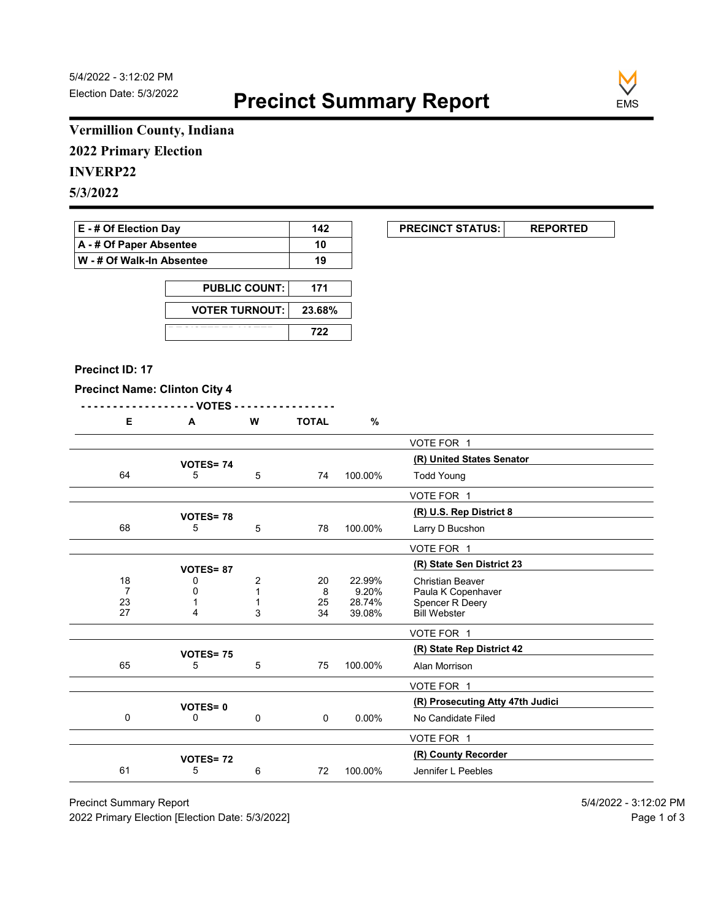5/4/2022 - 3:12:02 PM
Election Date: 5/3/2022

# Precinct Summary Report

EMS

**Vermillion County, Indiana**

**2022 Primary Election**

**INVERP22**

**5/3/2022**

| | |
|---|---|
| E - # Of Election Day | 142 |
| A - # Of Paper Absentee | 10 |
| W - # Of Walk-In Absentee | 19 |

| PRECINCT STATUS: | REPORTED |
|---|---|

| | |
|---|---|
| PUBLIC COUNT: | 171 |
| VOTER TURNOUT: | 23.68% |
| REGISTERED VOTERS | 722 |

**Precinct ID: 17**

**Precinct Name: Clinton City 4**

| E | A | W | TOTAL | % | |
|---|---|---|---|---|---|
| | | | | | VOTE FOR 1 |
| | VOTES= 74 | | | | **(R) United States Senator** |
| 64 | 5 | 5 | 74 | 100.00% | Todd Young |
| | | | | | VOTE FOR 1 |
| | VOTES= 78 | | | | **(R) U.S. Rep District 8** |
| 68 | 5 | 5 | 78 | 100.00% | Larry D Bucshon |
| | | | | | VOTE FOR 1 |
| | VOTES= 87 | | | | **(R) State Sen District 23** |
| 18 | 0 | 2 | 20 | 22.99% | Christian Beaver |
| 7 | 0 | 1 | 8 | 9.20% | Paula K Copenhaver |
| 23 | 1 | 1 | 25 | 28.74% | Spencer R Deery |
| 27 | 4 | 3 | 34 | 39.08% | Bill Webster |
| | | | | | VOTE FOR 1 |
| | VOTES= 75 | | | | **(R) State Rep District 42** |
| 65 | 5 | 5 | 75 | 100.00% | Alan Morrison |
| | | | | | VOTE FOR 1 |
| | VOTES= 0 | | | | **(R) Prosecuting Atty 47th Judici** |
| 0 | 0 | 0 | 0 | 0.00% | No Candidate Filed |
| | | | | | VOTE FOR 1 |
| | VOTES= 72 | | | | **(R) County Recorder** |
| 61 | 5 | 6 | 72 | 100.00% | Jennifer L Peebles |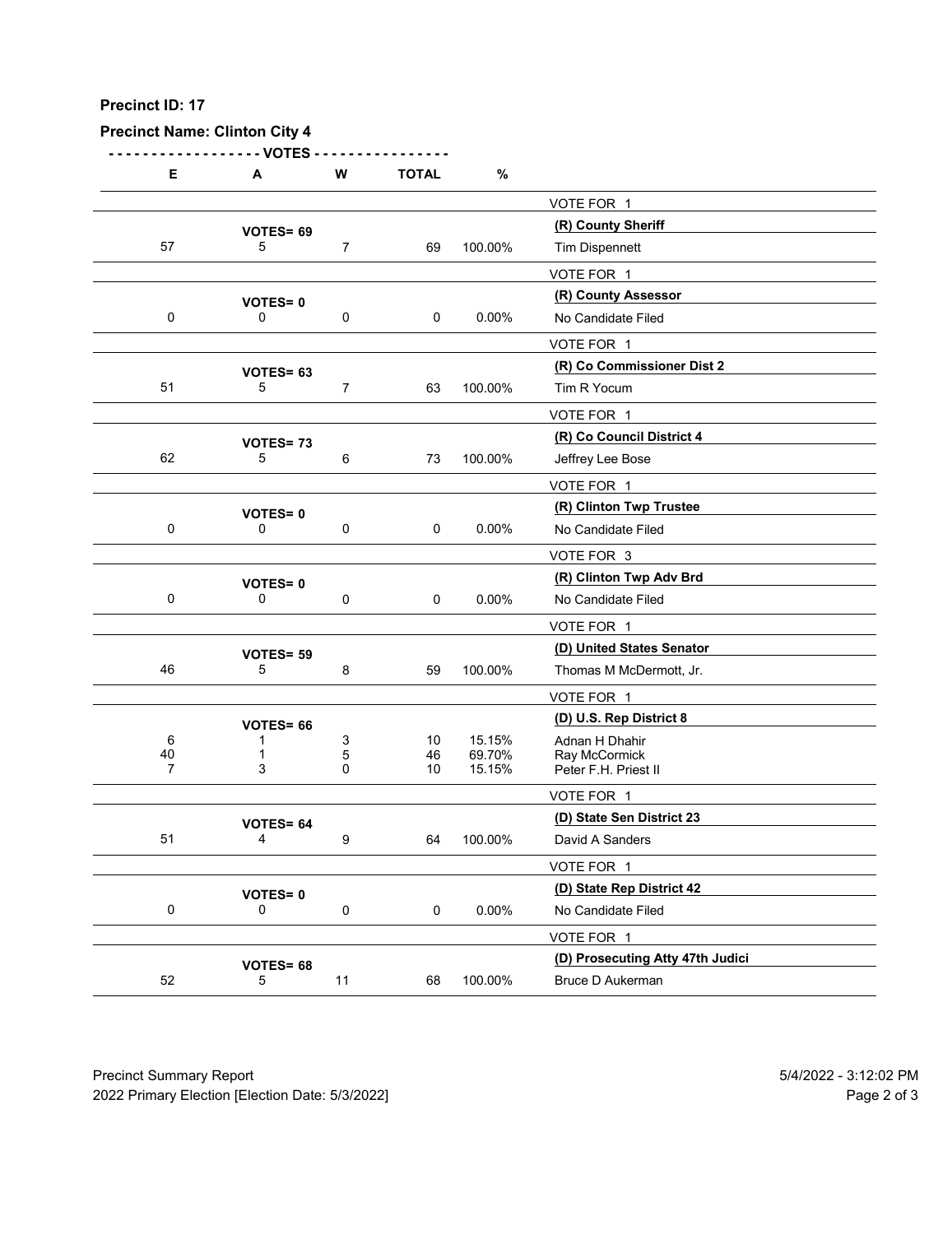**Precinct ID: 17**

**Precinct Name: Clinton City 4**

| E | A | W | TOTAL | % | |
|---|---|---|---|---|---|
| | | | | | VOTE FOR 1 |
| | VOTES= 69 | | | | **(R) County Sheriff** |
| 57 | 5 | 7 | 69 | 100.00% | Tim Dispennett |
| | | | | | VOTE FOR 1 |
| | VOTES= 0 | | | | **(R) County Assessor** |
| 0 | 0 | 0 | 0 | 0.00% | No Candidate Filed |
| | | | | | VOTE FOR 1 |
| | VOTES= 63 | | | | **(R) Co Commissioner Dist 2** |
| 51 | 5 | 7 | 63 | 100.00% | Tim R Yocum |
| | | | | | VOTE FOR 1 |
| | VOTES= 73 | | | | **(R) Co Council District 4** |
| 62 | 5 | 6 | 73 | 100.00% | Jeffrey Lee Bose |
| | | | | | VOTE FOR 1 |
| | VOTES= 0 | | | | **(R) Clinton Twp Trustee** |
| 0 | 0 | 0 | 0 | 0.00% | No Candidate Filed |
| | | | | | VOTE FOR 3 |
| | VOTES= 0 | | | | **(R) Clinton Twp Adv Brd** |
| 0 | 0 | 0 | 0 | 0.00% | No Candidate Filed |
| | | | | | VOTE FOR 1 |
| | VOTES= 59 | | | | **(D) United States Senator** |
| 46 | 5 | 8 | 59 | 100.00% | Thomas M McDermott, Jr. |
| | | | | | VOTE FOR 1 |
| | VOTES= 66 | | | | **(D) U.S. Rep District 8** |
| 6 | 1 | 3 | 10 | 15.15% | Adnan H Dhahir |
| 40 | 1 | 5 | 46 | 69.70% | Ray McCormick |
| 7 | 3 | 0 | 10 | 15.15% | Peter F.H. Priest II |
| | | | | | VOTE FOR 1 |
| | VOTES= 64 | | | | **(D) State Sen District 23** |
| 51 | 4 | 9 | 64 | 100.00% | David A Sanders |
| | | | | | VOTE FOR 1 |
| | VOTES= 0 | | | | **(D) State Rep District 42** |
| 0 | 0 | 0 | 0 | 0.00% | No Candidate Filed |
| | | | | | VOTE FOR 1 |
| | VOTES= 68 | | | | **(D) Prosecuting Atty 47th Judici** |
| 52 | 5 | 11 | 68 | 100.00% | Bruce D Aukerman |

Precinct Summary Report 5/4/2022 - 3:12:02 PM
2022 Primary Election [Election Date: 5/3/2022]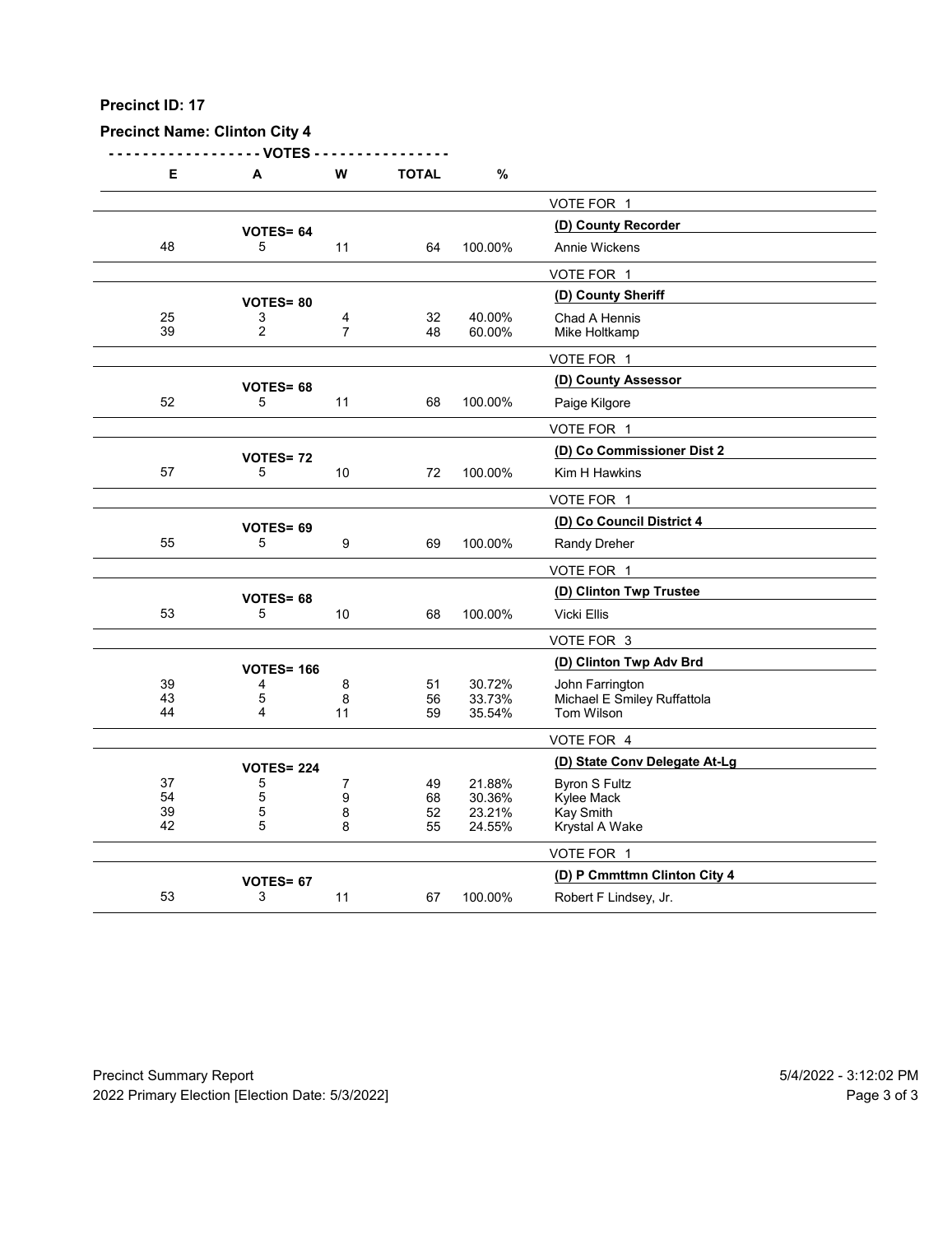**Precinct ID: 17**

**Precinct Name: Clinton City 4**

| E | A | W | TOTAL | % | |
|---|---|---|---|---|---|
| | | | | | VOTE FOR 1 |
| | **VOTES= 64** | | | | **(D) County Recorder** |
| 48 | 5 | 11 | 64 | 100.00% | Annie Wickens |
| | | | | | VOTE FOR 1 |
| | **VOTES= 80** | | | | **(D) County Sheriff** |
| 25 | 3 | 4 | 32 | 40.00% | Chad A Hennis |
| 39 | 2 | 7 | 48 | 60.00% | Mike Holtkamp |
| | | | | | VOTE FOR 1 |
| | **VOTES= 68** | | | | **(D) County Assessor** |
| 52 | 5 | 11 | 68 | 100.00% | Paige Kilgore |
| | | | | | VOTE FOR 1 |
| | **VOTES= 72** | | | | **(D) Co Commissioner Dist 2** |
| 57 | 5 | 10 | 72 | 100.00% | Kim H Hawkins |
| | | | | | VOTE FOR 1 |
| | **VOTES= 69** | | | | **(D) Co Council District 4** |
| 55 | 5 | 9 | 69 | 100.00% | Randy Dreher |
| | | | | | VOTE FOR 1 |
| | **VOTES= 68** | | | | **(D) Clinton Twp Trustee** |
| 53 | 5 | 10 | 68 | 100.00% | Vicki Ellis |
| | | | | | VOTE FOR 3 |
| | **VOTES= 166** | | | | **(D) Clinton Twp Adv Brd** |
| 39 | 4 | 8 | 51 | 30.72% | John Farrington |
| 43 | 5 | 8 | 56 | 33.73% | Michael E Smiley Ruffattola |
| 44 | 4 | 11 | 59 | 35.54% | Tom Wilson |
| | | | | | VOTE FOR 4 |
| | **VOTES= 224** | | | | **(D) State Conv Delegate At-Lg** |
| 37 | 5 | 7 | 49 | 21.88% | Byron S Fultz |
| 54 | 5 | 9 | 68 | 30.36% | Kylee Mack |
| 39 | 5 | 8 | 52 | 23.21% | Kay Smith |
| 42 | 5 | 8 | 55 | 24.55% | Krystal A Wake |
| | | | | | VOTE FOR 1 |
| | **VOTES= 67** | | | | **(D) P Cmmttmn Clinton City 4** |
| 53 | 3 | 11 | 67 | 100.00% | Robert F Lindsey, Jr. |

Precinct Summary Report
2022 Primary Election [Election Date: 5/3/2022]

5/4/2022 - 3:12:02 PM